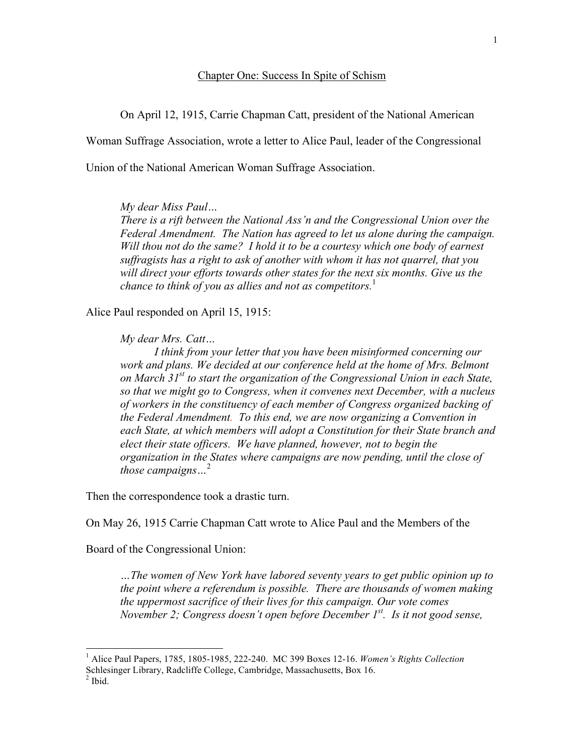## Chapter One: Success In Spite of Schism

On April 12, 1915, Carrie Chapman Catt, president of the National American Woman Suffrage Association, wrote a letter to Alice Paul, leader of the Congressional Union of the National American Woman Suffrage Association.

> *My dear Miss Paul…*
> *There is a rift between the National Ass'n and the Congressional Union over the Federal Amendment. The Nation has agreed to let us alone during the campaign. Will thou not do the same? I hold it to be a courtesy which one body of earnest suffragists has a right to ask of another with whom it has not quarrel, that you will direct your efforts towards other states for the next six months. Give us the chance to think of you as allies and not as competitors.*[1]

Alice Paul responded on April 15, 1915:

> *My dear Mrs. Catt…*
> *I think from your letter that you have been misinformed concerning our work and plans. We decided at our conference held at the home of Mrs. Belmont on March 31st to start the organization of the Congressional Union in each State, so that we might go to Congress, when it convenes next December, with a nucleus of workers in the constituency of each member of Congress organized backing of the Federal Amendment. To this end, we are now organizing a Convention in each State, at which members will adopt a Constitution for their State branch and elect their state officers. We have planned, however, not to begin the organization in the States where campaigns are now pending, until the close of those campaigns…*[2]

Then the correspondence took a drastic turn.

On May 26, 1915 Carrie Chapman Catt wrote to Alice Paul and the Members of the Board of the Congressional Union:

> *…The women of New York have labored seventy years to get public opinion up to the point where a referendum is possible. There are thousands of women making the uppermost sacrifice of their lives for this campaign. Our vote comes November 2; Congress doesn't open before December 1st. Is it not good sense,*

[1] Alice Paul Papers, 1785, 1805-1985, 222-240. MC 399 Boxes 12-16. *Women's Rights Collection* Schlesinger Library, Radcliffe College, Cambridge, Massachusetts, Box 16.

[2] Ibid.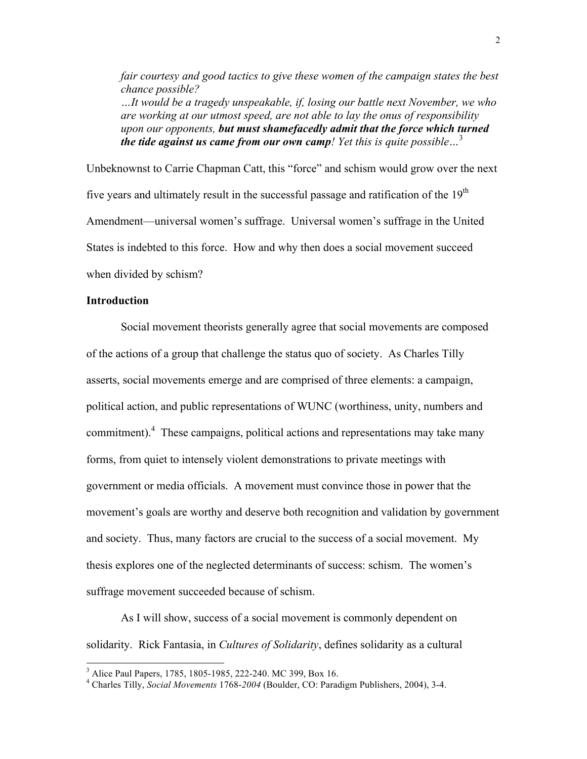*fair courtesy and good tactics to give these women of the campaign states the best chance possible?*

*…It would be a tragedy unspeakable, if, losing our battle next November, we who are working at our utmost speed, are not able to lay the onus of responsibility upon our opponents,* ***but must shamefacedly admit that the force which turned the tide against us came from our own camp****! Yet this is quite possible…*[3]

Unbeknownst to Carrie Chapman Catt, this "force" and schism would grow over the next five years and ultimately result in the successful passage and ratification of the 19th Amendment—universal women's suffrage. Universal women's suffrage in the United States is indebted to this force. How and why then does a social movement succeed when divided by schism?

## Introduction

Social movement theorists generally agree that social movements are composed of the actions of a group that challenge the status quo of society. As Charles Tilly asserts, social movements emerge and are comprised of three elements: a campaign, political action, and public representations of WUNC (worthiness, unity, numbers and commitment).[4] These campaigns, political actions and representations may take many forms, from quiet to intensely violent demonstrations to private meetings with government or media officials. A movement must convince those in power that the movement's goals are worthy and deserve both recognition and validation by government and society. Thus, many factors are crucial to the success of a social movement. My thesis explores one of the neglected determinants of success: schism. The women's suffrage movement succeeded because of schism.

As I will show, success of a social movement is commonly dependent on solidarity. Rick Fantasia, in *Cultures of Solidarity*, defines solidarity as a cultural

---

[3] Alice Paul Papers, 1785, 1805-1985, 222-240. MC 399, Box 16.

[4] Charles Tilly, *Social Movements* 1768-*2004* (Boulder, CO: Paradigm Publishers, 2004), 3-4.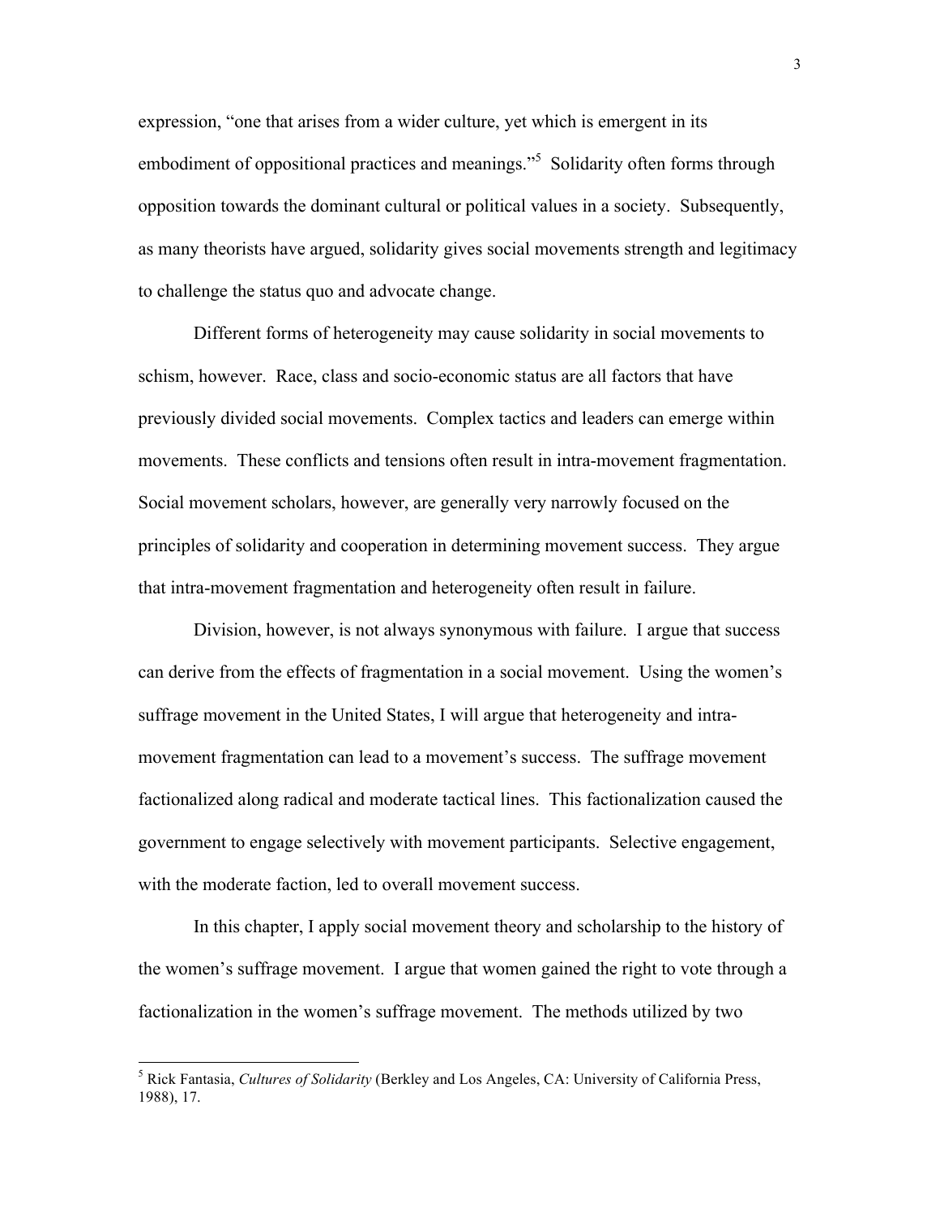expression, "one that arises from a wider culture, yet which is emergent in its embodiment of oppositional practices and meanings."[5] Solidarity often forms through opposition towards the dominant cultural or political values in a society. Subsequently, as many theorists have argued, solidarity gives social movements strength and legitimacy to challenge the status quo and advocate change.

Different forms of heterogeneity may cause solidarity in social movements to schism, however. Race, class and socio-economic status are all factors that have previously divided social movements. Complex tactics and leaders can emerge within movements. These conflicts and tensions often result in intra-movement fragmentation. Social movement scholars, however, are generally very narrowly focused on the principles of solidarity and cooperation in determining movement success. They argue that intra-movement fragmentation and heterogeneity often result in failure.

Division, however, is not always synonymous with failure. I argue that success can derive from the effects of fragmentation in a social movement. Using the women's suffrage movement in the United States, I will argue that heterogeneity and intra-movement fragmentation can lead to a movement's success. The suffrage movement factionalized along radical and moderate tactical lines. This factionalization caused the government to engage selectively with movement participants. Selective engagement, with the moderate faction, led to overall movement success.

In this chapter, I apply social movement theory and scholarship to the history of the women's suffrage movement. I argue that women gained the right to vote through a factionalization in the women's suffrage movement. The methods utilized by two

---

[5] Rick Fantasia, *Cultures of Solidarity* (Berkley and Los Angeles, CA: University of California Press, 1988), 17.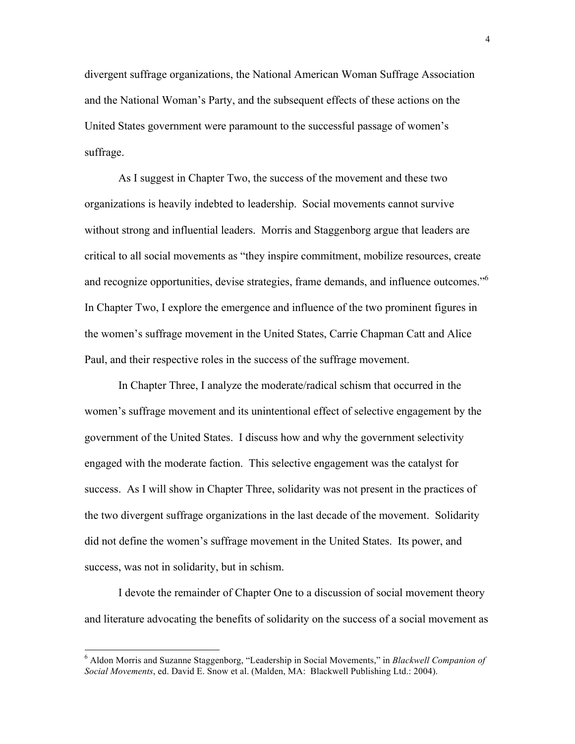divergent suffrage organizations, the National American Woman Suffrage Association and the National Woman's Party, and the subsequent effects of these actions on the United States government were paramount to the successful passage of women's suffrage.

As I suggest in Chapter Two, the success of the movement and these two organizations is heavily indebted to leadership. Social movements cannot survive without strong and influential leaders. Morris and Staggenborg argue that leaders are critical to all social movements as "they inspire commitment, mobilize resources, create and recognize opportunities, devise strategies, frame demands, and influence outcomes."[6] In Chapter Two, I explore the emergence and influence of the two prominent figures in the women's suffrage movement in the United States, Carrie Chapman Catt and Alice Paul, and their respective roles in the success of the suffrage movement.

In Chapter Three, I analyze the moderate/radical schism that occurred in the women's suffrage movement and its unintentional effect of selective engagement by the government of the United States. I discuss how and why the government selectivity engaged with the moderate faction. This selective engagement was the catalyst for success. As I will show in Chapter Three, solidarity was not present in the practices of the two divergent suffrage organizations in the last decade of the movement. Solidarity did not define the women's suffrage movement in the United States. Its power, and success, was not in solidarity, but in schism.

I devote the remainder of Chapter One to a discussion of social movement theory and literature advocating the benefits of solidarity on the success of a social movement as

[6] Aldon Morris and Suzanne Staggenborg, "Leadership in Social Movements," in *Blackwell Companion of Social Movements*, ed. David E. Snow et al. (Malden, MA: Blackwell Publishing Ltd.: 2004).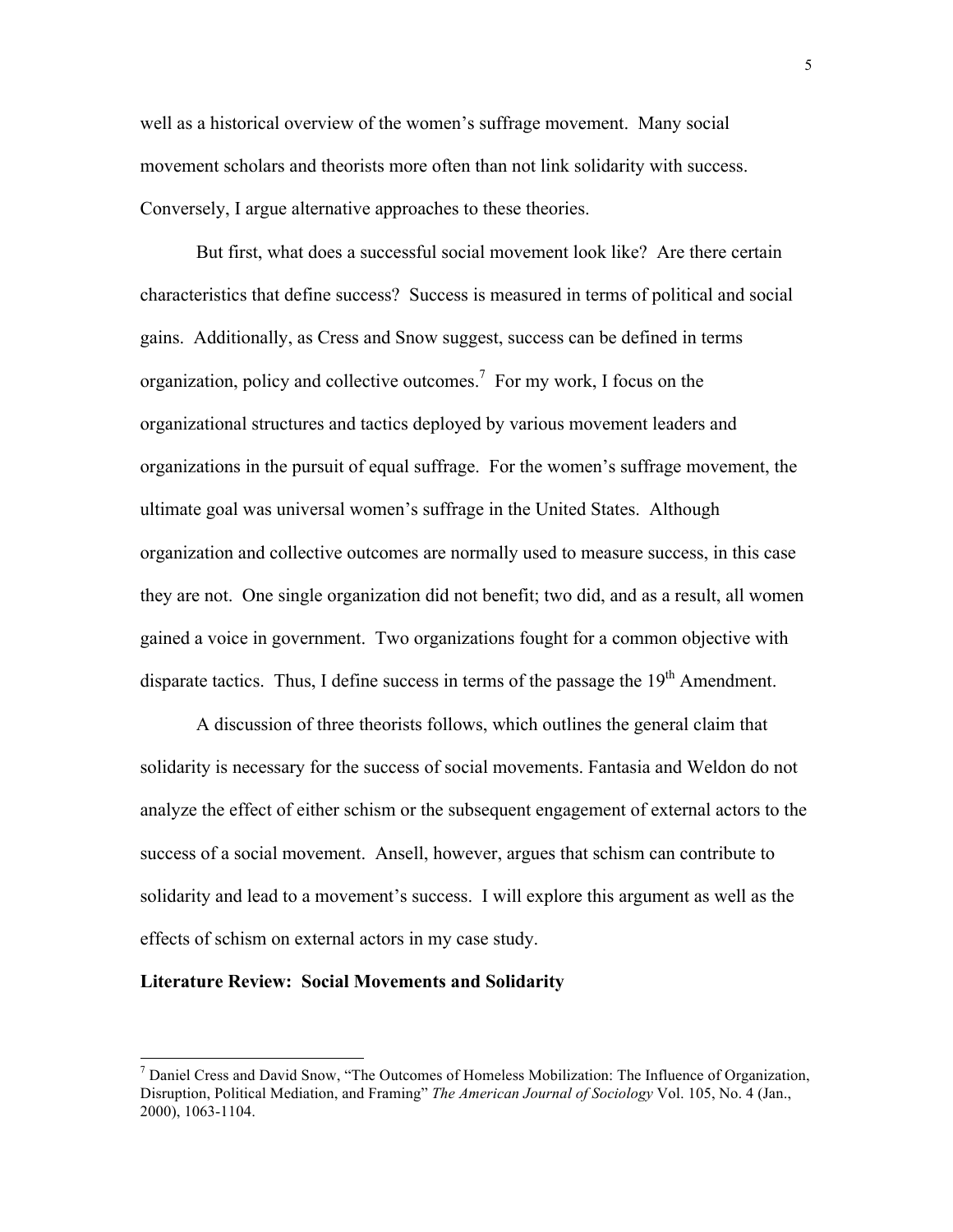well as a historical overview of the women's suffrage movement. Many social movement scholars and theorists more often than not link solidarity with success. Conversely, I argue alternative approaches to these theories.

But first, what does a successful social movement look like? Are there certain characteristics that define success? Success is measured in terms of political and social gains. Additionally, as Cress and Snow suggest, success can be defined in terms organization, policy and collective outcomes.[7] For my work, I focus on the organizational structures and tactics deployed by various movement leaders and organizations in the pursuit of equal suffrage. For the women's suffrage movement, the ultimate goal was universal women's suffrage in the United States. Although organization and collective outcomes are normally used to measure success, in this case they are not. One single organization did not benefit; two did, and as a result, all women gained a voice in government. Two organizations fought for a common objective with disparate tactics. Thus, I define success in terms of the passage the 19th Amendment.

A discussion of three theorists follows, which outlines the general claim that solidarity is necessary for the success of social movements. Fantasia and Weldon do not analyze the effect of either schism or the subsequent engagement of external actors to the success of a social movement. Ansell, however, argues that schism can contribute to solidarity and lead to a movement's success. I will explore this argument as well as the effects of schism on external actors in my case study.

**Literature Review: Social Movements and Solidarity**

[7] Daniel Cress and David Snow, "The Outcomes of Homeless Mobilization: The Influence of Organization, Disruption, Political Mediation, and Framing" *The American Journal of Sociology* Vol. 105, No. 4 (Jan., 2000), 1063-1104.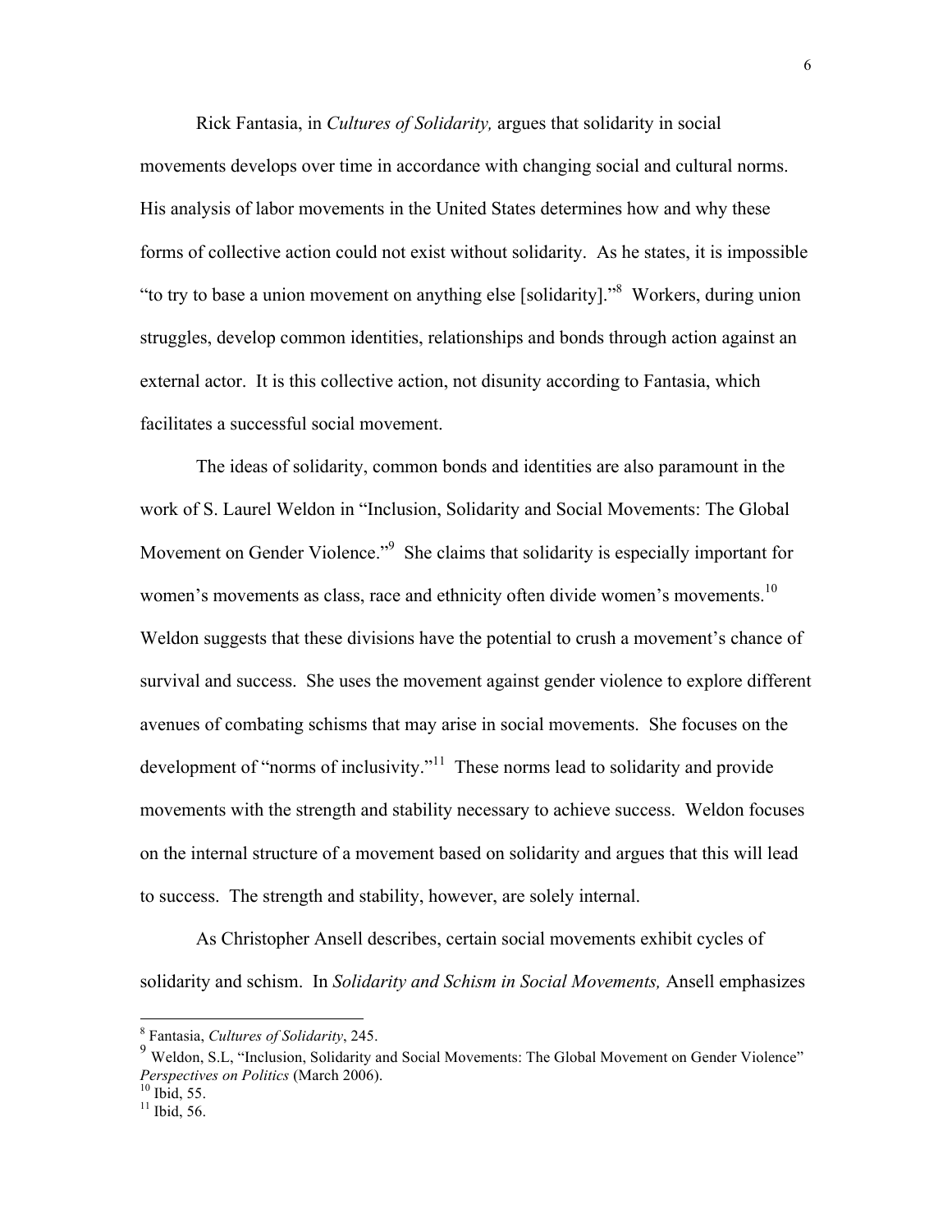Rick Fantasia, in *Cultures of Solidarity,* argues that solidarity in social movements develops over time in accordance with changing social and cultural norms. His analysis of labor movements in the United States determines how and why these forms of collective action could not exist without solidarity. As he states, it is impossible "to try to base a union movement on anything else [solidarity]."[8] Workers, during union struggles, develop common identities, relationships and bonds through action against an external actor. It is this collective action, not disunity according to Fantasia, which facilitates a successful social movement.

The ideas of solidarity, common bonds and identities are also paramount in the work of S. Laurel Weldon in "Inclusion, Solidarity and Social Movements: The Global Movement on Gender Violence."[9] She claims that solidarity is especially important for women's movements as class, race and ethnicity often divide women's movements.[10] Weldon suggests that these divisions have the potential to crush a movement's chance of survival and success. She uses the movement against gender violence to explore different avenues of combating schisms that may arise in social movements. She focuses on the development of "norms of inclusivity."[11] These norms lead to solidarity and provide movements with the strength and stability necessary to achieve success. Weldon focuses on the internal structure of a movement based on solidarity and argues that this will lead to success. The strength and stability, however, are solely internal.

As Christopher Ansell describes, certain social movements exhibit cycles of solidarity and schism. In *Solidarity and Schism in Social Movements,* Ansell emphasizes

---

[8] Fantasia, *Cultures of Solidarity*, 245.

[9] Weldon, S.L, "Inclusion, Solidarity and Social Movements: The Global Movement on Gender Violence" *Perspectives on Politics* (March 2006).

[10] Ibid, 55.

[11] Ibid, 56.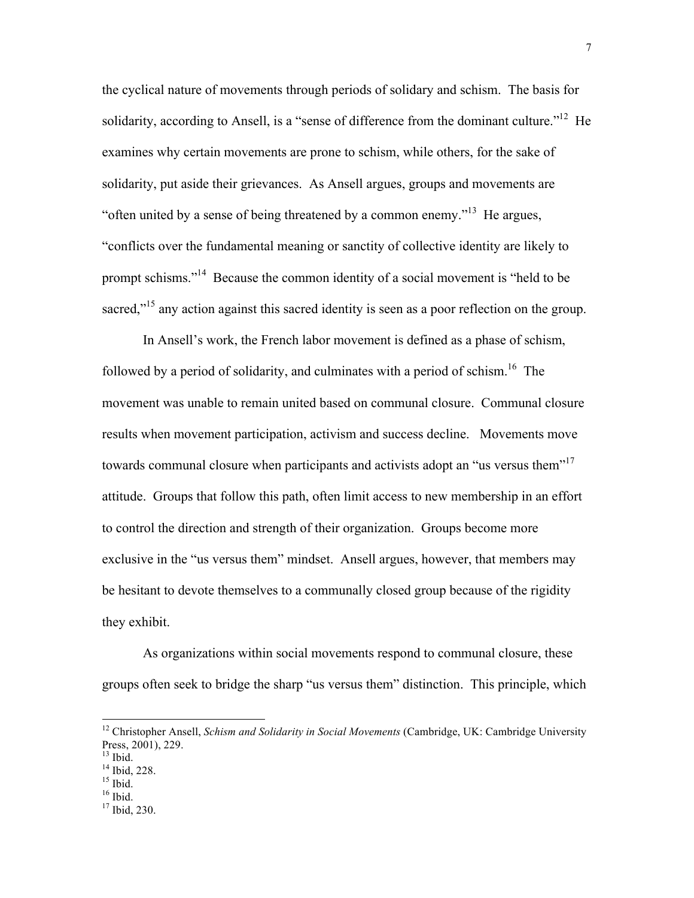the cyclical nature of movements through periods of solidary and schism. The basis for solidarity, according to Ansell, is a "sense of difference from the dominant culture."[12] He examines why certain movements are prone to schism, while others, for the sake of solidarity, put aside their grievances. As Ansell argues, groups and movements are "often united by a sense of being threatened by a common enemy."[13] He argues, "conflicts over the fundamental meaning or sanctity of collective identity are likely to prompt schisms."[14] Because the common identity of a social movement is "held to be sacred,"[15] any action against this sacred identity is seen as a poor reflection on the group.

In Ansell's work, the French labor movement is defined as a phase of schism, followed by a period of solidarity, and culminates with a period of schism.[16] The movement was unable to remain united based on communal closure. Communal closure results when movement participation, activism and success decline. Movements move towards communal closure when participants and activists adopt an "us versus them"[17] attitude. Groups that follow this path, often limit access to new membership in an effort to control the direction and strength of their organization. Groups become more exclusive in the "us versus them" mindset. Ansell argues, however, that members may be hesitant to devote themselves to a communally closed group because of the rigidity they exhibit.

As organizations within social movements respond to communal closure, these groups often seek to bridge the sharp "us versus them" distinction. This principle, which

---

[12] Christopher Ansell, *Schism and Solidarity in Social Movements* (Cambridge, UK: Cambridge University Press, 2001), 229.
[13] Ibid.
[14] Ibid, 228.
[15] Ibid.
[16] Ibid.
[17] Ibid, 230.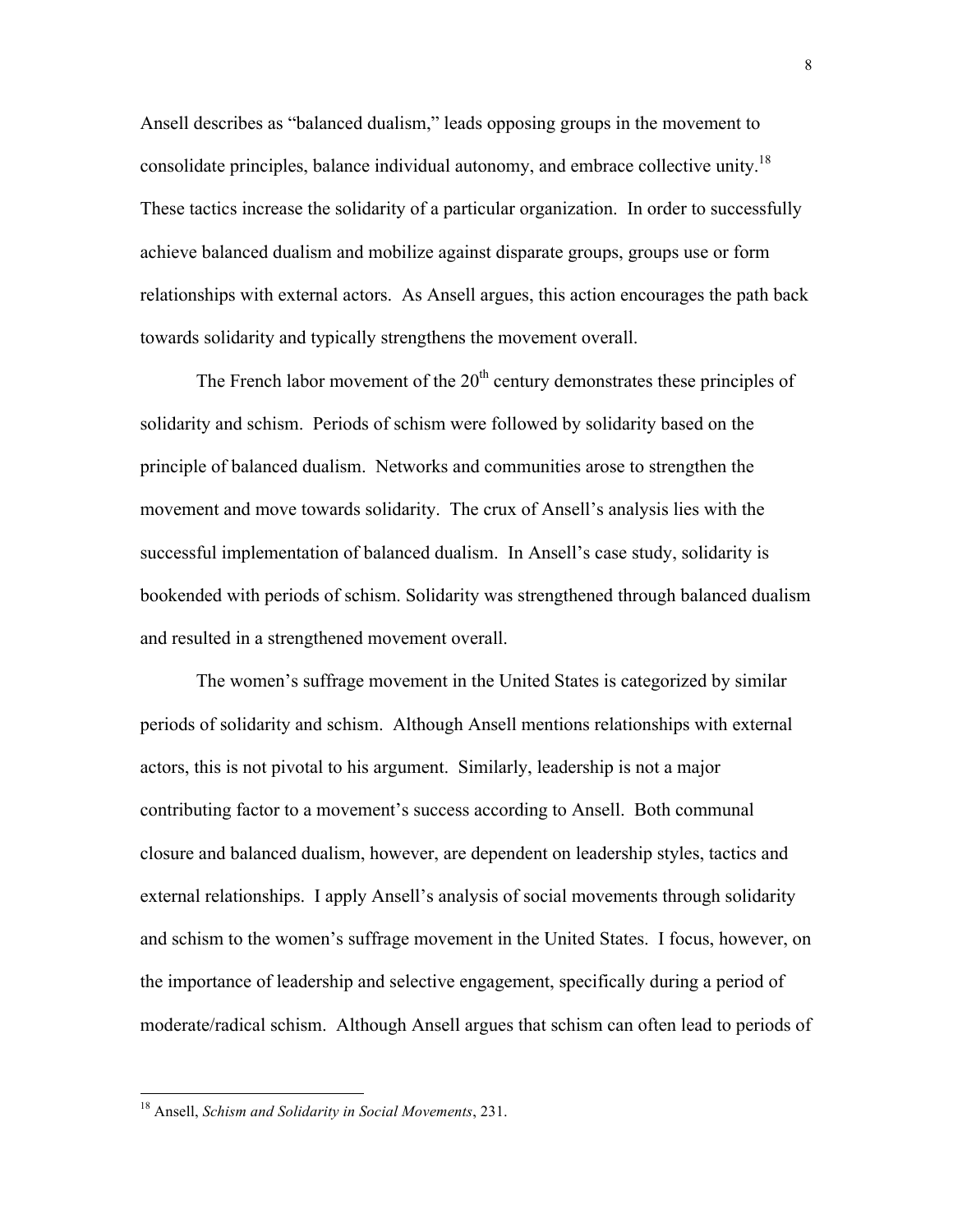Ansell describes as "balanced dualism," leads opposing groups in the movement to consolidate principles, balance individual autonomy, and embrace collective unity.[18] These tactics increase the solidarity of a particular organization. In order to successfully achieve balanced dualism and mobilize against disparate groups, groups use or form relationships with external actors. As Ansell argues, this action encourages the path back towards solidarity and typically strengthens the movement overall.

The French labor movement of the 20th century demonstrates these principles of solidarity and schism. Periods of schism were followed by solidarity based on the principle of balanced dualism. Networks and communities arose to strengthen the movement and move towards solidarity. The crux of Ansell's analysis lies with the successful implementation of balanced dualism. In Ansell's case study, solidarity is bookended with periods of schism. Solidarity was strengthened through balanced dualism and resulted in a strengthened movement overall.

The women's suffrage movement in the United States is categorized by similar periods of solidarity and schism. Although Ansell mentions relationships with external actors, this is not pivotal to his argument. Similarly, leadership is not a major contributing factor to a movement's success according to Ansell. Both communal closure and balanced dualism, however, are dependent on leadership styles, tactics and external relationships. I apply Ansell's analysis of social movements through solidarity and schism to the women's suffrage movement in the United States. I focus, however, on the importance of leadership and selective engagement, specifically during a period of moderate/radical schism. Although Ansell argues that schism can often lead to periods of

---

[18] Ansell, *Schism and Solidarity in Social Movements*, 231.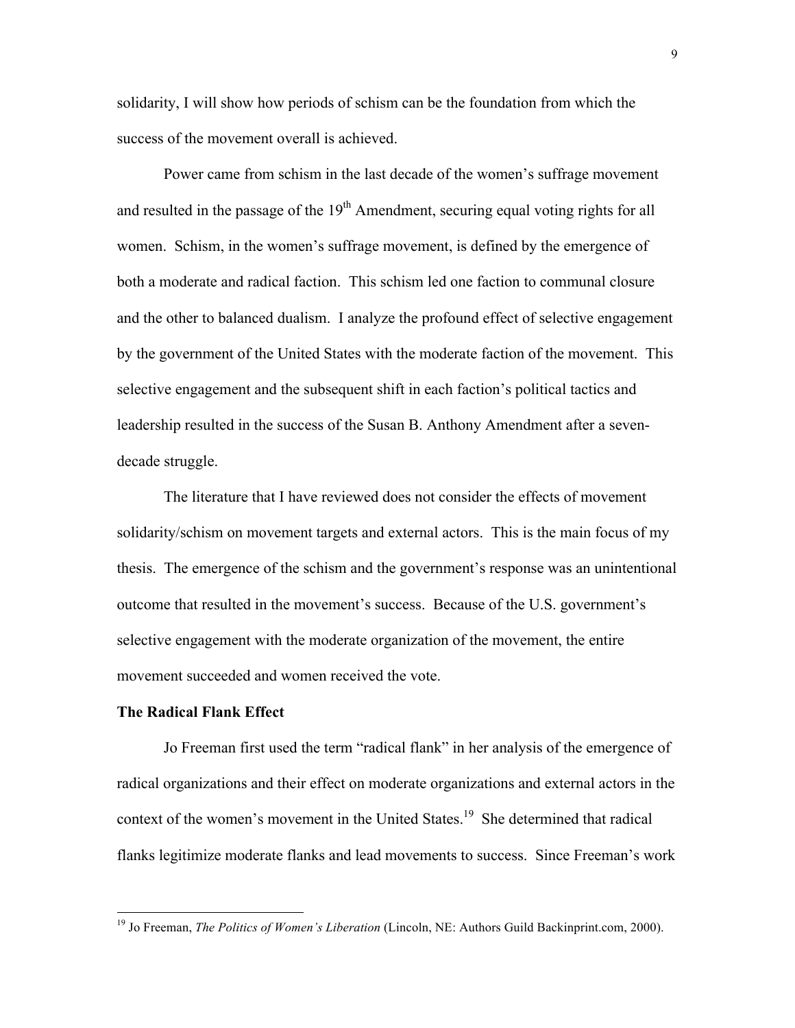solidarity, I will show how periods of schism can be the foundation from which the success of the movement overall is achieved.

Power came from schism in the last decade of the women's suffrage movement and resulted in the passage of the 19th Amendment, securing equal voting rights for all women. Schism, in the women's suffrage movement, is defined by the emergence of both a moderate and radical faction. This schism led one faction to communal closure and the other to balanced dualism. I analyze the profound effect of selective engagement by the government of the United States with the moderate faction of the movement. This selective engagement and the subsequent shift in each faction's political tactics and leadership resulted in the success of the Susan B. Anthony Amendment after a seven-decade struggle.

The literature that I have reviewed does not consider the effects of movement solidarity/schism on movement targets and external actors. This is the main focus of my thesis. The emergence of the schism and the government's response was an unintentional outcome that resulted in the movement's success. Because of the U.S. government's selective engagement with the moderate organization of the movement, the entire movement succeeded and women received the vote.

**The Radical Flank Effect**

Jo Freeman first used the term "radical flank" in her analysis of the emergence of radical organizations and their effect on moderate organizations and external actors in the context of the women's movement in the United States.[19] She determined that radical flanks legitimize moderate flanks and lead movements to success. Since Freeman's work

---

[19] Jo Freeman, *The Politics of Women's Liberation* (Lincoln, NE: Authors Guild Backinprint.com, 2000).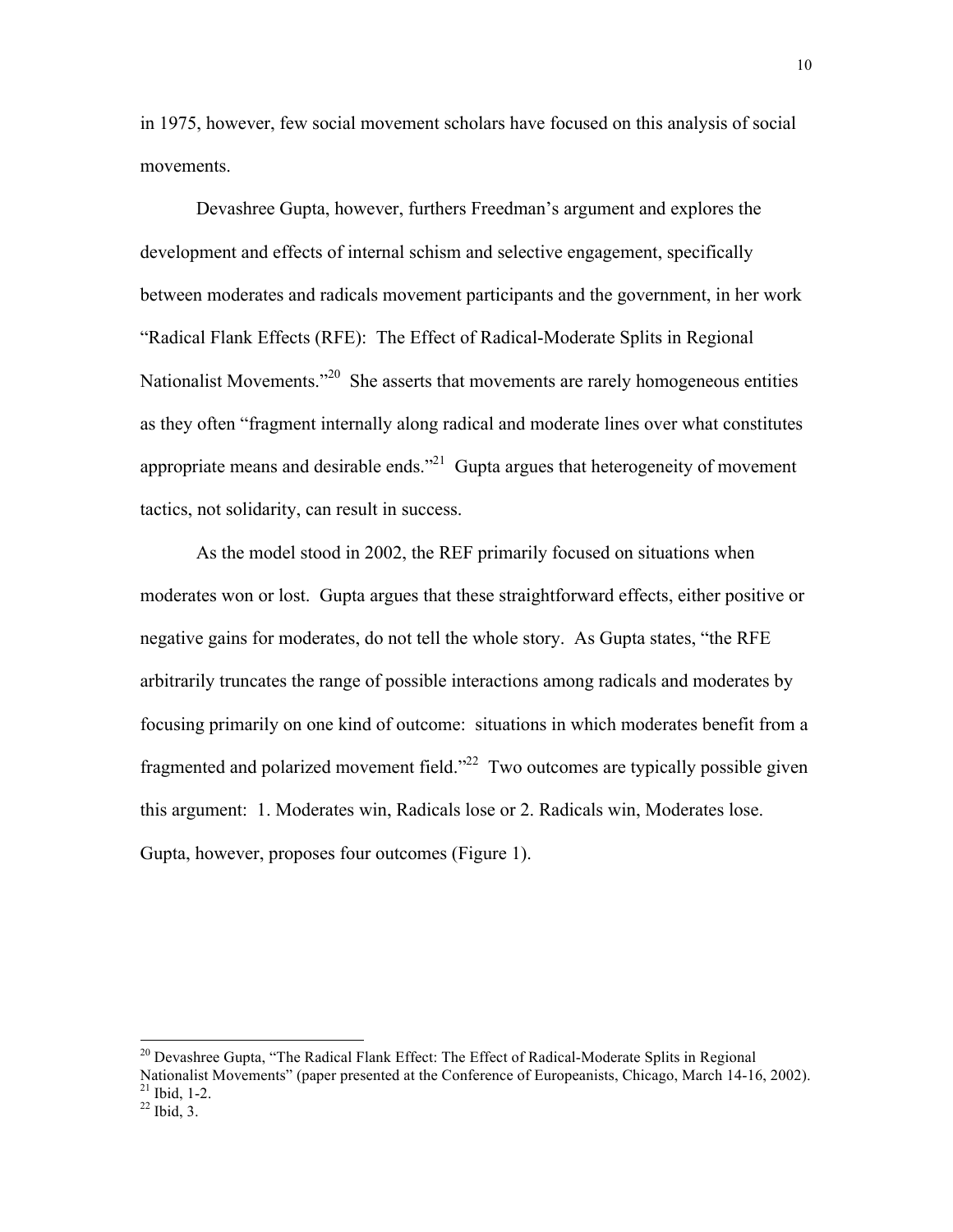in 1975, however, few social movement scholars have focused on this analysis of social movements.

Devashree Gupta, however, furthers Freedman's argument and explores the development and effects of internal schism and selective engagement, specifically between moderates and radicals movement participants and the government, in her work "Radical Flank Effects (RFE): The Effect of Radical-Moderate Splits in Regional Nationalist Movements."[20] She asserts that movements are rarely homogeneous entities as they often "fragment internally along radical and moderate lines over what constitutes appropriate means and desirable ends."[21] Gupta argues that heterogeneity of movement tactics, not solidarity, can result in success.

As the model stood in 2002, the REF primarily focused on situations when moderates won or lost. Gupta argues that these straightforward effects, either positive or negative gains for moderates, do not tell the whole story. As Gupta states, "the RFE arbitrarily truncates the range of possible interactions among radicals and moderates by focusing primarily on one kind of outcome: situations in which moderates benefit from a fragmented and polarized movement field."[22] Two outcomes are typically possible given this argument: 1. Moderates win, Radicals lose or 2. Radicals win, Moderates lose. Gupta, however, proposes four outcomes (Figure 1).

---

[20] Devashree Gupta, "The Radical Flank Effect: The Effect of Radical-Moderate Splits in Regional Nationalist Movements" (paper presented at the Conference of Europeanists, Chicago, March 14-16, 2002).
[21] Ibid, 1-2.
[22] Ibid, 3.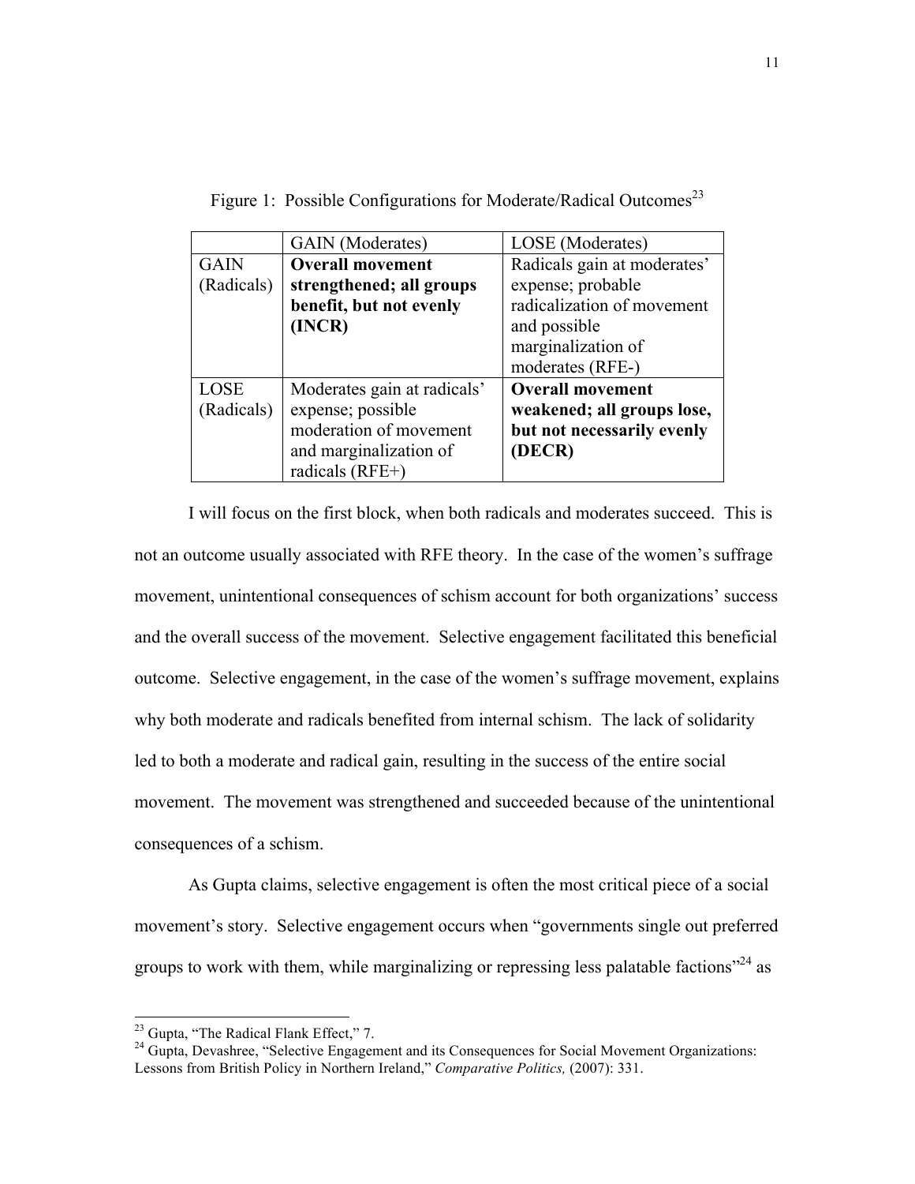Figure 1: Possible Configurations for Moderate/Radical Outcomes[23]

| | GAIN (Moderates) | LOSE (Moderates) |
|---|---|---|
| GAIN (Radicals) | **Overall movement strengthened; all groups benefit, but not evenly (INCR)** | Radicals gain at moderates' expense; probable radicalization of movement and possible marginalization of moderates (RFE-) |
| LOSE (Radicals) | Moderates gain at radicals' expense; possible moderation of movement and marginalization of radicals (RFE+) | **Overall movement weakened; all groups lose, but not necessarily evenly (DECR)** |

I will focus on the first block, when both radicals and moderates succeed. This is not an outcome usually associated with RFE theory. In the case of the women's suffrage movement, unintentional consequences of schism account for both organizations' success and the overall success of the movement. Selective engagement facilitated this beneficial outcome. Selective engagement, in the case of the women's suffrage movement, explains why both moderate and radicals benefited from internal schism. The lack of solidarity led to both a moderate and radical gain, resulting in the success of the entire social movement. The movement was strengthened and succeeded because of the unintentional consequences of a schism.

As Gupta claims, selective engagement is often the most critical piece of a social movement's story. Selective engagement occurs when "governments single out preferred groups to work with them, while marginalizing or repressing less palatable factions"[24] as

[23] Gupta, "The Radical Flank Effect," 7.

[24] Gupta, Devashree, "Selective Engagement and its Consequences for Social Movement Organizations: Lessons from British Policy in Northern Ireland," *Comparative Politics,* (2007): 331.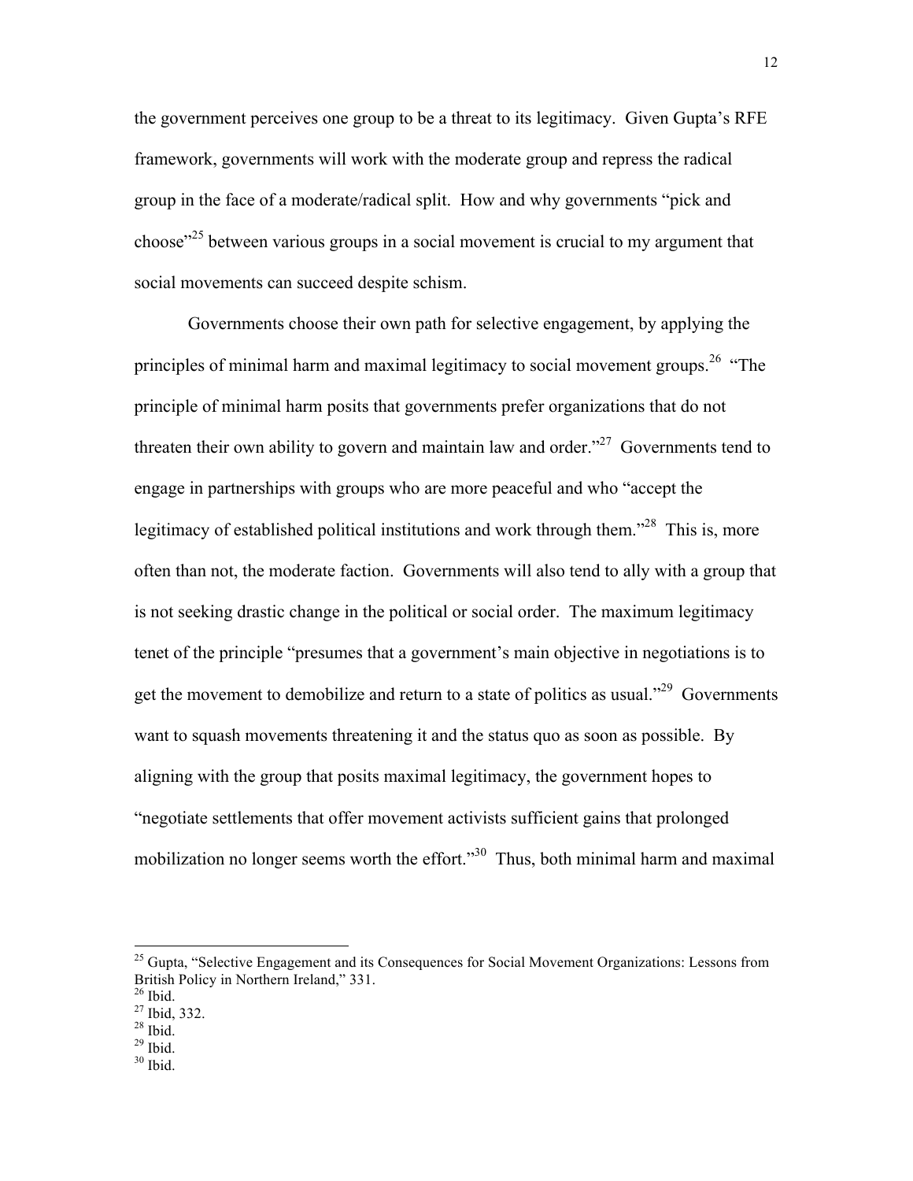the government perceives one group to be a threat to its legitimacy. Given Gupta's RFE framework, governments will work with the moderate group and repress the radical group in the face of a moderate/radical split. How and why governments "pick and choose"[25] between various groups in a social movement is crucial to my argument that social movements can succeed despite schism.

Governments choose their own path for selective engagement, by applying the principles of minimal harm and maximal legitimacy to social movement groups.[26] "The principle of minimal harm posits that governments prefer organizations that do not threaten their own ability to govern and maintain law and order."[27] Governments tend to engage in partnerships with groups who are more peaceful and who "accept the legitimacy of established political institutions and work through them."[28] This is, more often than not, the moderate faction. Governments will also tend to ally with a group that is not seeking drastic change in the political or social order. The maximum legitimacy tenet of the principle "presumes that a government's main objective in negotiations is to get the movement to demobilize and return to a state of politics as usual."[29] Governments want to squash movements threatening it and the status quo as soon as possible. By aligning with the group that posits maximal legitimacy, the government hopes to "negotiate settlements that offer movement activists sufficient gains that prolonged mobilization no longer seems worth the effort."[30] Thus, both minimal harm and maximal

---

[25] Gupta, "Selective Engagement and its Consequences for Social Movement Organizations: Lessons from British Policy in Northern Ireland," 331.
[26] Ibid.
[27] Ibid, 332.
[28] Ibid.
[29] Ibid.
[30] Ibid.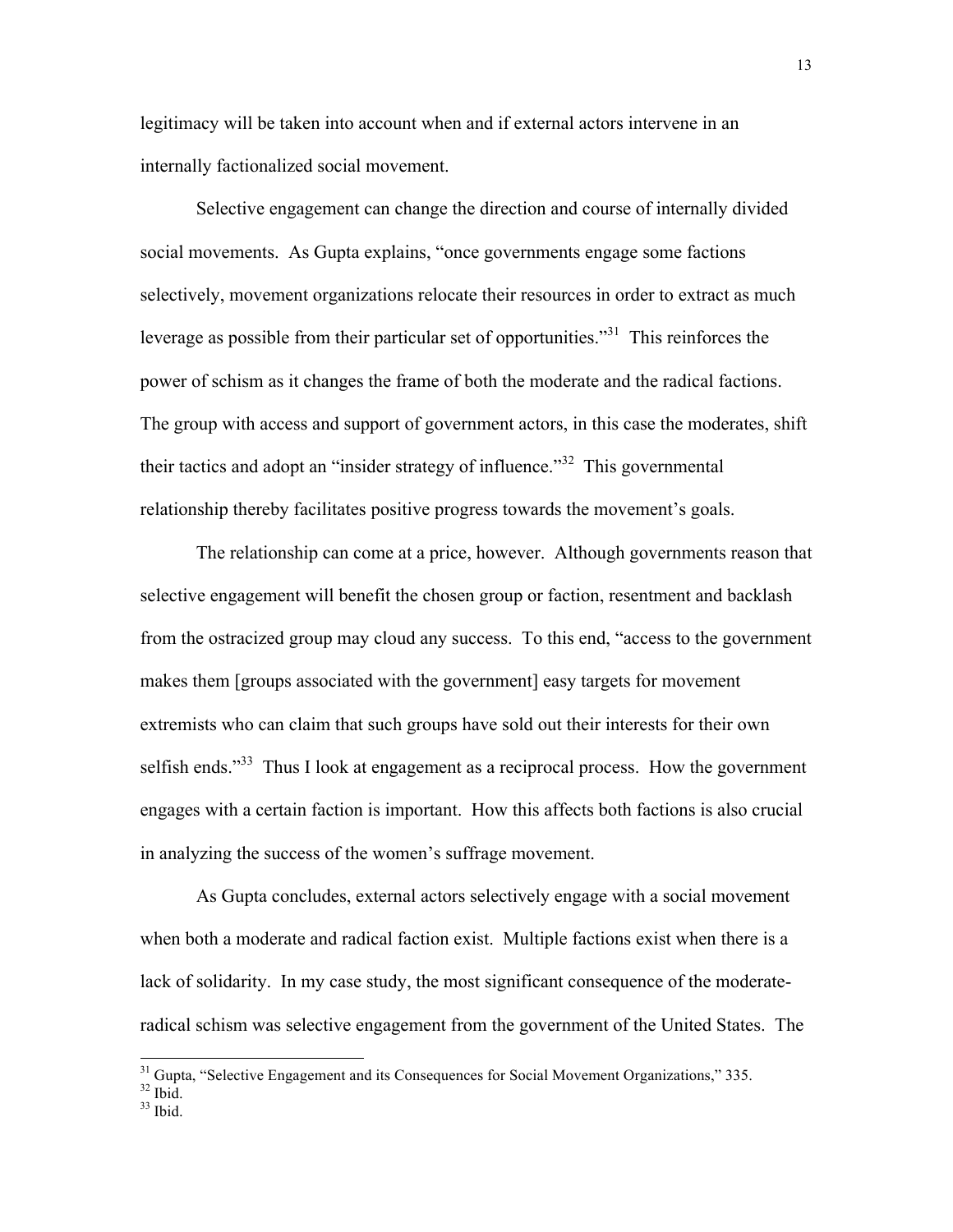legitimacy will be taken into account when and if external actors intervene in an internally factionalized social movement.

Selective engagement can change the direction and course of internally divided social movements. As Gupta explains, "once governments engage some factions selectively, movement organizations relocate their resources in order to extract as much leverage as possible from their particular set of opportunities."[31] This reinforces the power of schism as it changes the frame of both the moderate and the radical factions. The group with access and support of government actors, in this case the moderates, shift their tactics and adopt an "insider strategy of influence."[32] This governmental relationship thereby facilitates positive progress towards the movement's goals.

The relationship can come at a price, however. Although governments reason that selective engagement will benefit the chosen group or faction, resentment and backlash from the ostracized group may cloud any success. To this end, "access to the government makes them [groups associated with the government] easy targets for movement extremists who can claim that such groups have sold out their interests for their own selfish ends."[33] Thus I look at engagement as a reciprocal process. How the government engages with a certain faction is important. How this affects both factions is also crucial in analyzing the success of the women's suffrage movement.

As Gupta concludes, external actors selectively engage with a social movement when both a moderate and radical faction exist. Multiple factions exist when there is a lack of solidarity. In my case study, the most significant consequence of the moderate-radical schism was selective engagement from the government of the United States. The

[31] Gupta, "Selective Engagement and its Consequences for Social Movement Organizations," 335.
[32] Ibid.
[33] Ibid.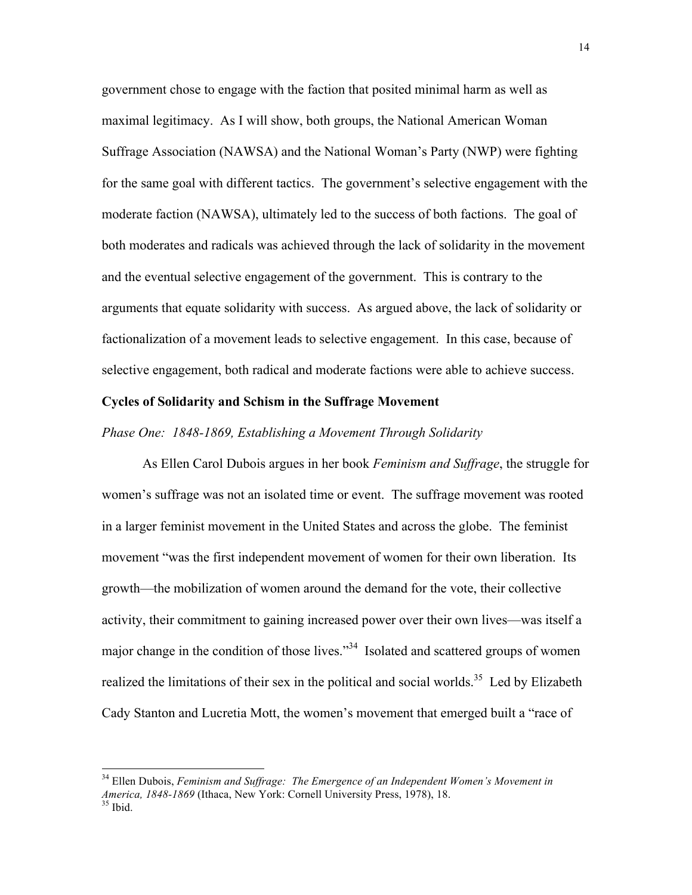government chose to engage with the faction that posited minimal harm as well as maximal legitimacy. As I will show, both groups, the National American Woman Suffrage Association (NAWSA) and the National Woman's Party (NWP) were fighting for the same goal with different tactics. The government's selective engagement with the moderate faction (NAWSA), ultimately led to the success of both factions. The goal of both moderates and radicals was achieved through the lack of solidarity in the movement and the eventual selective engagement of the government. This is contrary to the arguments that equate solidarity with success. As argued above, the lack of solidarity or factionalization of a movement leads to selective engagement. In this case, because of selective engagement, both radical and moderate factions were able to achieve success.

**Cycles of Solidarity and Schism in the Suffrage Movement**

*Phase One: 1848-1869, Establishing a Movement Through Solidarity*

As Ellen Carol Dubois argues in her book *Feminism and Suffrage*, the struggle for women's suffrage was not an isolated time or event. The suffrage movement was rooted in a larger feminist movement in the United States and across the globe. The feminist movement "was the first independent movement of women for their own liberation. Its growth—the mobilization of women around the demand for the vote, their collective activity, their commitment to gaining increased power over their own lives—was itself a major change in the condition of those lives."[34] Isolated and scattered groups of women realized the limitations of their sex in the political and social worlds.[35] Led by Elizabeth Cady Stanton and Lucretia Mott, the women's movement that emerged built a "race of

[34] Ellen Dubois, *Feminism and Suffrage: The Emergence of an Independent Women's Movement in America, 1848-1869* (Ithaca, New York: Cornell University Press, 1978), 18.
[35] Ibid.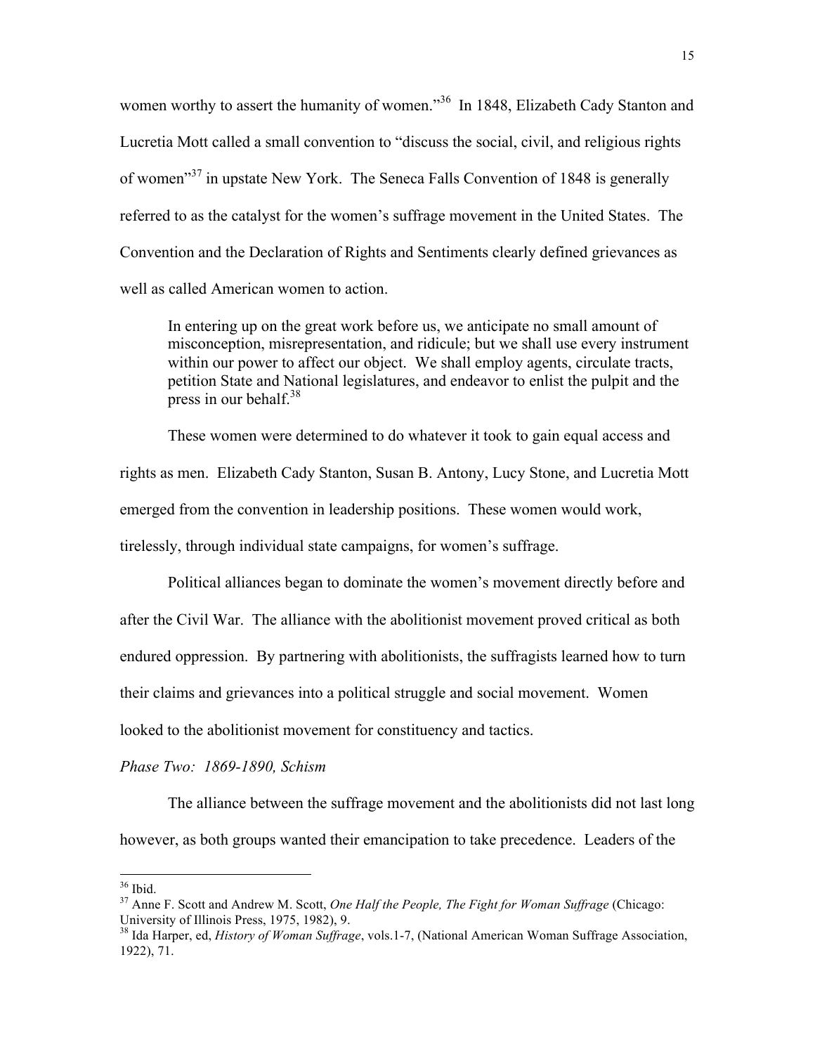women worthy to assert the humanity of women."[36] In 1848, Elizabeth Cady Stanton and Lucretia Mott called a small convention to "discuss the social, civil, and religious rights of women"[37] in upstate New York. The Seneca Falls Convention of 1848 is generally referred to as the catalyst for the women's suffrage movement in the United States. The Convention and the Declaration of Rights and Sentiments clearly defined grievances as well as called American women to action.

> In entering up on the great work before us, we anticipate no small amount of misconception, misrepresentation, and ridicule; but we shall use every instrument within our power to affect our object. We shall employ agents, circulate tracts, petition State and National legislatures, and endeavor to enlist the pulpit and the press in our behalf.[38]

These women were determined to do whatever it took to gain equal access and rights as men. Elizabeth Cady Stanton, Susan B. Antony, Lucy Stone, and Lucretia Mott emerged from the convention in leadership positions. These women would work, tirelessly, through individual state campaigns, for women's suffrage.

Political alliances began to dominate the women's movement directly before and after the Civil War. The alliance with the abolitionist movement proved critical as both endured oppression. By partnering with abolitionists, the suffragists learned how to turn their claims and grievances into a political struggle and social movement. Women looked to the abolitionist movement for constituency and tactics.

*Phase Two: 1869-1890, Schism*

The alliance between the suffrage movement and the abolitionists did not last long however, as both groups wanted their emancipation to take precedence. Leaders of the

---

[36] Ibid.

[37] Anne F. Scott and Andrew M. Scott, *One Half the People, The Fight for Woman Suffrage* (Chicago: University of Illinois Press, 1975, 1982), 9.

[38] Ida Harper, ed, *History of Woman Suffrage*, vols.1-7, (National American Woman Suffrage Association, 1922), 71.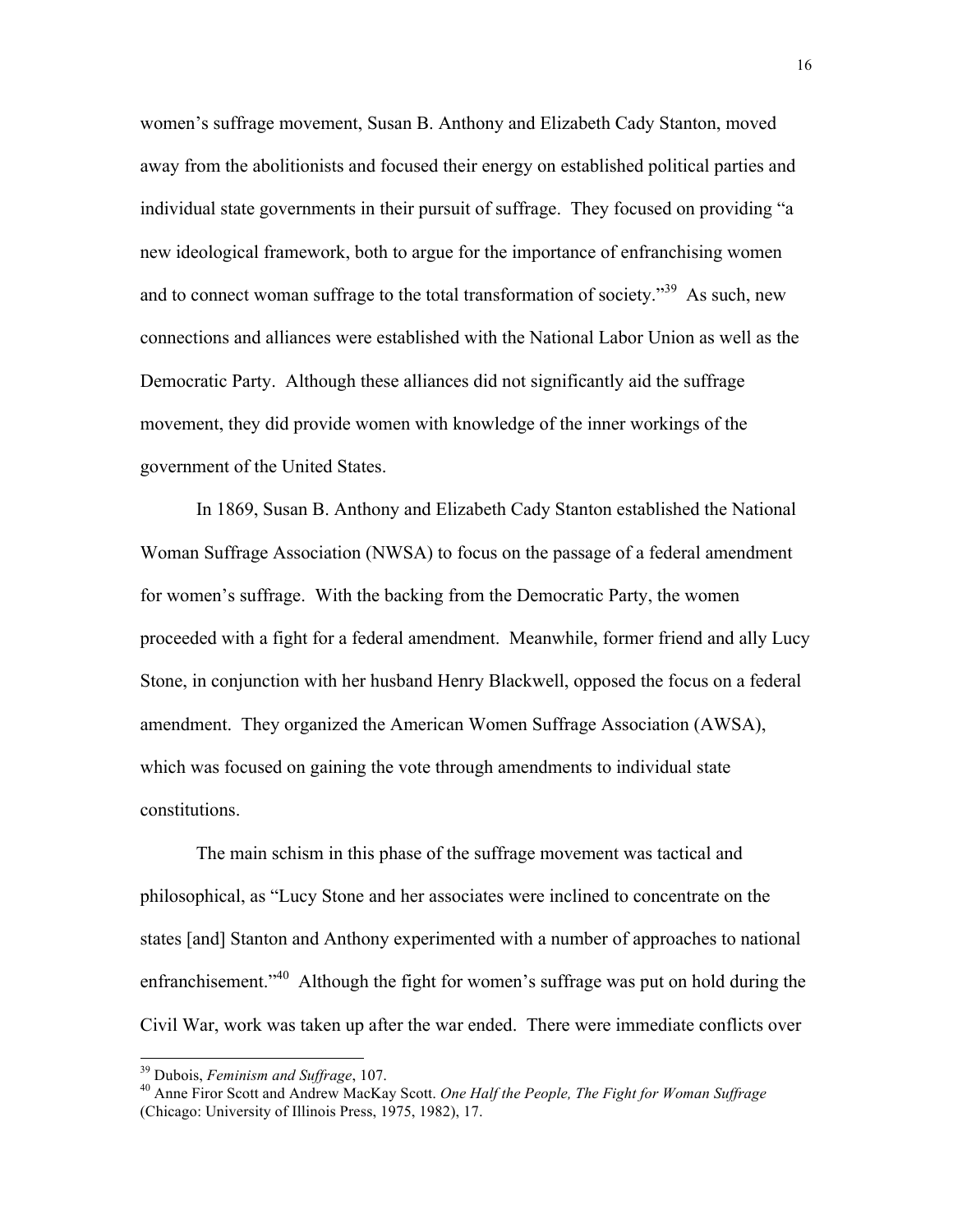women's suffrage movement, Susan B. Anthony and Elizabeth Cady Stanton, moved away from the abolitionists and focused their energy on established political parties and individual state governments in their pursuit of suffrage. They focused on providing "a new ideological framework, both to argue for the importance of enfranchising women and to connect woman suffrage to the total transformation of society."[39] As such, new connections and alliances were established with the National Labor Union as well as the Democratic Party. Although these alliances did not significantly aid the suffrage movement, they did provide women with knowledge of the inner workings of the government of the United States.

In 1869, Susan B. Anthony and Elizabeth Cady Stanton established the National Woman Suffrage Association (NWSA) to focus on the passage of a federal amendment for women's suffrage. With the backing from the Democratic Party, the women proceeded with a fight for a federal amendment. Meanwhile, former friend and ally Lucy Stone, in conjunction with her husband Henry Blackwell, opposed the focus on a federal amendment. They organized the American Women Suffrage Association (AWSA), which was focused on gaining the vote through amendments to individual state constitutions.

The main schism in this phase of the suffrage movement was tactical and philosophical, as "Lucy Stone and her associates were inclined to concentrate on the states [and] Stanton and Anthony experimented with a number of approaches to national enfranchisement."[40] Although the fight for women's suffrage was put on hold during the Civil War, work was taken up after the war ended. There were immediate conflicts over

---

[39] Dubois, *Feminism and Suffrage*, 107.

[40] Anne Firor Scott and Andrew MacKay Scott. *One Half the People, The Fight for Woman Suffrage* (Chicago: University of Illinois Press, 1975, 1982), 17.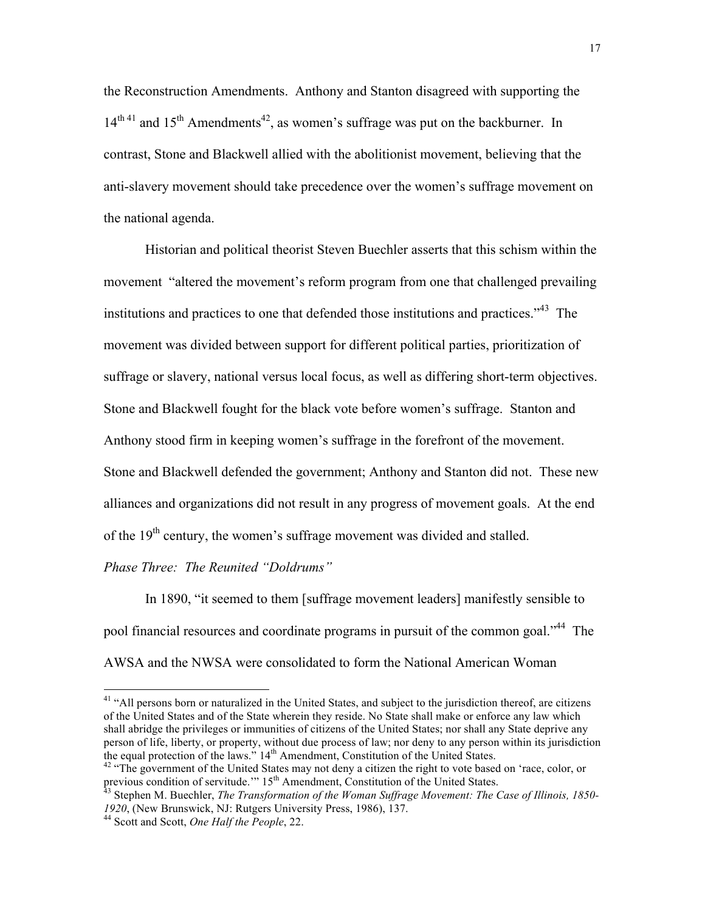the Reconstruction Amendments. Anthony and Stanton disagreed with supporting the 14th [41] and 15th Amendments[42], as women's suffrage was put on the backburner. In contrast, Stone and Blackwell allied with the abolitionist movement, believing that the anti-slavery movement should take precedence over the women's suffrage movement on the national agenda.

Historian and political theorist Steven Buechler asserts that this schism within the movement "altered the movement's reform program from one that challenged prevailing institutions and practices to one that defended those institutions and practices."[43] The movement was divided between support for different political parties, prioritization of suffrage or slavery, national versus local focus, as well as differing short-term objectives. Stone and Blackwell fought for the black vote before women's suffrage. Stanton and Anthony stood firm in keeping women's suffrage in the forefront of the movement. Stone and Blackwell defended the government; Anthony and Stanton did not. These new alliances and organizations did not result in any progress of movement goals. At the end of the 19th century, the women's suffrage movement was divided and stalled.

*Phase Three: The Reunited "Doldrums"*

In 1890, "it seemed to them [suffrage movement leaders] manifestly sensible to pool financial resources and coordinate programs in pursuit of the common goal."[44] The AWSA and the NWSA were consolidated to form the National American Woman

---

[41] "All persons born or naturalized in the United States, and subject to the jurisdiction thereof, are citizens of the United States and of the State wherein they reside. No State shall make or enforce any law which shall abridge the privileges or immunities of citizens of the United States; nor shall any State deprive any person of life, liberty, or property, without due process of law; nor deny to any person within its jurisdiction the equal protection of the laws." 14th Amendment, Constitution of the United States.

[42] "The government of the United States may not deny a citizen the right to vote based on 'race, color, or previous condition of servitude.'" 15th Amendment, Constitution of the United States.

[43] Stephen M. Buechler, *The Transformation of the Woman Suffrage Movement: The Case of Illinois, 1850-1920*, (New Brunswick, NJ: Rutgers University Press, 1986), 137.

[44] Scott and Scott, *One Half the People*, 22.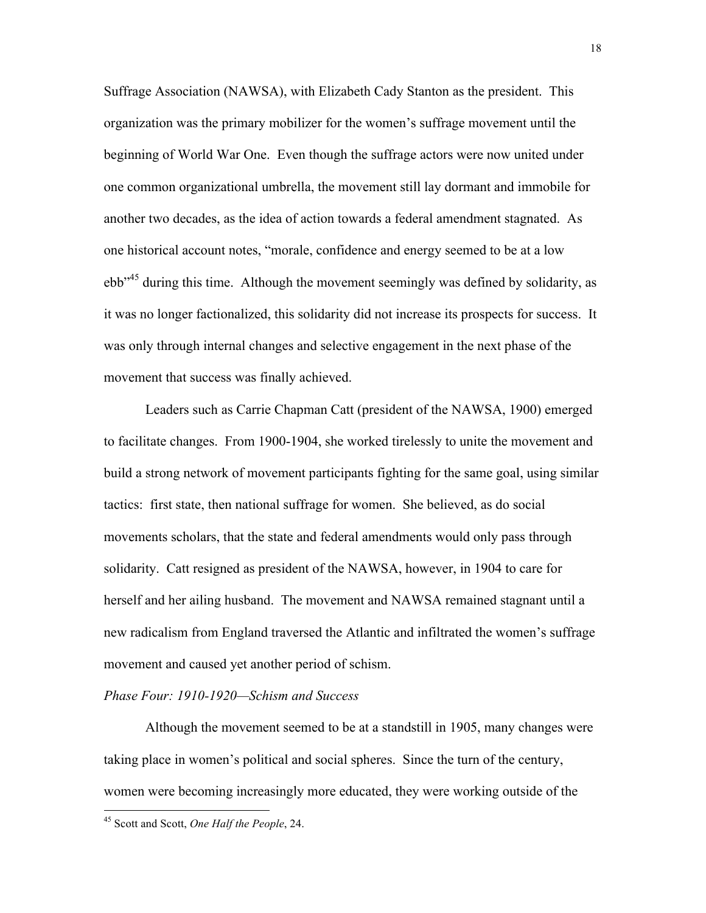Suffrage Association (NAWSA), with Elizabeth Cady Stanton as the president. This organization was the primary mobilizer for the women's suffrage movement until the beginning of World War One. Even though the suffrage actors were now united under one common organizational umbrella, the movement still lay dormant and immobile for another two decades, as the idea of action towards a federal amendment stagnated. As one historical account notes, "morale, confidence and energy seemed to be at a low ebb"[45] during this time. Although the movement seemingly was defined by solidarity, as it was no longer factionalized, this solidarity did not increase its prospects for success. It was only through internal changes and selective engagement in the next phase of the movement that success was finally achieved.

Leaders such as Carrie Chapman Catt (president of the NAWSA, 1900) emerged to facilitate changes. From 1900-1904, she worked tirelessly to unite the movement and build a strong network of movement participants fighting for the same goal, using similar tactics: first state, then national suffrage for women. She believed, as do social movements scholars, that the state and federal amendments would only pass through solidarity. Catt resigned as president of the NAWSA, however, in 1904 to care for herself and her ailing husband. The movement and NAWSA remained stagnant until a new radicalism from England traversed the Atlantic and infiltrated the women's suffrage movement and caused yet another period of schism.

*Phase Four: 1910-1920—Schism and Success*

Although the movement seemed to be at a standstill in 1905, many changes were taking place in women's political and social spheres. Since the turn of the century, women were becoming increasingly more educated, they were working outside of the

[45] Scott and Scott, *One Half the People*, 24.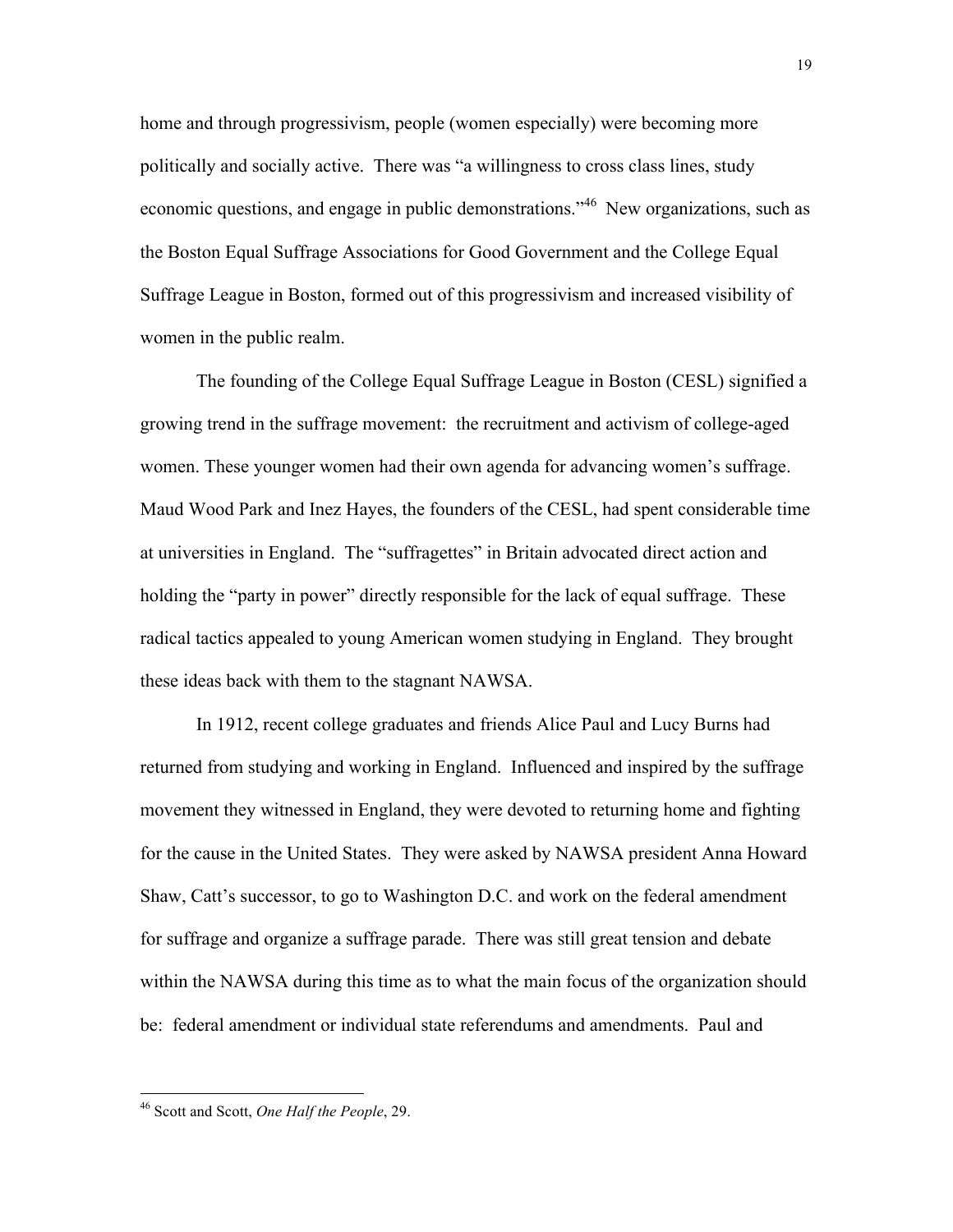home and through progressivism, people (women especially) were becoming more politically and socially active. There was "a willingness to cross class lines, study economic questions, and engage in public demonstrations."[46] New organizations, such as the Boston Equal Suffrage Associations for Good Government and the College Equal Suffrage League in Boston, formed out of this progressivism and increased visibility of women in the public realm.

The founding of the College Equal Suffrage League in Boston (CESL) signified a growing trend in the suffrage movement: the recruitment and activism of college-aged women. These younger women had their own agenda for advancing women's suffrage. Maud Wood Park and Inez Hayes, the founders of the CESL, had spent considerable time at universities in England. The "suffragettes" in Britain advocated direct action and holding the "party in power" directly responsible for the lack of equal suffrage. These radical tactics appealed to young American women studying in England. They brought these ideas back with them to the stagnant NAWSA.

In 1912, recent college graduates and friends Alice Paul and Lucy Burns had returned from studying and working in England. Influenced and inspired by the suffrage movement they witnessed in England, they were devoted to returning home and fighting for the cause in the United States. They were asked by NAWSA president Anna Howard Shaw, Catt's successor, to go to Washington D.C. and work on the federal amendment for suffrage and organize a suffrage parade. There was still great tension and debate within the NAWSA during this time as to what the main focus of the organization should be: federal amendment or individual state referendums and amendments. Paul and

[46] Scott and Scott, *One Half the People*, 29.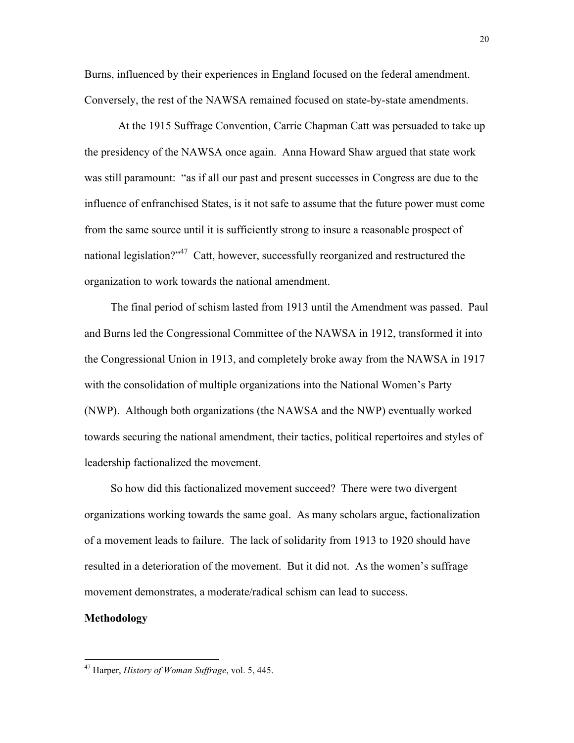Burns, influenced by their experiences in England focused on the federal amendment. Conversely, the rest of the NAWSA remained focused on state-by-state amendments.

At the 1915 Suffrage Convention, Carrie Chapman Catt was persuaded to take up the presidency of the NAWSA once again. Anna Howard Shaw argued that state work was still paramount: "as if all our past and present successes in Congress are due to the influence of enfranchised States, is it not safe to assume that the future power must come from the same source until it is sufficiently strong to insure a reasonable prospect of national legislation?"[47] Catt, however, successfully reorganized and restructured the organization to work towards the national amendment.

The final period of schism lasted from 1913 until the Amendment was passed. Paul and Burns led the Congressional Committee of the NAWSA in 1912, transformed it into the Congressional Union in 1913, and completely broke away from the NAWSA in 1917 with the consolidation of multiple organizations into the National Women's Party (NWP). Although both organizations (the NAWSA and the NWP) eventually worked towards securing the national amendment, their tactics, political repertoires and styles of leadership factionalized the movement.

So how did this factionalized movement succeed? There were two divergent organizations working towards the same goal. As many scholars argue, factionalization of a movement leads to failure. The lack of solidarity from 1913 to 1920 should have resulted in a deterioration of the movement. But it did not. As the women's suffrage movement demonstrates, a moderate/radical schism can lead to success.

**Methodology**

---

[47] Harper, *History of Woman Suffrage*, vol. 5, 445.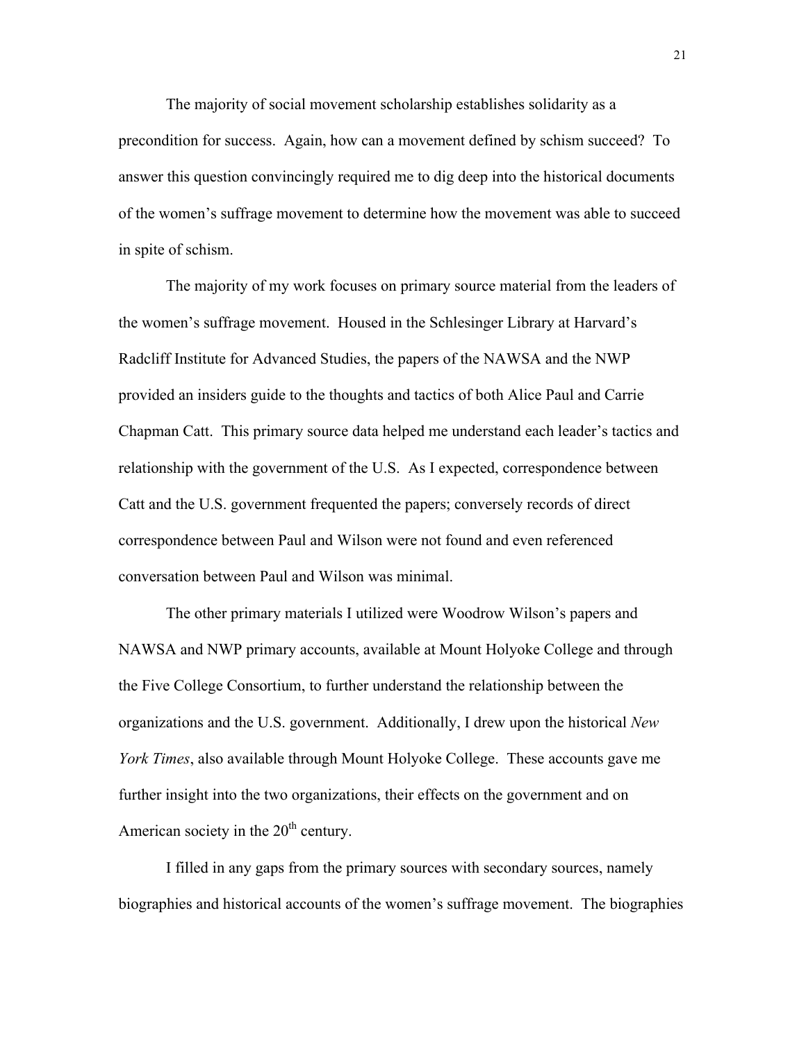The majority of social movement scholarship establishes solidarity as a precondition for success. Again, how can a movement defined by schism succeed? To answer this question convincingly required me to dig deep into the historical documents of the women's suffrage movement to determine how the movement was able to succeed in spite of schism.

The majority of my work focuses on primary source material from the leaders of the women's suffrage movement. Housed in the Schlesinger Library at Harvard's Radcliff Institute for Advanced Studies, the papers of the NAWSA and the NWP provided an insiders guide to the thoughts and tactics of both Alice Paul and Carrie Chapman Catt. This primary source data helped me understand each leader's tactics and relationship with the government of the U.S. As I expected, correspondence between Catt and the U.S. government frequented the papers; conversely records of direct correspondence between Paul and Wilson were not found and even referenced conversation between Paul and Wilson was minimal.

The other primary materials I utilized were Woodrow Wilson's papers and NAWSA and NWP primary accounts, available at Mount Holyoke College and through the Five College Consortium, to further understand the relationship between the organizations and the U.S. government. Additionally, I drew upon the historical *New York Times*, also available through Mount Holyoke College. These accounts gave me further insight into the two organizations, their effects on the government and on American society in the 20th century.

I filled in any gaps from the primary sources with secondary sources, namely biographies and historical accounts of the women's suffrage movement. The biographies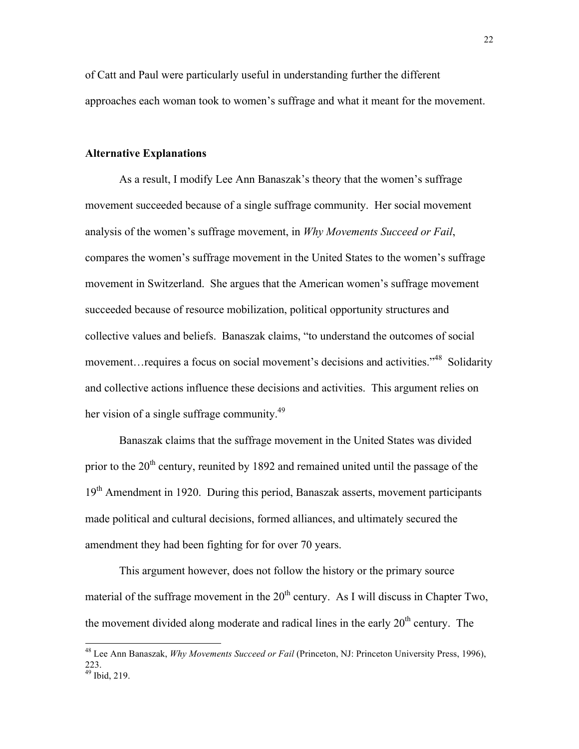of Catt and Paul were particularly useful in understanding further the different approaches each woman took to women's suffrage and what it meant for the movement.

**Alternative Explanations**

As a result, I modify Lee Ann Banaszak's theory that the women's suffrage movement succeeded because of a single suffrage community. Her social movement analysis of the women's suffrage movement, in *Why Movements Succeed or Fail*, compares the women's suffrage movement in the United States to the women's suffrage movement in Switzerland. She argues that the American women's suffrage movement succeeded because of resource mobilization, political opportunity structures and collective values and beliefs. Banaszak claims, "to understand the outcomes of social movement…requires a focus on social movement's decisions and activities."[48] Solidarity and collective actions influence these decisions and activities. This argument relies on her vision of a single suffrage community.[49]

Banaszak claims that the suffrage movement in the United States was divided prior to the 20th century, reunited by 1892 and remained united until the passage of the 19th Amendment in 1920. During this period, Banaszak asserts, movement participants made political and cultural decisions, formed alliances, and ultimately secured the amendment they had been fighting for for over 70 years.

This argument however, does not follow the history or the primary source material of the suffrage movement in the 20th century. As I will discuss in Chapter Two, the movement divided along moderate and radical lines in the early 20th century. The

[48] Lee Ann Banaszak, *Why Movements Succeed or Fail* (Princeton, NJ: Princeton University Press, 1996), 223.
[49] Ibid, 219.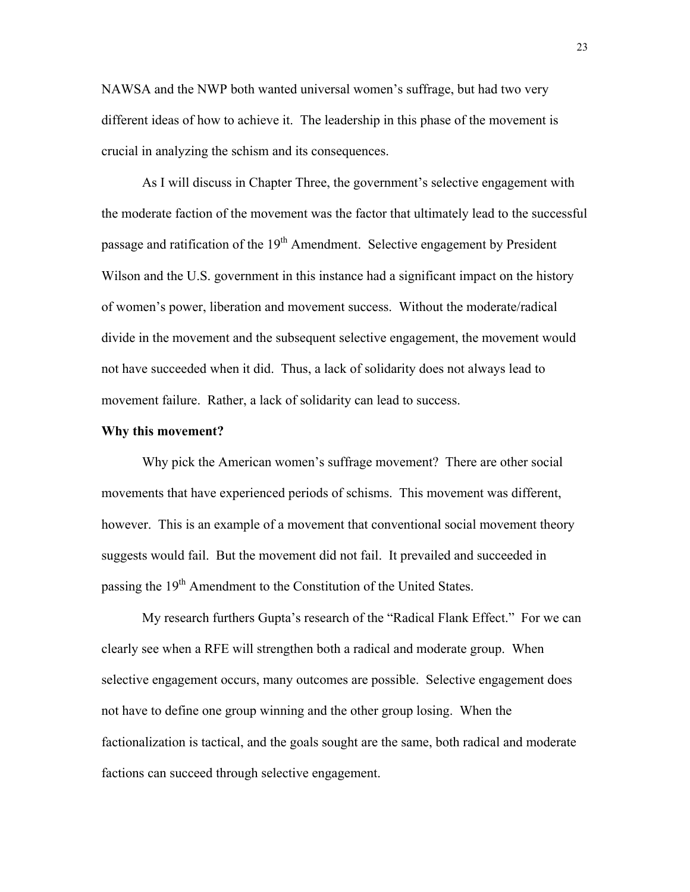NAWSA and the NWP both wanted universal women's suffrage, but had two very different ideas of how to achieve it. The leadership in this phase of the movement is crucial in analyzing the schism and its consequences.

As I will discuss in Chapter Three, the government's selective engagement with the moderate faction of the movement was the factor that ultimately lead to the successful passage and ratification of the 19th Amendment. Selective engagement by President Wilson and the U.S. government in this instance had a significant impact on the history of women's power, liberation and movement success. Without the moderate/radical divide in the movement and the subsequent selective engagement, the movement would not have succeeded when it did. Thus, a lack of solidarity does not always lead to movement failure. Rather, a lack of solidarity can lead to success.

**Why this movement?**

Why pick the American women's suffrage movement? There are other social movements that have experienced periods of schisms. This movement was different, however. This is an example of a movement that conventional social movement theory suggests would fail. But the movement did not fail. It prevailed and succeeded in passing the 19th Amendment to the Constitution of the United States.

My research furthers Gupta's research of the "Radical Flank Effect." For we can clearly see when a RFE will strengthen both a radical and moderate group. When selective engagement occurs, many outcomes are possible. Selective engagement does not have to define one group winning and the other group losing. When the factionalization is tactical, and the goals sought are the same, both radical and moderate factions can succeed through selective engagement.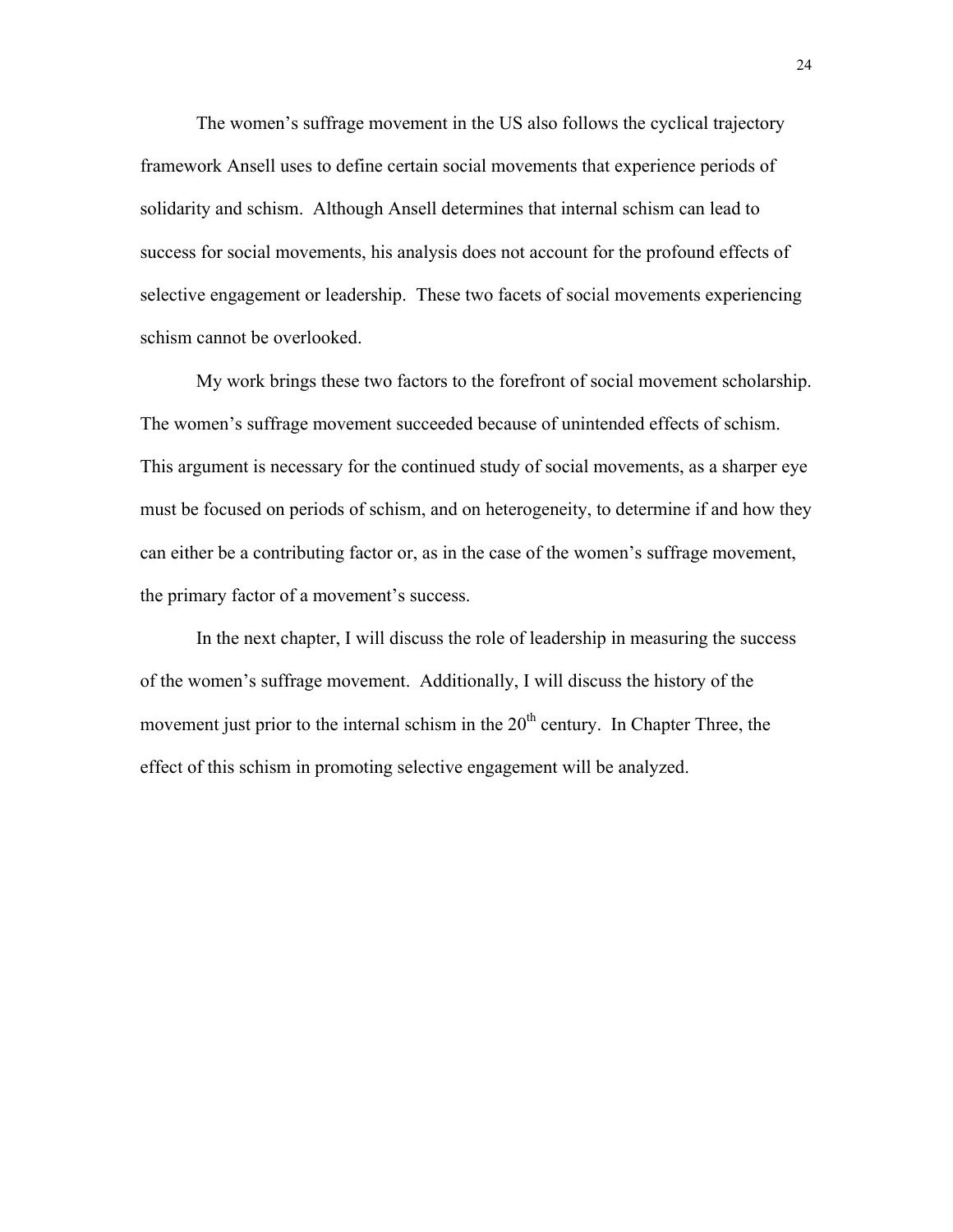The women's suffrage movement in the US also follows the cyclical trajectory framework Ansell uses to define certain social movements that experience periods of solidarity and schism. Although Ansell determines that internal schism can lead to success for social movements, his analysis does not account for the profound effects of selective engagement or leadership. These two facets of social movements experiencing schism cannot be overlooked.

My work brings these two factors to the forefront of social movement scholarship. The women's suffrage movement succeeded because of unintended effects of schism. This argument is necessary for the continued study of social movements, as a sharper eye must be focused on periods of schism, and on heterogeneity, to determine if and how they can either be a contributing factor or, as in the case of the women's suffrage movement, the primary factor of a movement's success.

In the next chapter, I will discuss the role of leadership in measuring the success of the women's suffrage movement. Additionally, I will discuss the history of the movement just prior to the internal schism in the 20th century. In Chapter Three, the effect of this schism in promoting selective engagement will be analyzed.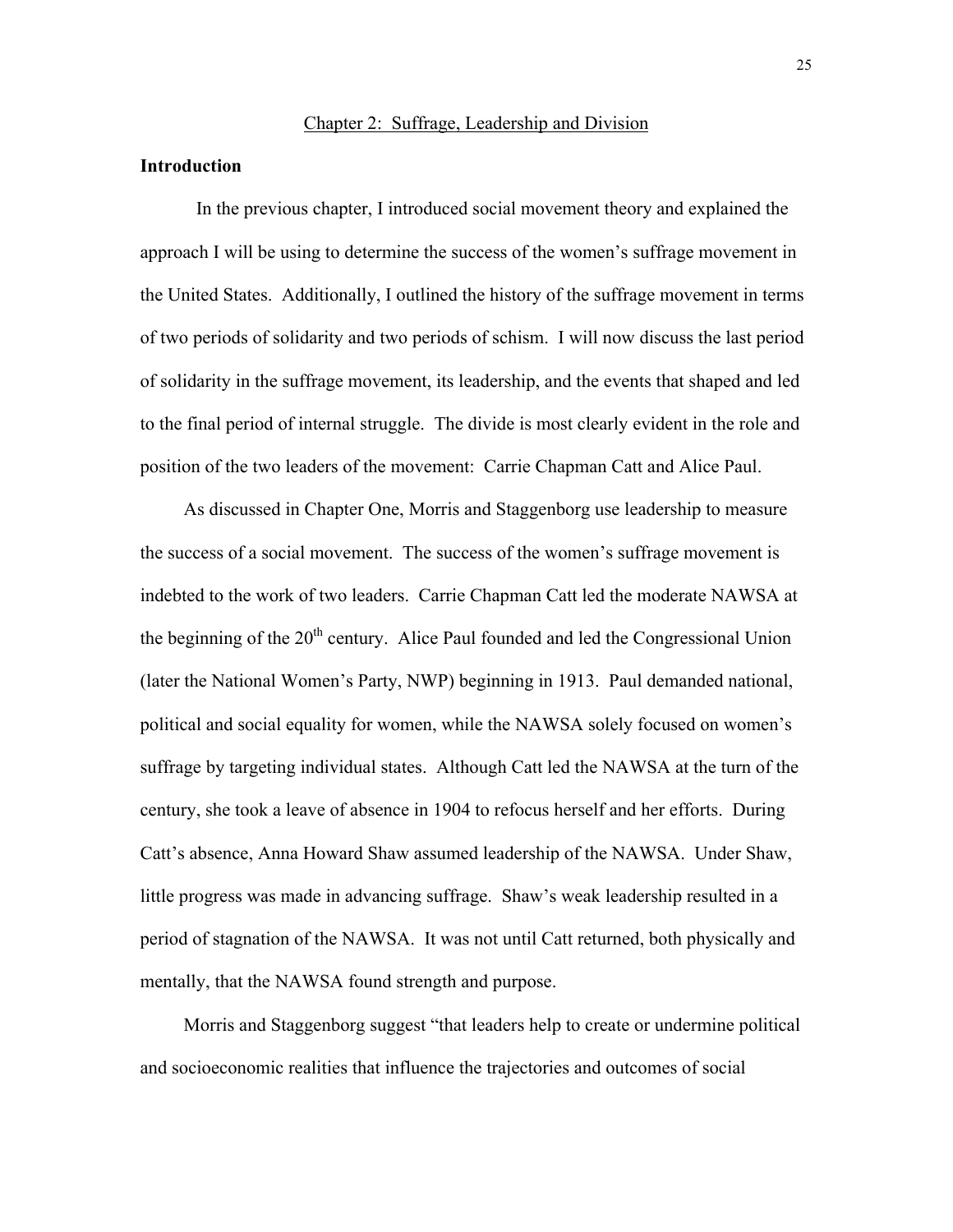## Chapter 2: Suffrage, Leadership and Division

### Introduction

In the previous chapter, I introduced social movement theory and explained the approach I will be using to determine the success of the women's suffrage movement in the United States. Additionally, I outlined the history of the suffrage movement in terms of two periods of solidarity and two periods of schism. I will now discuss the last period of solidarity in the suffrage movement, its leadership, and the events that shaped and led to the final period of internal struggle. The divide is most clearly evident in the role and position of the two leaders of the movement: Carrie Chapman Catt and Alice Paul.

As discussed in Chapter One, Morris and Staggenborg use leadership to measure the success of a social movement. The success of the women's suffrage movement is indebted to the work of two leaders. Carrie Chapman Catt led the moderate NAWSA at the beginning of the 20th century. Alice Paul founded and led the Congressional Union (later the National Women's Party, NWP) beginning in 1913. Paul demanded national, political and social equality for women, while the NAWSA solely focused on women's suffrage by targeting individual states. Although Catt led the NAWSA at the turn of the century, she took a leave of absence in 1904 to refocus herself and her efforts. During Catt's absence, Anna Howard Shaw assumed leadership of the NAWSA. Under Shaw, little progress was made in advancing suffrage. Shaw's weak leadership resulted in a period of stagnation of the NAWSA. It was not until Catt returned, both physically and mentally, that the NAWSA found strength and purpose.

Morris and Staggenborg suggest "that leaders help to create or undermine political and socioeconomic realities that influence the trajectories and outcomes of social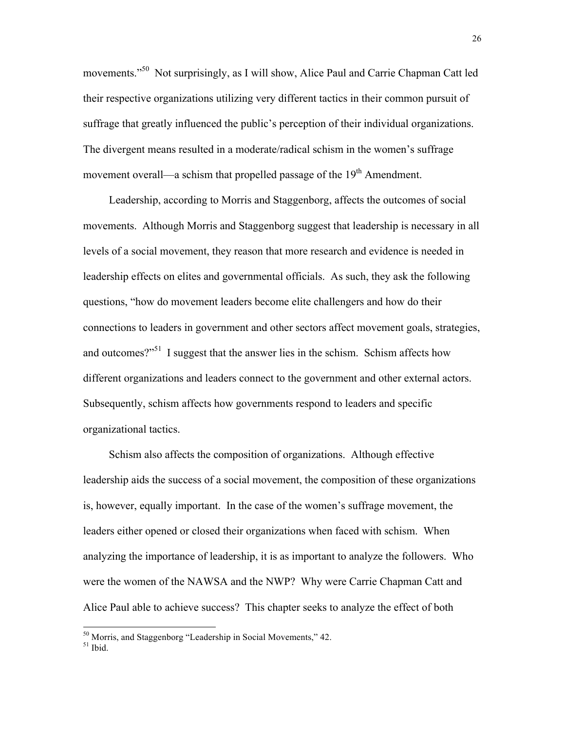movements."[50] Not surprisingly, as I will show, Alice Paul and Carrie Chapman Catt led their respective organizations utilizing very different tactics in their common pursuit of suffrage that greatly influenced the public's perception of their individual organizations. The divergent means resulted in a moderate/radical schism in the women's suffrage movement overall—a schism that propelled passage of the 19th Amendment.

Leadership, according to Morris and Staggenborg, affects the outcomes of social movements. Although Morris and Staggenborg suggest that leadership is necessary in all levels of a social movement, they reason that more research and evidence is needed in leadership effects on elites and governmental officials. As such, they ask the following questions, "how do movement leaders become elite challengers and how do their connections to leaders in government and other sectors affect movement goals, strategies, and outcomes?"[51] I suggest that the answer lies in the schism. Schism affects how different organizations and leaders connect to the government and other external actors. Subsequently, schism affects how governments respond to leaders and specific organizational tactics.

Schism also affects the composition of organizations. Although effective leadership aids the success of a social movement, the composition of these organizations is, however, equally important. In the case of the women's suffrage movement, the leaders either opened or closed their organizations when faced with schism. When analyzing the importance of leadership, it is as important to analyze the followers. Who were the women of the NAWSA and the NWP? Why were Carrie Chapman Catt and Alice Paul able to achieve success? This chapter seeks to analyze the effect of both

---

[50] Morris, and Staggenborg "Leadership in Social Movements," 42.

[51] Ibid.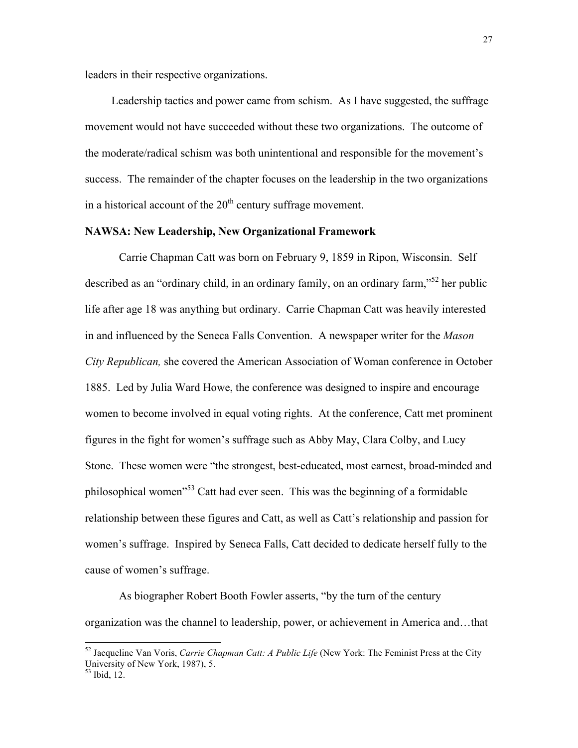leaders in their respective organizations.

Leadership tactics and power came from schism. As I have suggested, the suffrage movement would not have succeeded without these two organizations. The outcome of the moderate/radical schism was both unintentional and responsible for the movement's success. The remainder of the chapter focuses on the leadership in the two organizations in a historical account of the 20th century suffrage movement.

**NAWSA: New Leadership, New Organizational Framework**

Carrie Chapman Catt was born on February 9, 1859 in Ripon, Wisconsin. Self described as an "ordinary child, in an ordinary family, on an ordinary farm,"[52] her public life after age 18 was anything but ordinary. Carrie Chapman Catt was heavily interested in and influenced by the Seneca Falls Convention. A newspaper writer for the *Mason City Republican,* she covered the American Association of Woman conference in October 1885. Led by Julia Ward Howe, the conference was designed to inspire and encourage women to become involved in equal voting rights. At the conference, Catt met prominent figures in the fight for women's suffrage such as Abby May, Clara Colby, and Lucy Stone. These women were "the strongest, best-educated, most earnest, broad-minded and philosophical women"[53] Catt had ever seen. This was the beginning of a formidable relationship between these figures and Catt, as well as Catt's relationship and passion for women's suffrage. Inspired by Seneca Falls, Catt decided to dedicate herself fully to the cause of women's suffrage.

As biographer Robert Booth Fowler asserts, "by the turn of the century organization was the channel to leadership, power, or achievement in America and…that

---

[52] Jacqueline Van Voris, *Carrie Chapman Catt: A Public Life* (New York: The Feminist Press at the City University of New York, 1987), 5.

[53] Ibid, 12.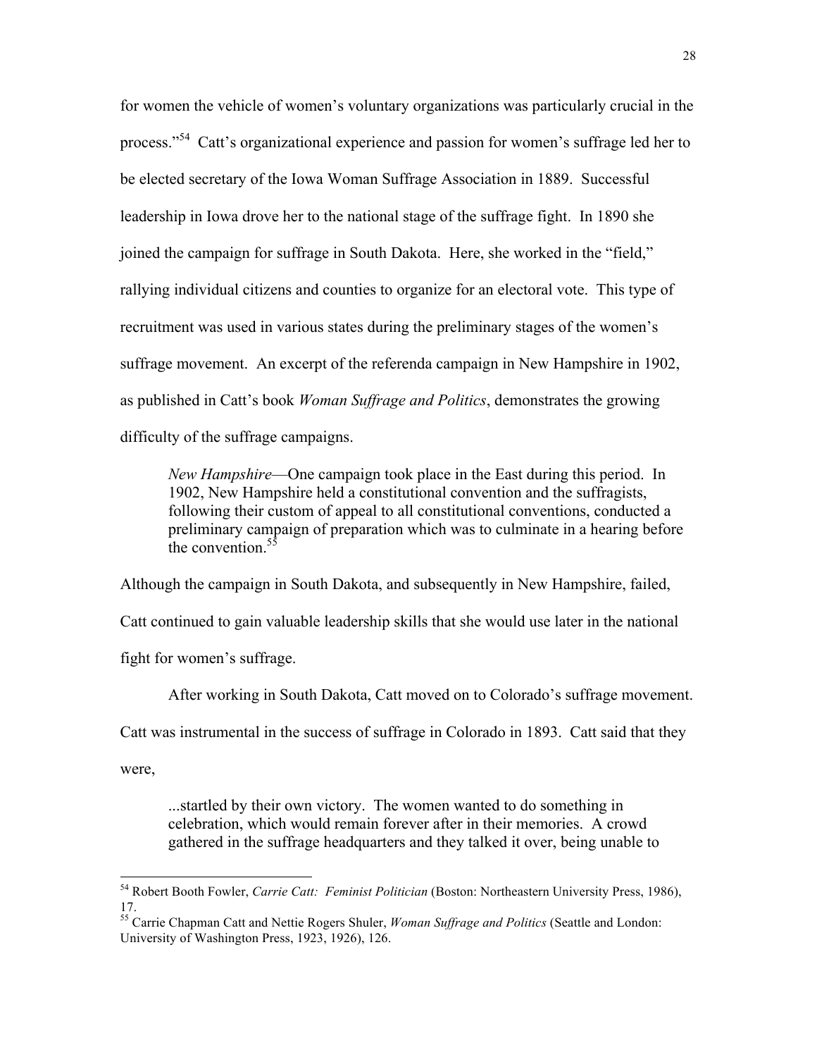for women the vehicle of women's voluntary organizations was particularly crucial in the process."[54] Catt's organizational experience and passion for women's suffrage led her to be elected secretary of the Iowa Woman Suffrage Association in 1889. Successful leadership in Iowa drove her to the national stage of the suffrage fight. In 1890 she joined the campaign for suffrage in South Dakota. Here, she worked in the "field," rallying individual citizens and counties to organize for an electoral vote. This type of recruitment was used in various states during the preliminary stages of the women's suffrage movement. An excerpt of the referenda campaign in New Hampshire in 1902, as published in Catt's book *Woman Suffrage and Politics*, demonstrates the growing difficulty of the suffrage campaigns.

> *New Hampshire*—One campaign took place in the East during this period. In 1902, New Hampshire held a constitutional convention and the suffragists, following their custom of appeal to all constitutional conventions, conducted a preliminary campaign of preparation which was to culminate in a hearing before the convention.[55]

Although the campaign in South Dakota, and subsequently in New Hampshire, failed, Catt continued to gain valuable leadership skills that she would use later in the national fight for women's suffrage.

After working in South Dakota, Catt moved on to Colorado's suffrage movement. Catt was instrumental in the success of suffrage in Colorado in 1893. Catt said that they were,

> ...startled by their own victory. The women wanted to do something in celebration, which would remain forever after in their memories. A crowd gathered in the suffrage headquarters and they talked it over, being unable to

---

[54] Robert Booth Fowler, *Carrie Catt: Feminist Politician* (Boston: Northeastern University Press, 1986), 17.

[55] Carrie Chapman Catt and Nettie Rogers Shuler, *Woman Suffrage and Politics* (Seattle and London: University of Washington Press, 1923, 1926), 126.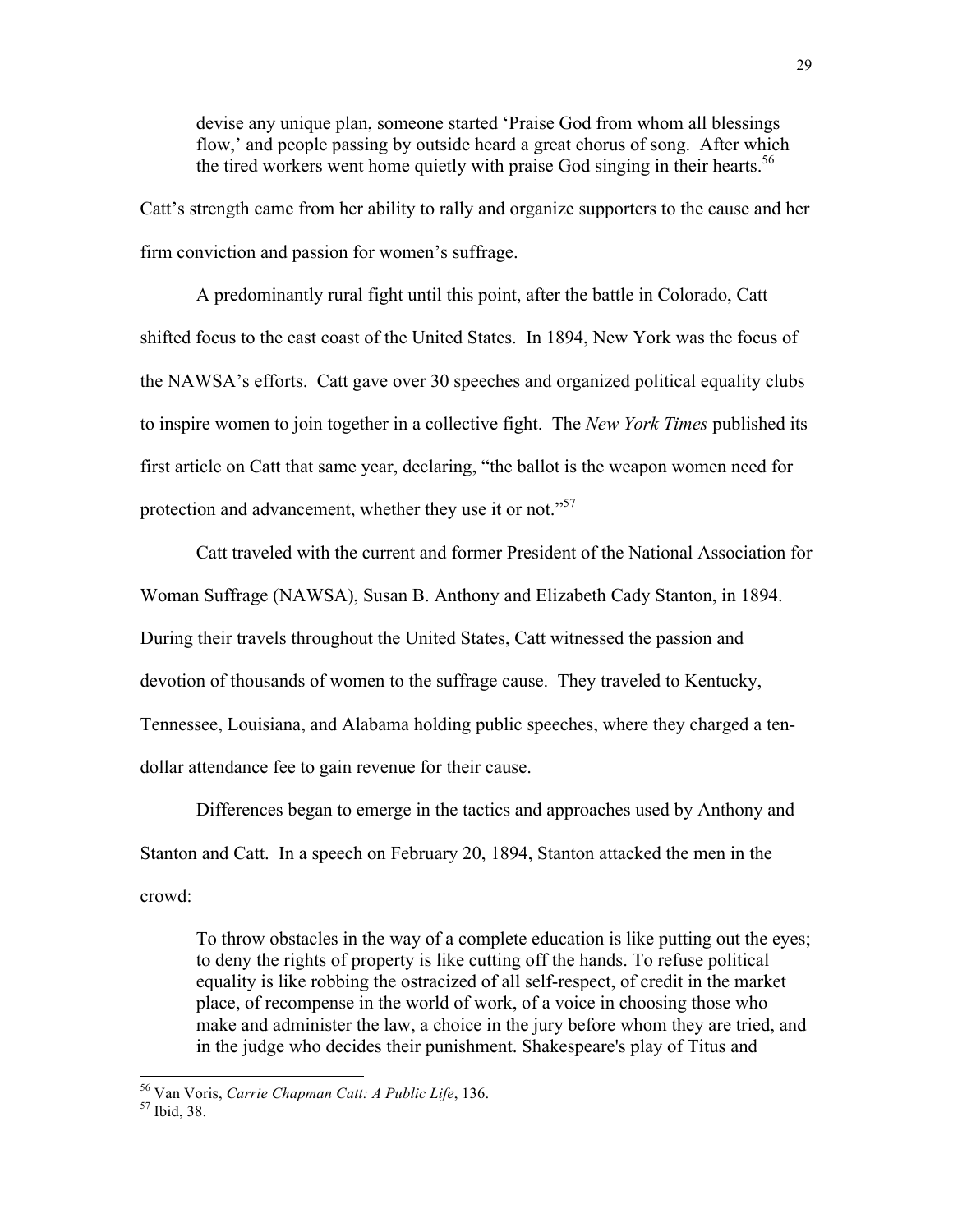> devise any unique plan, someone started 'Praise God from whom all blessings flow,' and people passing by outside heard a great chorus of song. After which the tired workers went home quietly with praise God singing in their hearts.[56]

Catt's strength came from her ability to rally and organize supporters to the cause and her firm conviction and passion for women's suffrage.

A predominantly rural fight until this point, after the battle in Colorado, Catt shifted focus to the east coast of the United States. In 1894, New York was the focus of the NAWSA's efforts. Catt gave over 30 speeches and organized political equality clubs to inspire women to join together in a collective fight. The *New York Times* published its first article on Catt that same year, declaring, "the ballot is the weapon women need for protection and advancement, whether they use it or not."[57]

Catt traveled with the current and former President of the National Association for Woman Suffrage (NAWSA), Susan B. Anthony and Elizabeth Cady Stanton, in 1894. During their travels throughout the United States, Catt witnessed the passion and devotion of thousands of women to the suffrage cause. They traveled to Kentucky, Tennessee, Louisiana, and Alabama holding public speeches, where they charged a ten-dollar attendance fee to gain revenue for their cause.

Differences began to emerge in the tactics and approaches used by Anthony and Stanton and Catt. In a speech on February 20, 1894, Stanton attacked the men in the crowd:

> To throw obstacles in the way of a complete education is like putting out the eyes; to deny the rights of property is like cutting off the hands. To refuse political equality is like robbing the ostracized of all self-respect, of credit in the market place, of recompense in the world of work, of a voice in choosing those who make and administer the law, a choice in the jury before whom they are tried, and in the judge who decides their punishment. Shakespeare's play of Titus and

---

[56] Van Voris, *Carrie Chapman Catt: A Public Life*, 136.

[57] Ibid, 38.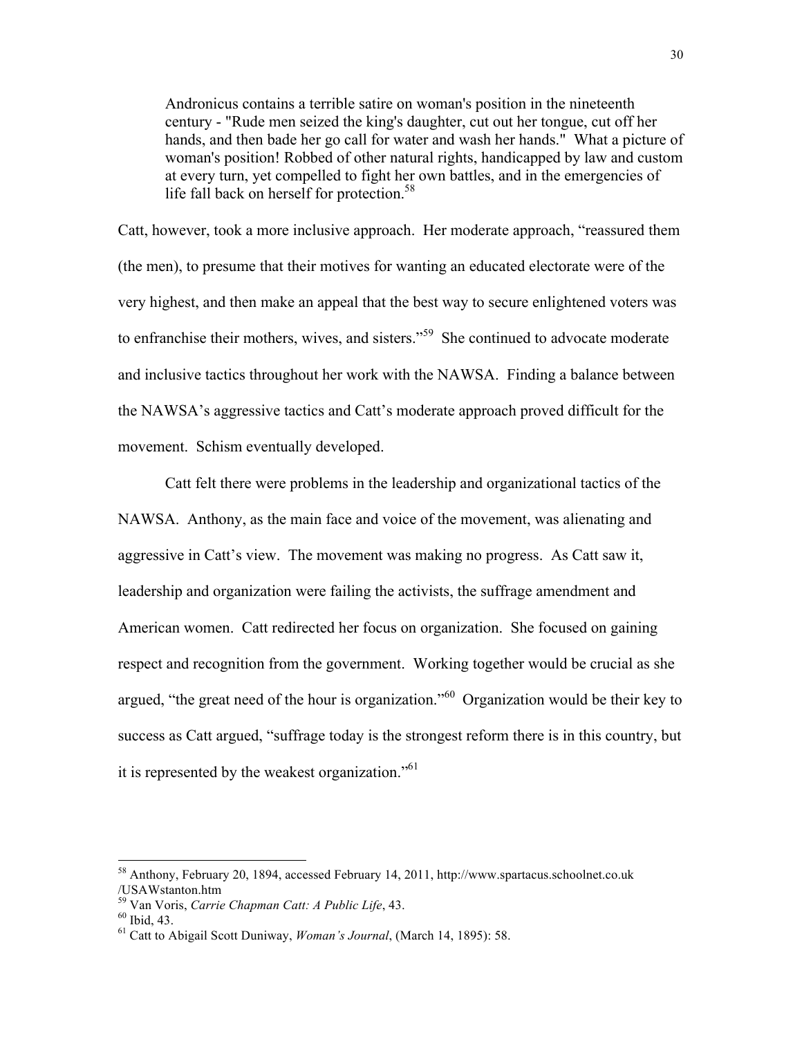> Andronicus contains a terrible satire on woman's position in the nineteenth century - "Rude men seized the king's daughter, cut out her tongue, cut off her hands, and then bade her go call for water and wash her hands." What a picture of woman's position! Robbed of other natural rights, handicapped by law and custom at every turn, yet compelled to fight her own battles, and in the emergencies of life fall back on herself for protection.[58]

Catt, however, took a more inclusive approach. Her moderate approach, "reassured them (the men), to presume that their motives for wanting an educated electorate were of the very highest, and then make an appeal that the best way to secure enlightened voters was to enfranchise their mothers, wives, and sisters."[59] She continued to advocate moderate and inclusive tactics throughout her work with the NAWSA. Finding a balance between the NAWSA's aggressive tactics and Catt's moderate approach proved difficult for the movement. Schism eventually developed.

Catt felt there were problems in the leadership and organizational tactics of the NAWSA. Anthony, as the main face and voice of the movement, was alienating and aggressive in Catt's view. The movement was making no progress. As Catt saw it, leadership and organization were failing the activists, the suffrage amendment and American women. Catt redirected her focus on organization. She focused on gaining respect and recognition from the government. Working together would be crucial as she argued, "the great need of the hour is organization."[60] Organization would be their key to success as Catt argued, "suffrage today is the strongest reform there is in this country, but it is represented by the weakest organization."[61]

---

[58] Anthony, February 20, 1894, accessed February 14, 2011, http://www.spartacus.schoolnet.co.uk/USAWstanton.htm

[59] Van Voris, *Carrie Chapman Catt: A Public Life*, 43.

[60] Ibid, 43.

[61] Catt to Abigail Scott Duniway, *Woman's Journal*, (March 14, 1895): 58.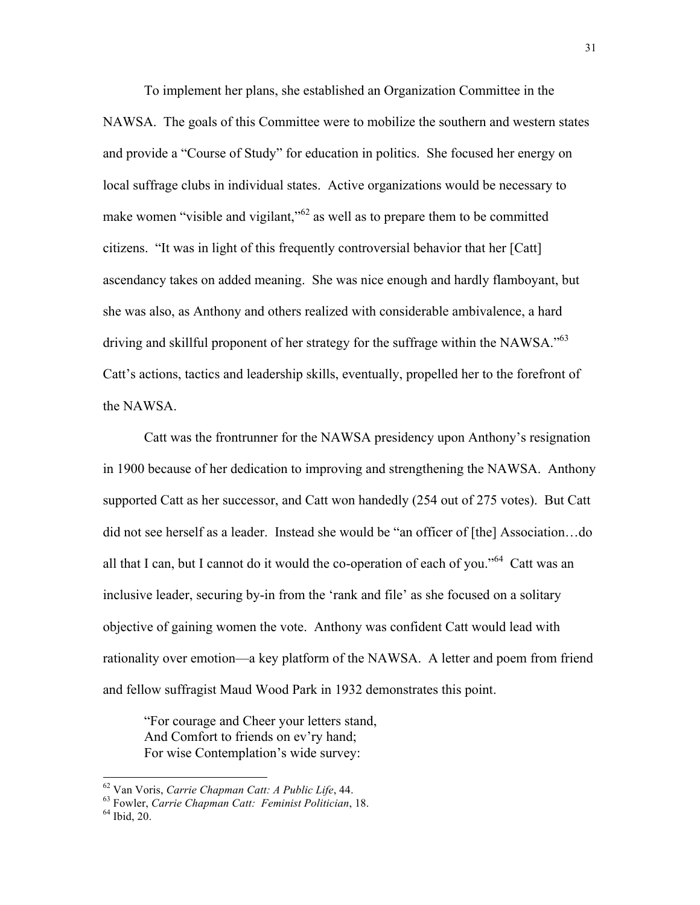To implement her plans, she established an Organization Committee in the NAWSA. The goals of this Committee were to mobilize the southern and western states and provide a "Course of Study" for education in politics. She focused her energy on local suffrage clubs in individual states. Active organizations would be necessary to make women "visible and vigilant,"[62] as well as to prepare them to be committed citizens. "It was in light of this frequently controversial behavior that her [Catt] ascendancy takes on added meaning. She was nice enough and hardly flamboyant, but she was also, as Anthony and others realized with considerable ambivalence, a hard driving and skillful proponent of her strategy for the suffrage within the NAWSA."[63] Catt's actions, tactics and leadership skills, eventually, propelled her to the forefront of the NAWSA.

Catt was the frontrunner for the NAWSA presidency upon Anthony's resignation in 1900 because of her dedication to improving and strengthening the NAWSA. Anthony supported Catt as her successor, and Catt won handedly (254 out of 275 votes). But Catt did not see herself as a leader. Instead she would be "an officer of [the] Association…do all that I can, but I cannot do it would the co-operation of each of you."[64] Catt was an inclusive leader, securing by-in from the 'rank and file' as she focused on a solitary objective of gaining women the vote. Anthony was confident Catt would lead with rationality over emotion—a key platform of the NAWSA. A letter and poem from friend and fellow suffragist Maud Wood Park in 1932 demonstrates this point.

> "For courage and Cheer your letters stand,
> And Comfort to friends on ev'ry hand;
> For wise Contemplation's wide survey:

[62] Van Voris, *Carrie Chapman Catt: A Public Life*, 44.
[63] Fowler, *Carrie Chapman Catt: Feminist Politician*, 18.
[64] Ibid, 20.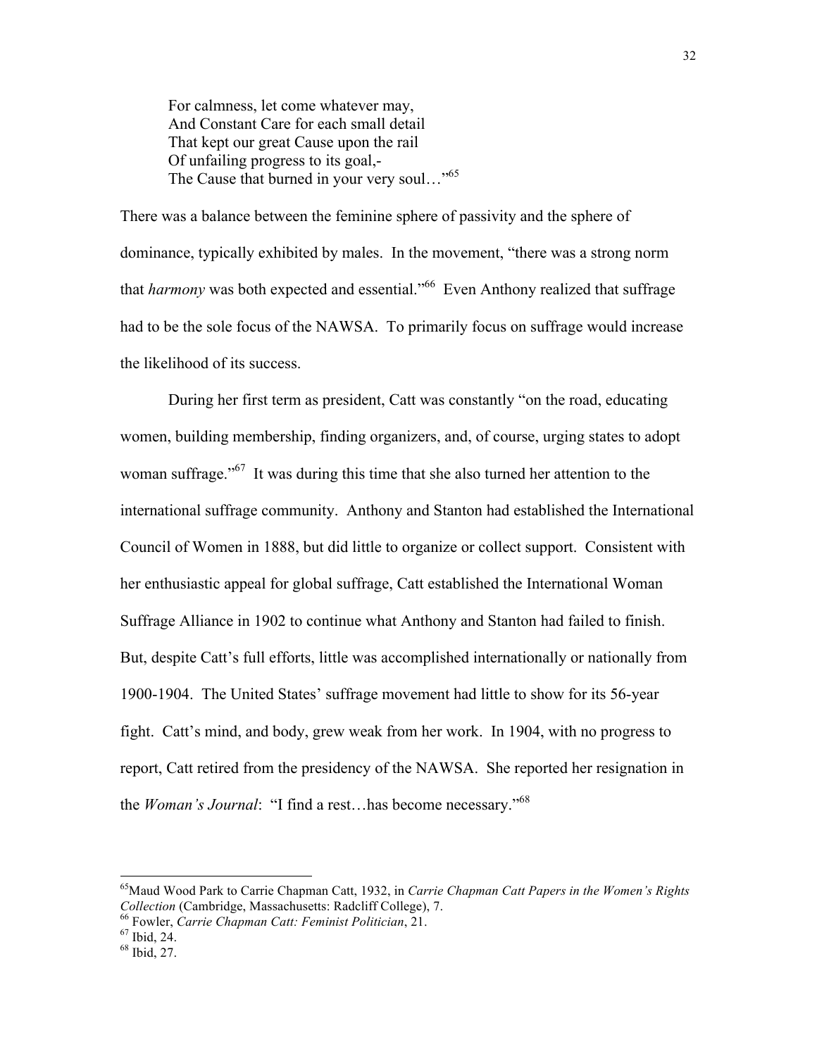> For calmness, let come whatever may,
> And Constant Care for each small detail
> That kept our great Cause upon the rail
> Of unfailing progress to its goal,-
> The Cause that burned in your very soul…"[65]

There was a balance between the feminine sphere of passivity and the sphere of dominance, typically exhibited by males. In the movement, "there was a strong norm that *harmony* was both expected and essential."[66] Even Anthony realized that suffrage had to be the sole focus of the NAWSA. To primarily focus on suffrage would increase the likelihood of its success.

During her first term as president, Catt was constantly "on the road, educating women, building membership, finding organizers, and, of course, urging states to adopt woman suffrage."[67] It was during this time that she also turned her attention to the international suffrage community. Anthony and Stanton had established the International Council of Women in 1888, but did little to organize or collect support. Consistent with her enthusiastic appeal for global suffrage, Catt established the International Woman Suffrage Alliance in 1902 to continue what Anthony and Stanton had failed to finish. But, despite Catt's full efforts, little was accomplished internationally or nationally from 1900-1904. The United States' suffrage movement had little to show for its 56-year fight. Catt's mind, and body, grew weak from her work. In 1904, with no progress to report, Catt retired from the presidency of the NAWSA. She reported her resignation in the *Woman's Journal*: "I find a rest…has become necessary."[68]

---

[65] Maud Wood Park to Carrie Chapman Catt, 1932, in *Carrie Chapman Catt Papers in the Women's Rights Collection* (Cambridge, Massachusetts: Radcliff College), 7.

[66] Fowler, *Carrie Chapman Catt: Feminist Politician*, 21.

[67] Ibid, 24.

[68] Ibid, 27.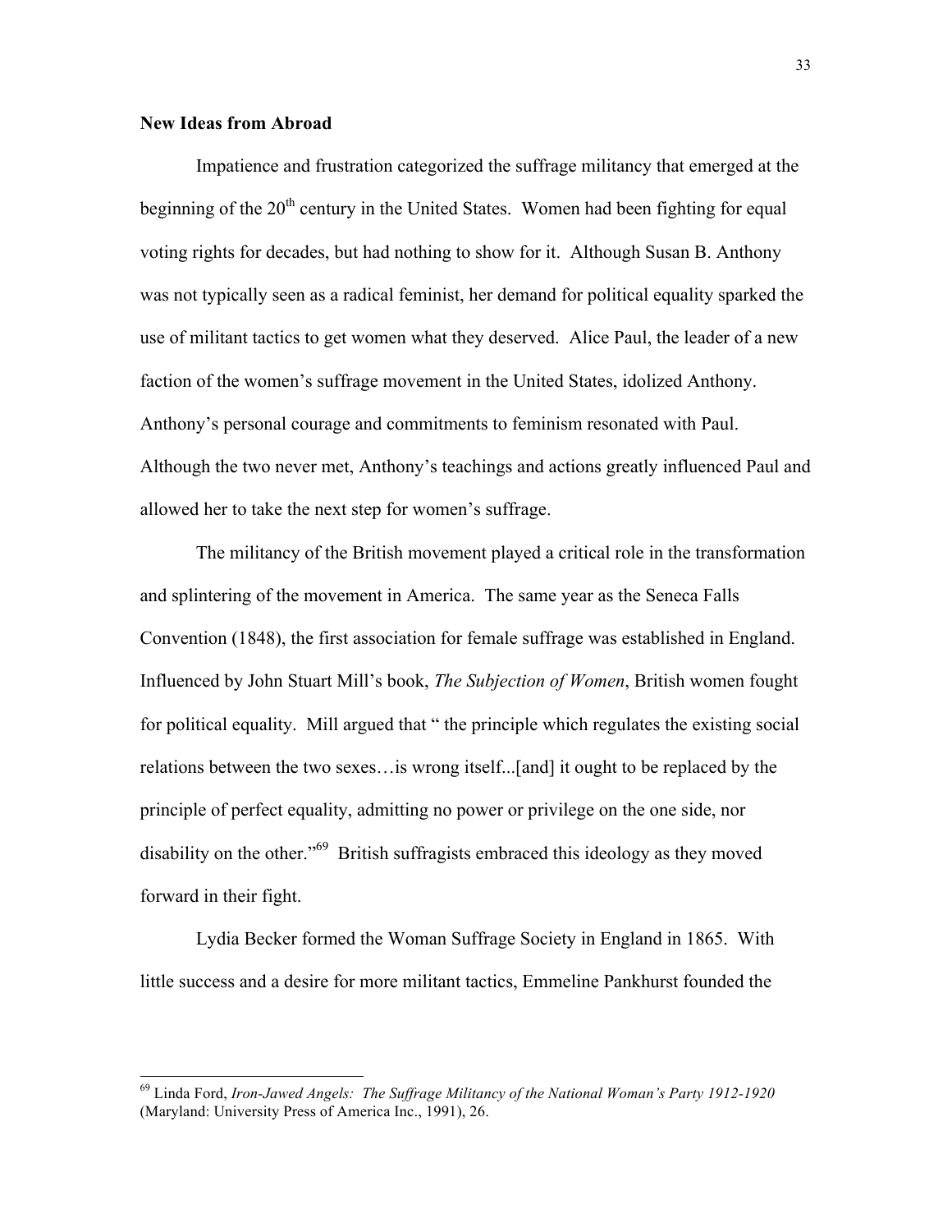**New Ideas from Abroad**

Impatience and frustration categorized the suffrage militancy that emerged at the beginning of the 20th century in the United States. Women had been fighting for equal voting rights for decades, but had nothing to show for it. Although Susan B. Anthony was not typically seen as a radical feminist, her demand for political equality sparked the use of militant tactics to get women what they deserved. Alice Paul, the leader of a new faction of the women's suffrage movement in the United States, idolized Anthony. Anthony's personal courage and commitments to feminism resonated with Paul. Although the two never met, Anthony's teachings and actions greatly influenced Paul and allowed her to take the next step for women's suffrage.

The militancy of the British movement played a critical role in the transformation and splintering of the movement in America. The same year as the Seneca Falls Convention (1848), the first association for female suffrage was established in England. Influenced by John Stuart Mill's book, *The Subjection of Women*, British women fought for political equality. Mill argued that " the principle which regulates the existing social relations between the two sexes…is wrong itself...[and] it ought to be replaced by the principle of perfect equality, admitting no power or privilege on the one side, nor disability on the other."[69] British suffragists embraced this ideology as they moved forward in their fight.

Lydia Becker formed the Woman Suffrage Society in England in 1865. With little success and a desire for more militant tactics, Emmeline Pankhurst founded the

---

[69] Linda Ford, *Iron-Jawed Angels: The Suffrage Militancy of the National Woman's Party 1912-1920* (Maryland: University Press of America Inc., 1991), 26.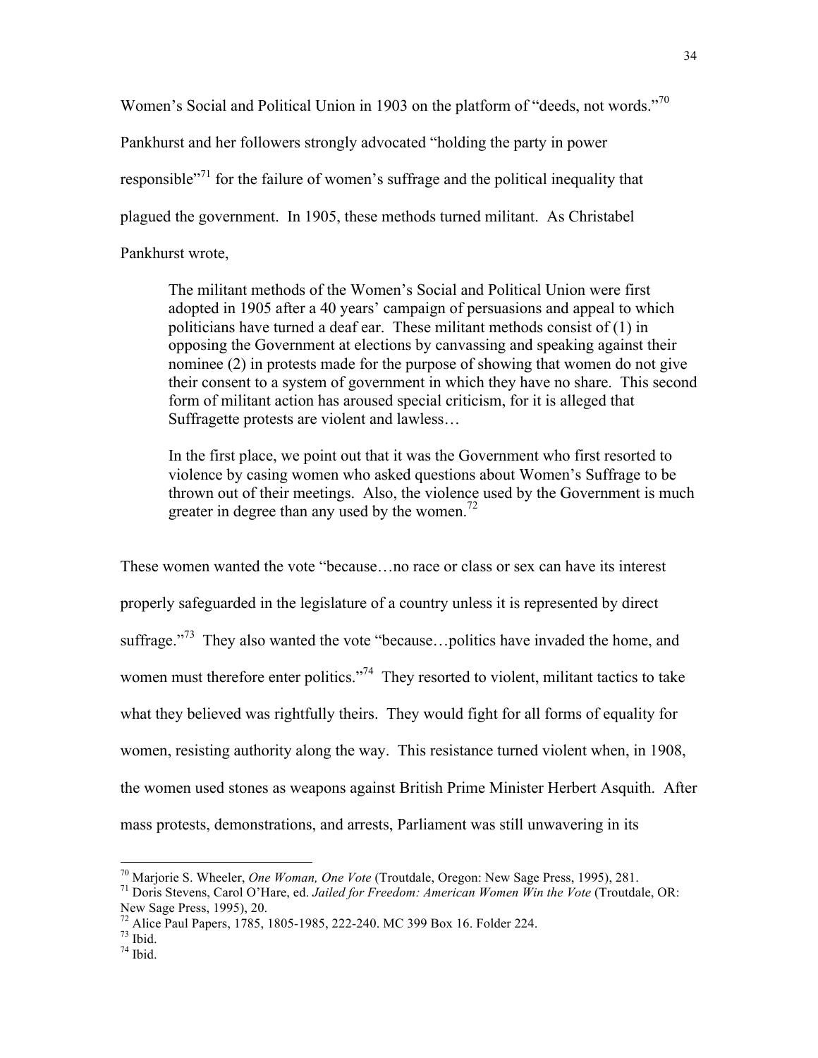Women's Social and Political Union in 1903 on the platform of "deeds, not words."[70] Pankhurst and her followers strongly advocated "holding the party in power responsible"[71] for the failure of women's suffrage and the political inequality that plagued the government. In 1905, these methods turned militant. As Christabel Pankhurst wrote,

> The militant methods of the Women's Social and Political Union were first adopted in 1905 after a 40 years' campaign of persuasions and appeal to which politicians have turned a deaf ear. These militant methods consist of (1) in opposing the Government at elections by canvassing and speaking against their nominee (2) in protests made for the purpose of showing that women do not give their consent to a system of government in which they have no share. This second form of militant action has aroused special criticism, for it is alleged that Suffragette protests are violent and lawless…
>
> In the first place, we point out that it was the Government who first resorted to violence by casing women who asked questions about Women's Suffrage to be thrown out of their meetings. Also, the violence used by the Government is much greater in degree than any used by the women.[72]

These women wanted the vote "because…no race or class or sex can have its interest properly safeguarded in the legislature of a country unless it is represented by direct suffrage."[73] They also wanted the vote "because…politics have invaded the home, and women must therefore enter politics."[74] They resorted to violent, militant tactics to take what they believed was rightfully theirs. They would fight for all forms of equality for women, resisting authority along the way. This resistance turned violent when, in 1908, the women used stones as weapons against British Prime Minister Herbert Asquith. After mass protests, demonstrations, and arrests, Parliament was still unwavering in its

---

[70] Marjorie S. Wheeler, *One Woman, One Vote* (Troutdale, Oregon: New Sage Press, 1995), 281.

[71] Doris Stevens, Carol O'Hare, ed. *Jailed for Freedom: American Women Win the Vote* (Troutdale, OR: New Sage Press, 1995), 20.

[72] Alice Paul Papers, 1785, 1805-1985, 222-240. MC 399 Box 16. Folder 224.

[73] Ibid.

[74] Ibid.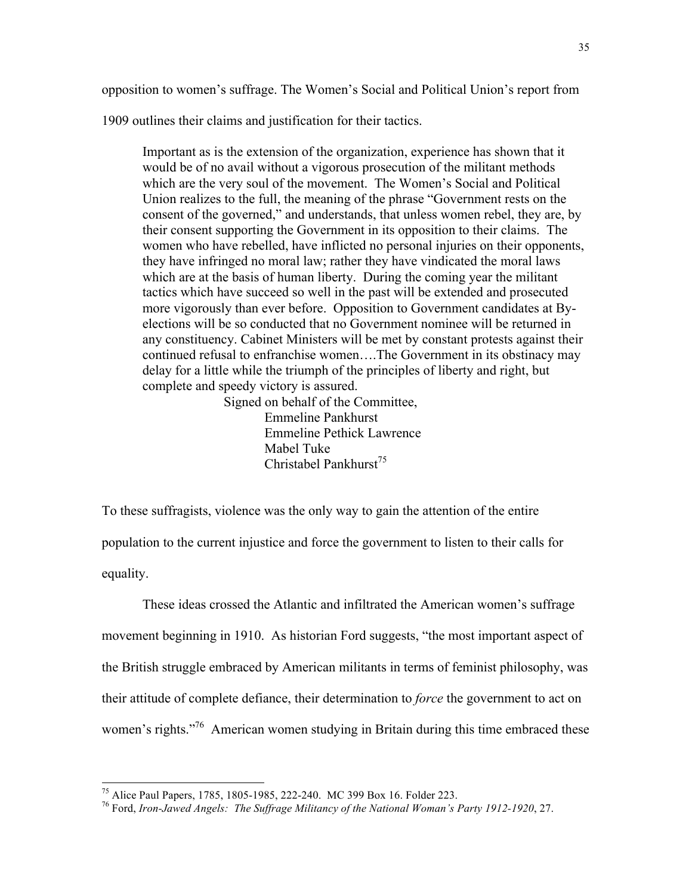opposition to women's suffrage. The Women's Social and Political Union's report from 1909 outlines their claims and justification for their tactics.

> Important as is the extension of the organization, experience has shown that it would be of no avail without a vigorous prosecution of the militant methods which are the very soul of the movement. The Women's Social and Political Union realizes to the full, the meaning of the phrase "Government rests on the consent of the governed," and understands, that unless women rebel, they are, by their consent supporting the Government in its opposition to their claims. The women who have rebelled, have inflicted no personal injuries on their opponents, they have infringed no moral law; rather they have vindicated the moral laws which are at the basis of human liberty. During the coming year the militant tactics which have succeed so well in the past will be extended and prosecuted more vigorously than ever before. Opposition to Government candidates at By-elections will be so conducted that no Government nominee will be returned in any constituency. Cabinet Ministers will be met by constant protests against their continued refusal to enfranchise women….The Government in its obstinacy may delay for a little while the triumph of the principles of liberty and right, but complete and speedy victory is assured.
>
> Signed on behalf of the Committee,
> Emmeline Pankhurst
> Emmeline Pethick Lawrence
> Mabel Tuke
> Christabel Pankhurst[75]

To these suffragists, violence was the only way to gain the attention of the entire population to the current injustice and force the government to listen to their calls for equality.

These ideas crossed the Atlantic and infiltrated the American women's suffrage movement beginning in 1910. As historian Ford suggests, "the most important aspect of the British struggle embraced by American militants in terms of feminist philosophy, was their attitude of complete defiance, their determination to *force* the government to act on women's rights."[76] American women studying in Britain during this time embraced these

---

[75] Alice Paul Papers, 1785, 1805-1985, 222-240. MC 399 Box 16. Folder 223.

[76] Ford, *Iron-Jawed Angels: The Suffrage Militancy of the National Woman's Party 1912-1920*, 27.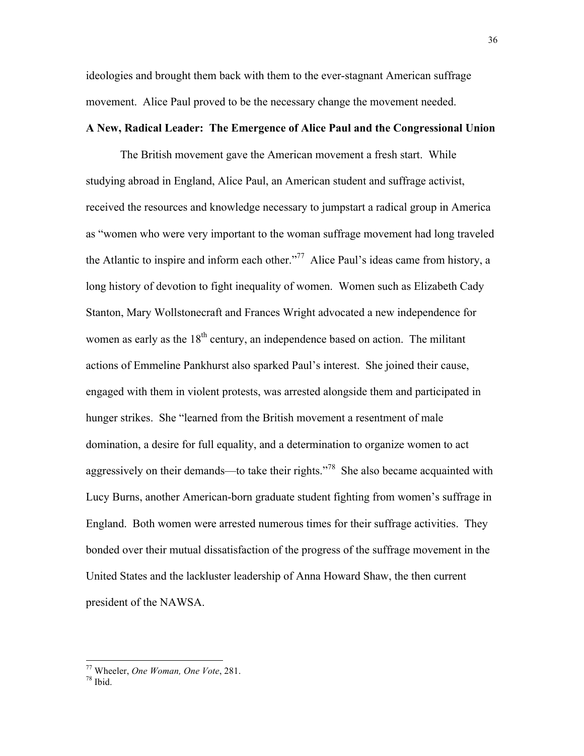ideologies and brought them back with them to the ever-stagnant American suffrage movement. Alice Paul proved to be the necessary change the movement needed.

**A New, Radical Leader: The Emergence of Alice Paul and the Congressional Union**

The British movement gave the American movement a fresh start. While studying abroad in England, Alice Paul, an American student and suffrage activist, received the resources and knowledge necessary to jumpstart a radical group in America as "women who were very important to the woman suffrage movement had long traveled the Atlantic to inspire and inform each other."[77] Alice Paul's ideas came from history, a long history of devotion to fight inequality of women. Women such as Elizabeth Cady Stanton, Mary Wollstonecraft and Frances Wright advocated a new independence for women as early as the 18th century, an independence based on action. The militant actions of Emmeline Pankhurst also sparked Paul's interest. She joined their cause, engaged with them in violent protests, was arrested alongside them and participated in hunger strikes. She "learned from the British movement a resentment of male domination, a desire for full equality, and a determination to organize women to act aggressively on their demands—to take their rights."[78] She also became acquainted with Lucy Burns, another American-born graduate student fighting from women's suffrage in England. Both women were arrested numerous times for their suffrage activities. They bonded over their mutual dissatisfaction of the progress of the suffrage movement in the United States and the lackluster leadership of Anna Howard Shaw, the then current president of the NAWSA.

---

[77] Wheeler, *One Woman, One Vote*, 281.
[78] Ibid.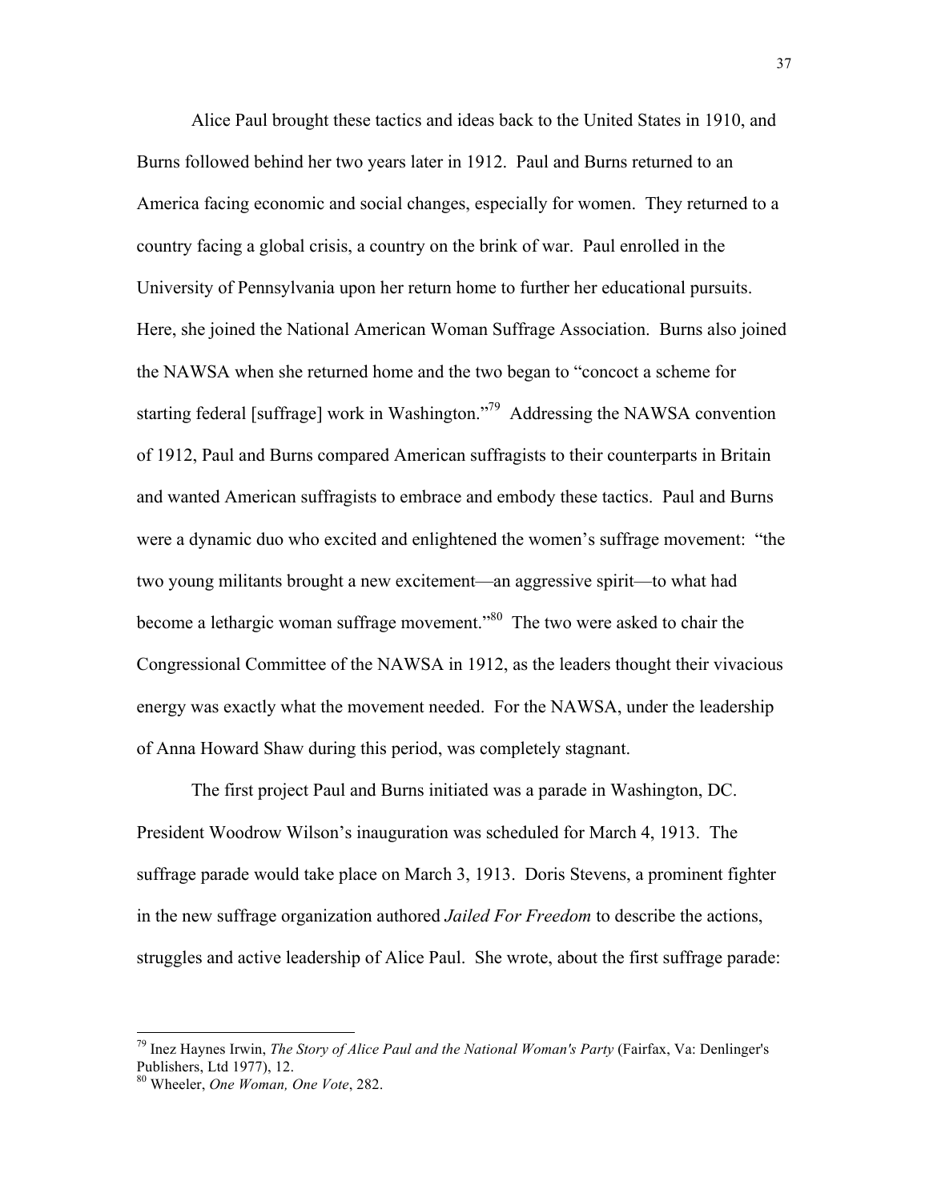Alice Paul brought these tactics and ideas back to the United States in 1910, and Burns followed behind her two years later in 1912. Paul and Burns returned to an America facing economic and social changes, especially for women. They returned to a country facing a global crisis, a country on the brink of war. Paul enrolled in the University of Pennsylvania upon her return home to further her educational pursuits. Here, she joined the National American Woman Suffrage Association. Burns also joined the NAWSA when she returned home and the two began to "concoct a scheme for starting federal [suffrage] work in Washington."[79] Addressing the NAWSA convention of 1912, Paul and Burns compared American suffragists to their counterparts in Britain and wanted American suffragists to embrace and embody these tactics. Paul and Burns were a dynamic duo who excited and enlightened the women's suffrage movement: "the two young militants brought a new excitement—an aggressive spirit—to what had become a lethargic woman suffrage movement."[80] The two were asked to chair the Congressional Committee of the NAWSA in 1912, as the leaders thought their vivacious energy was exactly what the movement needed. For the NAWSA, under the leadership of Anna Howard Shaw during this period, was completely stagnant.

The first project Paul and Burns initiated was a parade in Washington, DC. President Woodrow Wilson's inauguration was scheduled for March 4, 1913. The suffrage parade would take place on March 3, 1913. Doris Stevens, a prominent fighter in the new suffrage organization authored *Jailed For Freedom* to describe the actions, struggles and active leadership of Alice Paul. She wrote, about the first suffrage parade:

---

[79] Inez Haynes Irwin, *The Story of Alice Paul and the National Woman's Party* (Fairfax, Va: Denlinger's Publishers, Ltd 1977), 12.

[80] Wheeler, *One Woman, One Vote*, 282.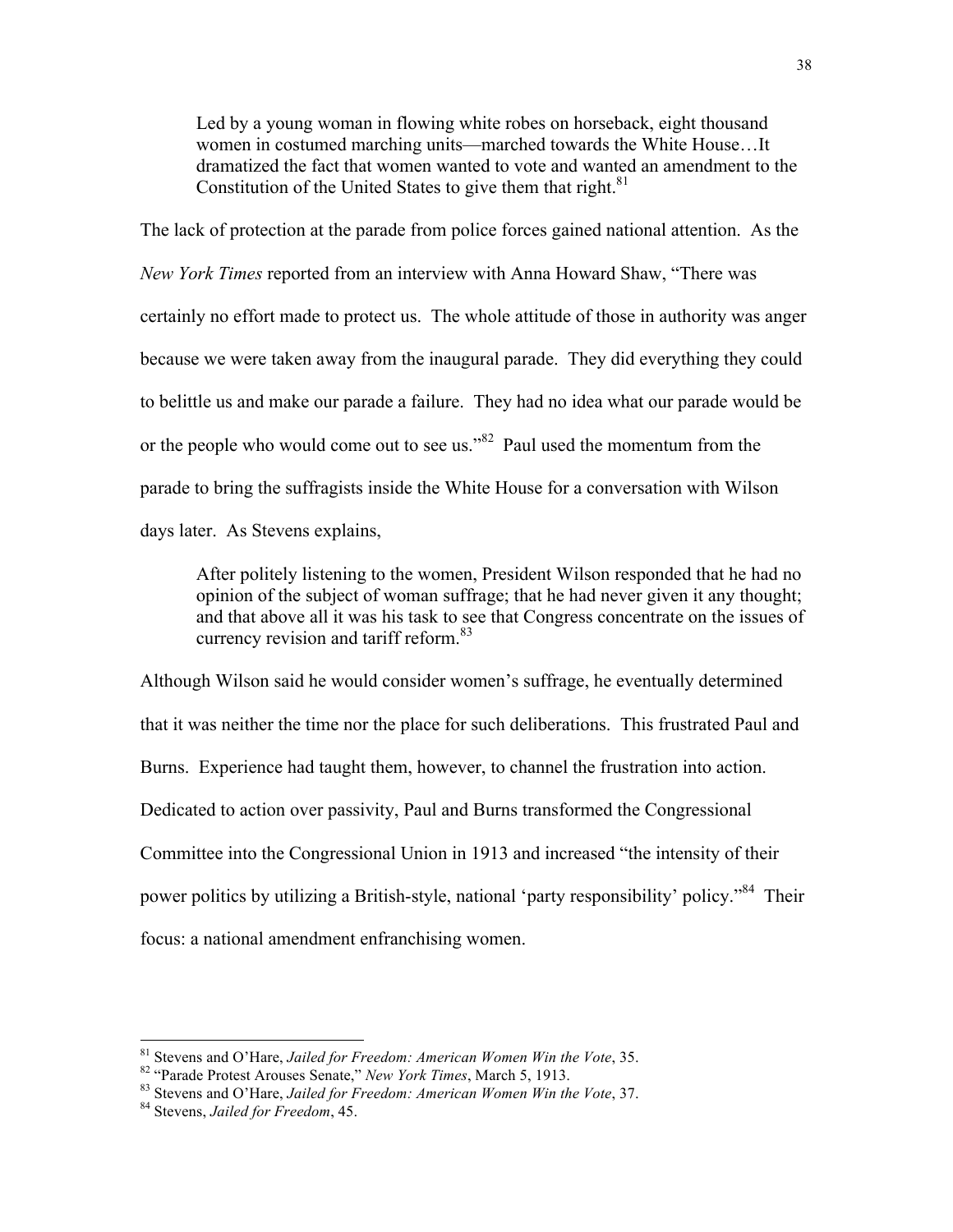> Led by a young woman in flowing white robes on horseback, eight thousand women in costumed marching units—marched towards the White House…It dramatized the fact that women wanted to vote and wanted an amendment to the Constitution of the United States to give them that right.[81]

The lack of protection at the parade from police forces gained national attention. As the *New York Times* reported from an interview with Anna Howard Shaw, "There was certainly no effort made to protect us. The whole attitude of those in authority was anger because we were taken away from the inaugural parade. They did everything they could to belittle us and make our parade a failure. They had no idea what our parade would be or the people who would come out to see us."[82] Paul used the momentum from the parade to bring the suffragists inside the White House for a conversation with Wilson days later. As Stevens explains,

> After politely listening to the women, President Wilson responded that he had no opinion of the subject of woman suffrage; that he had never given it any thought; and that above all it was his task to see that Congress concentrate on the issues of currency revision and tariff reform.[83]

Although Wilson said he would consider women's suffrage, he eventually determined that it was neither the time nor the place for such deliberations. This frustrated Paul and Burns. Experience had taught them, however, to channel the frustration into action. Dedicated to action over passivity, Paul and Burns transformed the Congressional Committee into the Congressional Union in 1913 and increased "the intensity of their power politics by utilizing a British-style, national 'party responsibility' policy."[84] Their focus: a national amendment enfranchising women.

---

[81] Stevens and O'Hare, *Jailed for Freedom: American Women Win the Vote*, 35.

[82] "Parade Protest Arouses Senate," *New York Times*, March 5, 1913.

[83] Stevens and O'Hare, *Jailed for Freedom: American Women Win the Vote*, 37.

[84] Stevens, *Jailed for Freedom*, 45.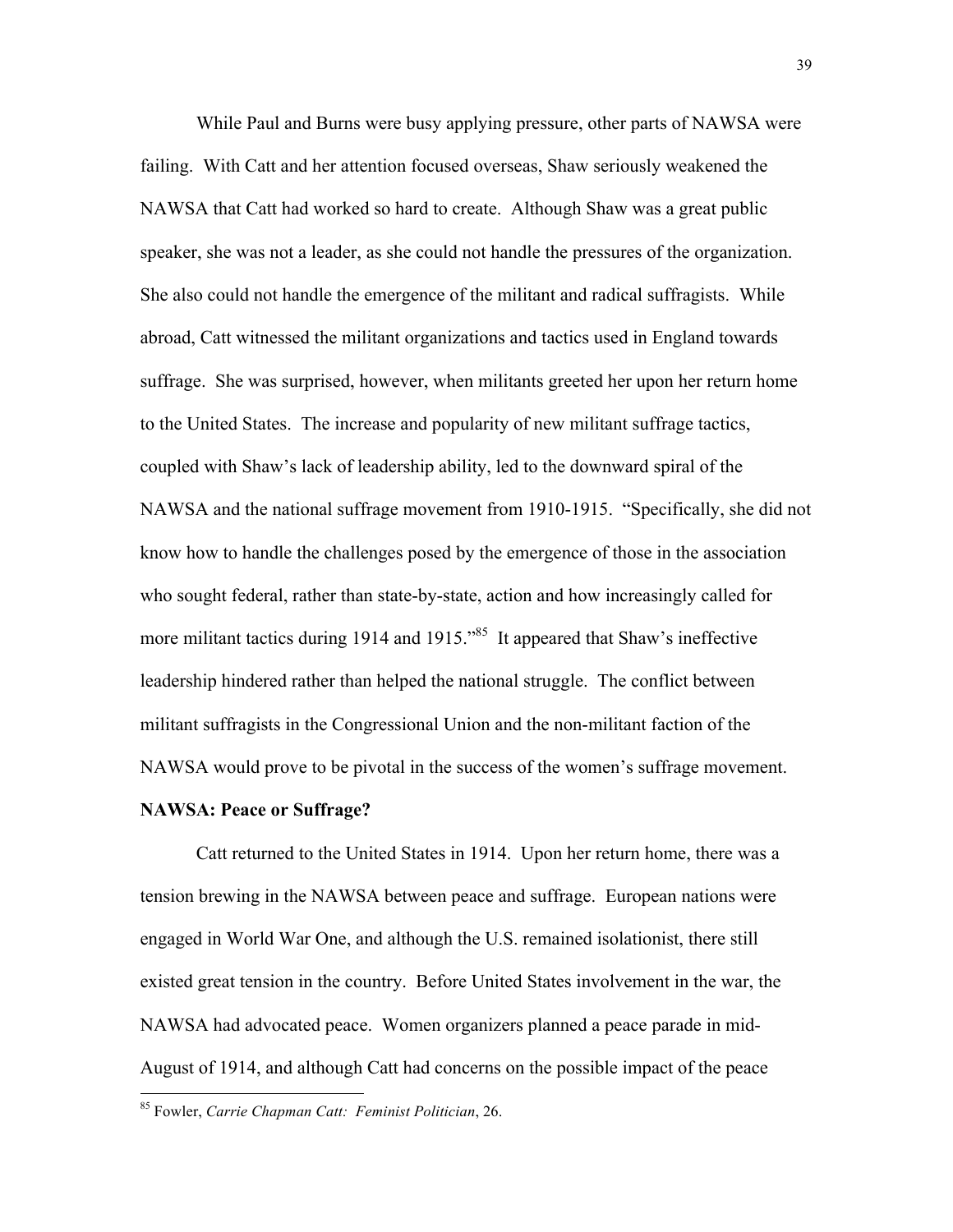While Paul and Burns were busy applying pressure, other parts of NAWSA were failing. With Catt and her attention focused overseas, Shaw seriously weakened the NAWSA that Catt had worked so hard to create. Although Shaw was a great public speaker, she was not a leader, as she could not handle the pressures of the organization. She also could not handle the emergence of the militant and radical suffragists. While abroad, Catt witnessed the militant organizations and tactics used in England towards suffrage. She was surprised, however, when militants greeted her upon her return home to the United States. The increase and popularity of new militant suffrage tactics, coupled with Shaw's lack of leadership ability, led to the downward spiral of the NAWSA and the national suffrage movement from 1910-1915. "Specifically, she did not know how to handle the challenges posed by the emergence of those in the association who sought federal, rather than state-by-state, action and how increasingly called for more militant tactics during 1914 and 1915."[85] It appeared that Shaw's ineffective leadership hindered rather than helped the national struggle. The conflict between militant suffragists in the Congressional Union and the non-militant faction of the NAWSA would prove to be pivotal in the success of the women's suffrage movement.

**NAWSA: Peace or Suffrage?**

Catt returned to the United States in 1914. Upon her return home, there was a tension brewing in the NAWSA between peace and suffrage. European nations were engaged in World War One, and although the U.S. remained isolationist, there still existed great tension in the country. Before United States involvement in the war, the NAWSA had advocated peace. Women organizers planned a peace parade in mid-August of 1914, and although Catt had concerns on the possible impact of the peace

[85] Fowler, *Carrie Chapman Catt: Feminist Politician*, 26.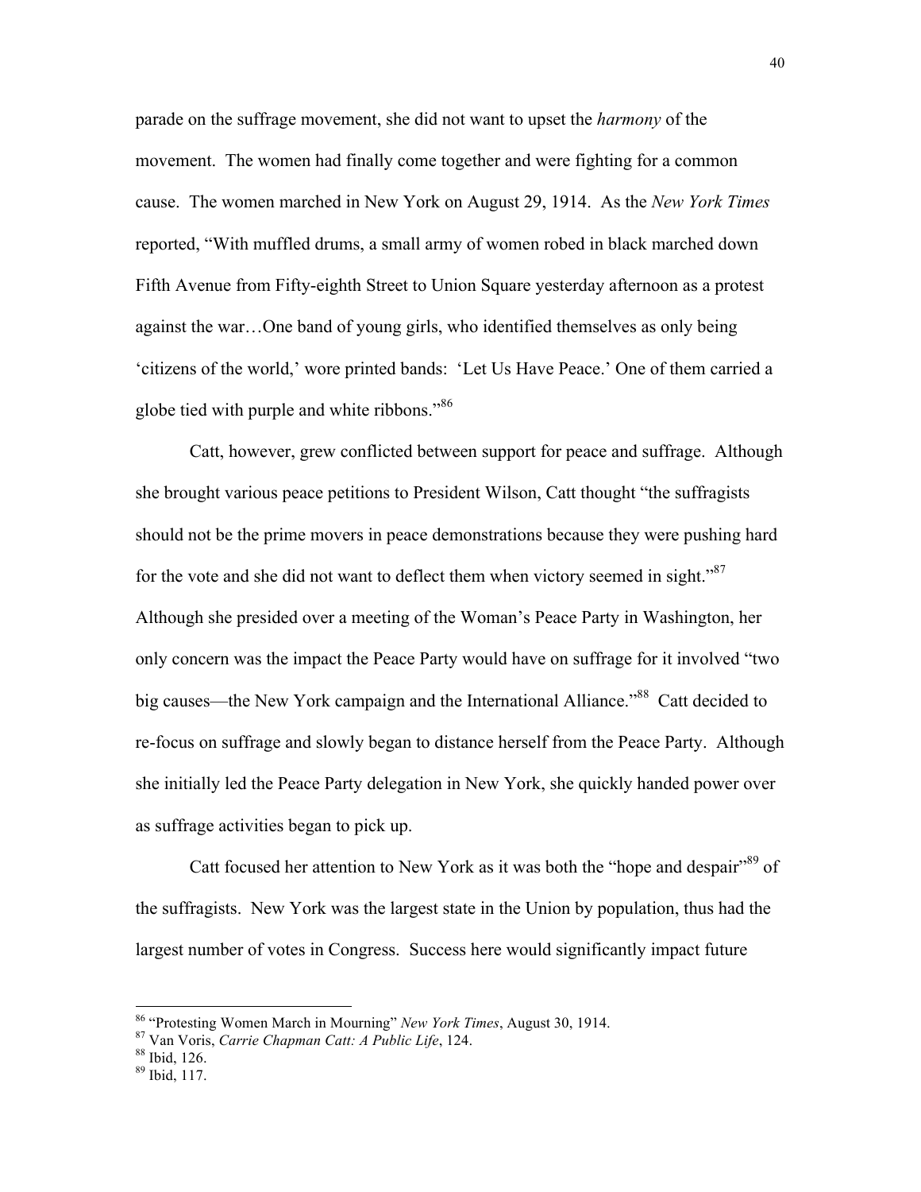parade on the suffrage movement, she did not want to upset the *harmony* of the movement. The women had finally come together and were fighting for a common cause. The women marched in New York on August 29, 1914. As the *New York Times* reported, "With muffled drums, a small army of women robed in black marched down Fifth Avenue from Fifty-eighth Street to Union Square yesterday afternoon as a protest against the war…One band of young girls, who identified themselves as only being 'citizens of the world,' wore printed bands: 'Let Us Have Peace.' One of them carried a globe tied with purple and white ribbons."[86]

Catt, however, grew conflicted between support for peace and suffrage. Although she brought various peace petitions to President Wilson, Catt thought "the suffragists should not be the prime movers in peace demonstrations because they were pushing hard for the vote and she did not want to deflect them when victory seemed in sight."[87] Although she presided over a meeting of the Woman's Peace Party in Washington, her only concern was the impact the Peace Party would have on suffrage for it involved "two big causes—the New York campaign and the International Alliance."[88] Catt decided to re-focus on suffrage and slowly began to distance herself from the Peace Party. Although she initially led the Peace Party delegation in New York, she quickly handed power over as suffrage activities began to pick up.

Catt focused her attention to New York as it was both the "hope and despair"[89] of the suffragists. New York was the largest state in the Union by population, thus had the largest number of votes in Congress. Success here would significantly impact future

---

[86] "Protesting Women March in Mourning" *New York Times*, August 30, 1914.

[87] Van Voris, *Carrie Chapman Catt: A Public Life*, 124.

[88] Ibid, 126.

[89] Ibid, 117.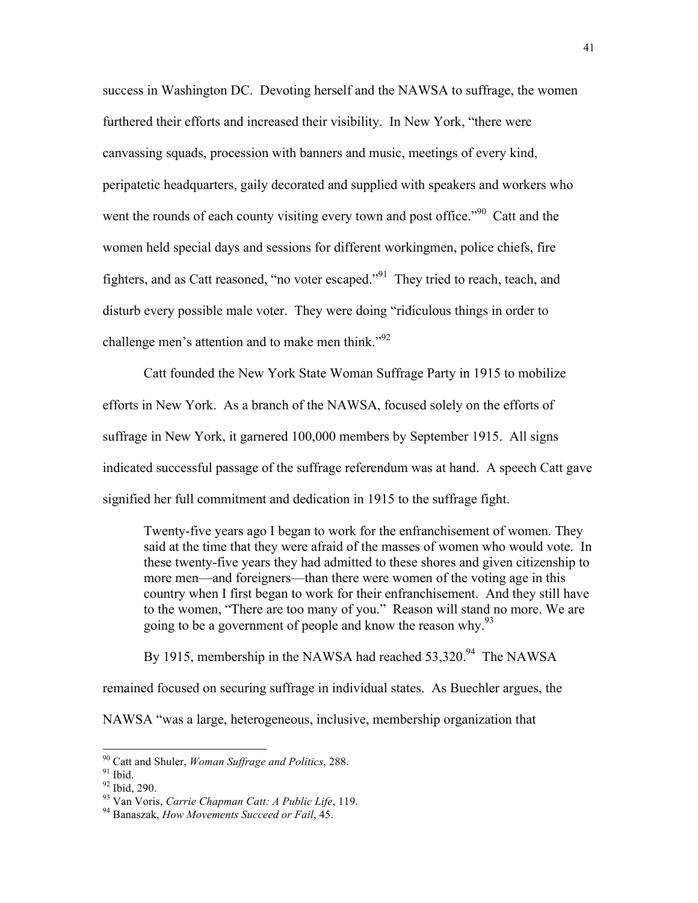success in Washington DC. Devoting herself and the NAWSA to suffrage, the women furthered their efforts and increased their visibility. In New York, "there were canvassing squads, procession with banners and music, meetings of every kind, peripatetic headquarters, gaily decorated and supplied with speakers and workers who went the rounds of each county visiting every town and post office."[90] Catt and the women held special days and sessions for different workingmen, police chiefs, fire fighters, and as Catt reasoned, "no voter escaped."[91] They tried to reach, teach, and disturb every possible male voter. They were doing "ridiculous things in order to challenge men's attention and to make men think."[92]

Catt founded the New York State Woman Suffrage Party in 1915 to mobilize efforts in New York. As a branch of the NAWSA, focused solely on the efforts of suffrage in New York, it garnered 100,000 members by September 1915. All signs indicated successful passage of the suffrage referendum was at hand. A speech Catt gave signified her full commitment and dedication in 1915 to the suffrage fight.

> Twenty-five years ago I began to work for the enfranchisement of women. They said at the time that they were afraid of the masses of women who would vote. In these twenty-five years they had admitted to these shores and given citizenship to more men—and foreigners—than there were women of the voting age in this country when I first began to work for their enfranchisement. And they still have to the women, "There are too many of you." Reason will stand no more. We are going to be a government of people and know the reason why.[93]

By 1915, membership in the NAWSA had reached 53,320.[94] The NAWSA remained focused on securing suffrage in individual states. As Buechler argues, the NAWSA "was a large, heterogeneous, inclusive, membership organization that

---

[90] Catt and Shuler, *Woman Suffrage and Politics*, 288.
[91] Ibid.
[92] Ibid, 290.
[93] Van Voris, *Carrie Chapman Catt: A Public Life*, 119.
[94] Banaszak, *How Movements Succeed or Fail*, 45.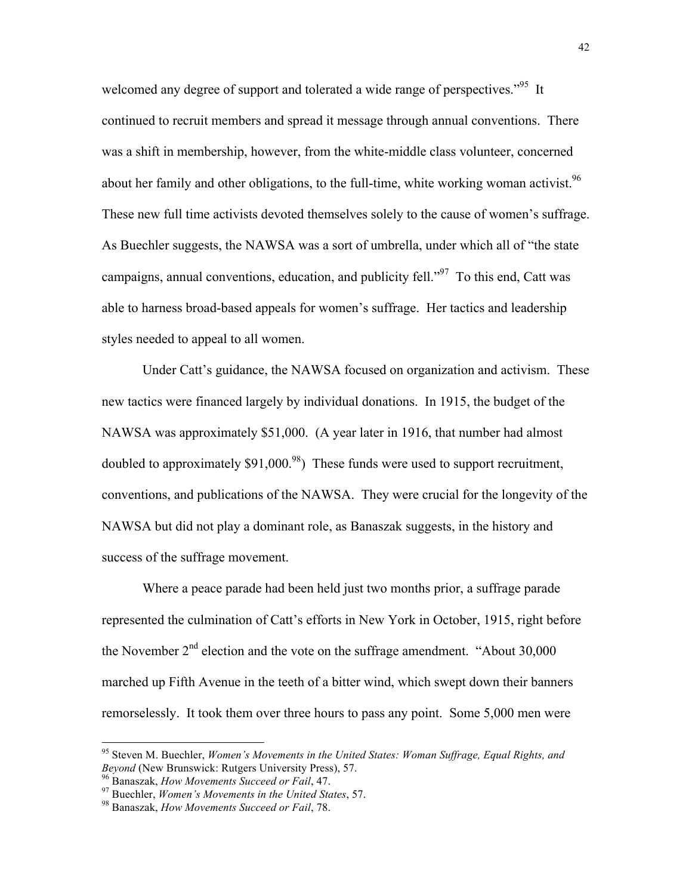welcomed any degree of support and tolerated a wide range of perspectives."[95] It continued to recruit members and spread it message through annual conventions. There was a shift in membership, however, from the white-middle class volunteer, concerned about her family and other obligations, to the full-time, white working woman activist.[96] These new full time activists devoted themselves solely to the cause of women's suffrage. As Buechler suggests, the NAWSA was a sort of umbrella, under which all of "the state campaigns, annual conventions, education, and publicity fell."[97] To this end, Catt was able to harness broad-based appeals for women's suffrage. Her tactics and leadership styles needed to appeal to all women.

Under Catt's guidance, the NAWSA focused on organization and activism. These new tactics were financed largely by individual donations. In 1915, the budget of the NAWSA was approximately $51,000. (A year later in 1916, that number had almost doubled to approximately $91,000.[98]) These funds were used to support recruitment, conventions, and publications of the NAWSA. They were crucial for the longevity of the NAWSA but did not play a dominant role, as Banaszak suggests, in the history and success of the suffrage movement.

Where a peace parade had been held just two months prior, a suffrage parade represented the culmination of Catt's efforts in New York in October, 1915, right before the November 2nd election and the vote on the suffrage amendment. "About 30,000 marched up Fifth Avenue in the teeth of a bitter wind, which swept down their banners remorselessly. It took them over three hours to pass any point. Some 5,000 men were

---

[95] Steven M. Buechler, *Women's Movements in the United States: Woman Suffrage, Equal Rights, and Beyond* (New Brunswick: Rutgers University Press), 57.

[96] Banaszak, *How Movements Succeed or Fail*, 47.

[97] Buechler, *Women's Movements in the United States*, 57.

[98] Banaszak, *How Movements Succeed or Fail*, 78.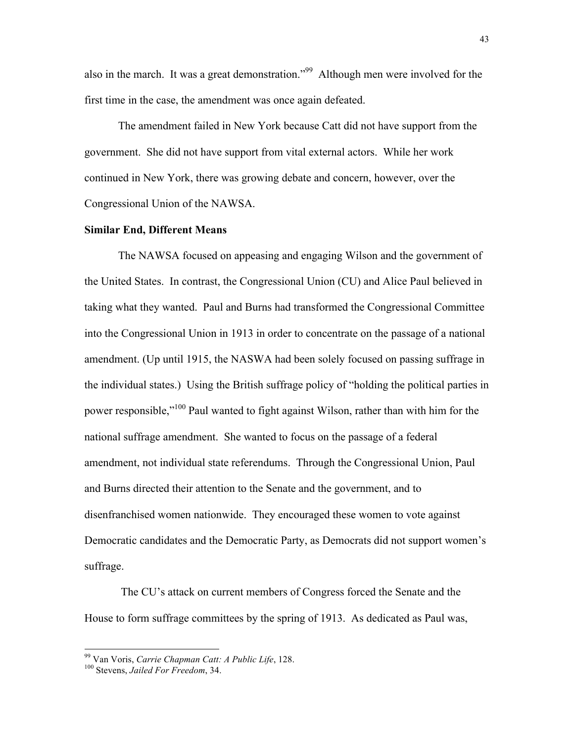also in the march. It was a great demonstration."[99] Although men were involved for the first time in the case, the amendment was once again defeated.

The amendment failed in New York because Catt did not have support from the government. She did not have support from vital external actors. While her work continued in New York, there was growing debate and concern, however, over the Congressional Union of the NAWSA.

**Similar End, Different Means**

The NAWSA focused on appeasing and engaging Wilson and the government of the United States. In contrast, the Congressional Union (CU) and Alice Paul believed in taking what they wanted. Paul and Burns had transformed the Congressional Committee into the Congressional Union in 1913 in order to concentrate on the passage of a national amendment. (Up until 1915, the NASWA had been solely focused on passing suffrage in the individual states.) Using the British suffrage policy of "holding the political parties in power responsible,"[100] Paul wanted to fight against Wilson, rather than with him for the national suffrage amendment. She wanted to focus on the passage of a federal amendment, not individual state referendums. Through the Congressional Union, Paul and Burns directed their attention to the Senate and the government, and to disenfranchised women nationwide. They encouraged these women to vote against Democratic candidates and the Democratic Party, as Democrats did not support women's suffrage.

The CU's attack on current members of Congress forced the Senate and the House to form suffrage committees by the spring of 1913. As dedicated as Paul was,

---

[99] Van Voris, *Carrie Chapman Catt: A Public Life*, 128.

[100] Stevens, *Jailed For Freedom*, 34.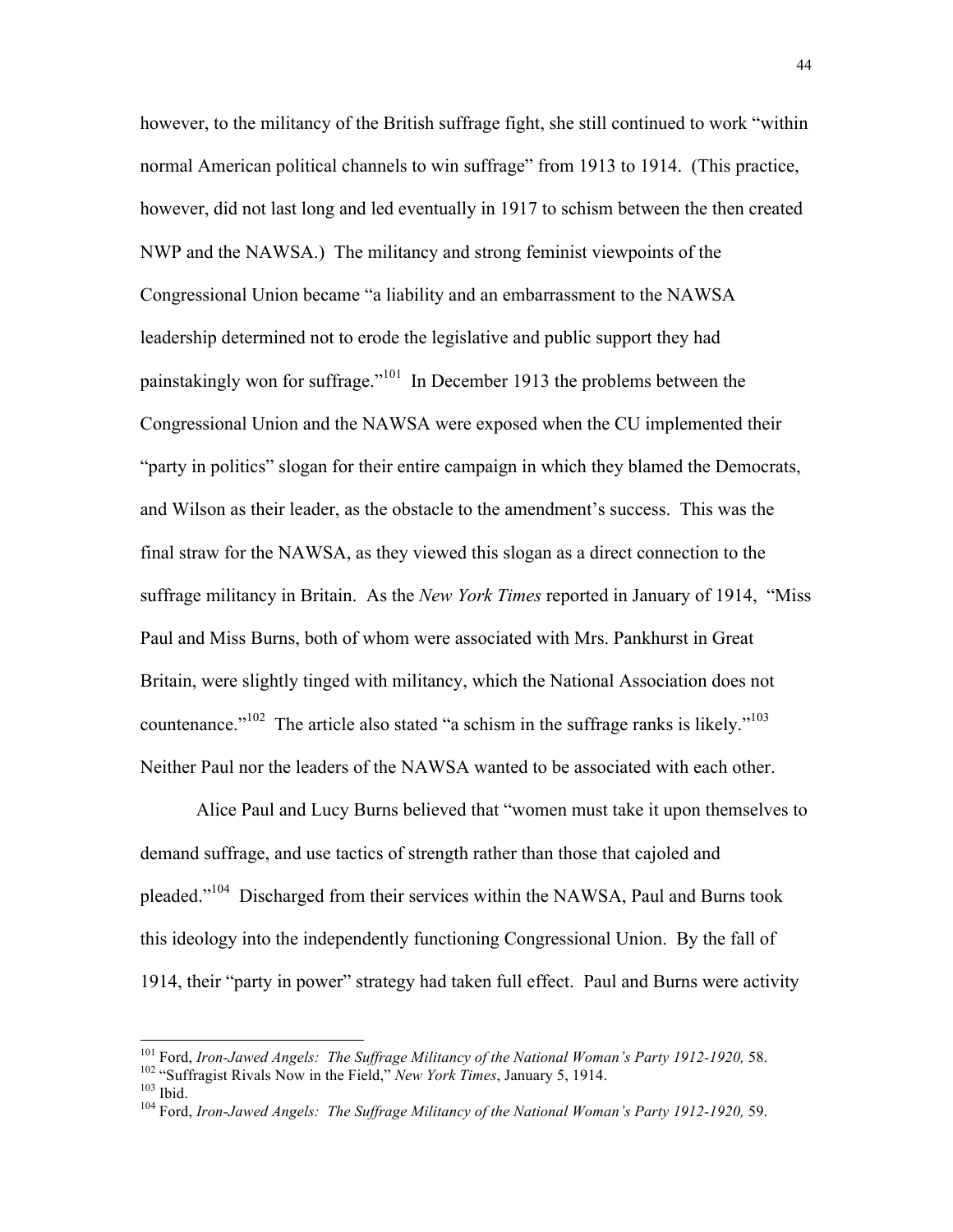however, to the militancy of the British suffrage fight, she still continued to work "within normal American political channels to win suffrage" from 1913 to 1914. (This practice, however, did not last long and led eventually in 1917 to schism between the then created NWP and the NAWSA.) The militancy and strong feminist viewpoints of the Congressional Union became "a liability and an embarrassment to the NAWSA leadership determined not to erode the legislative and public support they had painstakingly won for suffrage."[101] In December 1913 the problems between the Congressional Union and the NAWSA were exposed when the CU implemented their "party in politics" slogan for their entire campaign in which they blamed the Democrats, and Wilson as their leader, as the obstacle to the amendment's success. This was the final straw for the NAWSA, as they viewed this slogan as a direct connection to the suffrage militancy in Britain. As the *New York Times* reported in January of 1914, "Miss Paul and Miss Burns, both of whom were associated with Mrs. Pankhurst in Great Britain, were slightly tinged with militancy, which the National Association does not countenance."[102] The article also stated "a schism in the suffrage ranks is likely."[103] Neither Paul nor the leaders of the NAWSA wanted to be associated with each other.

Alice Paul and Lucy Burns believed that "women must take it upon themselves to demand suffrage, and use tactics of strength rather than those that cajoled and pleaded."[104] Discharged from their services within the NAWSA, Paul and Burns took this ideology into the independently functioning Congressional Union. By the fall of 1914, their "party in power" strategy had taken full effect. Paul and Burns were activity

---

[101] Ford, *Iron-Jawed Angels: The Suffrage Militancy of the National Woman's Party 1912-1920,* 58.

[102] "Suffragist Rivals Now in the Field," *New York Times*, January 5, 1914.

[103] Ibid.

[104] Ford, *Iron-Jawed Angels: The Suffrage Militancy of the National Woman's Party 1912-1920,* 59.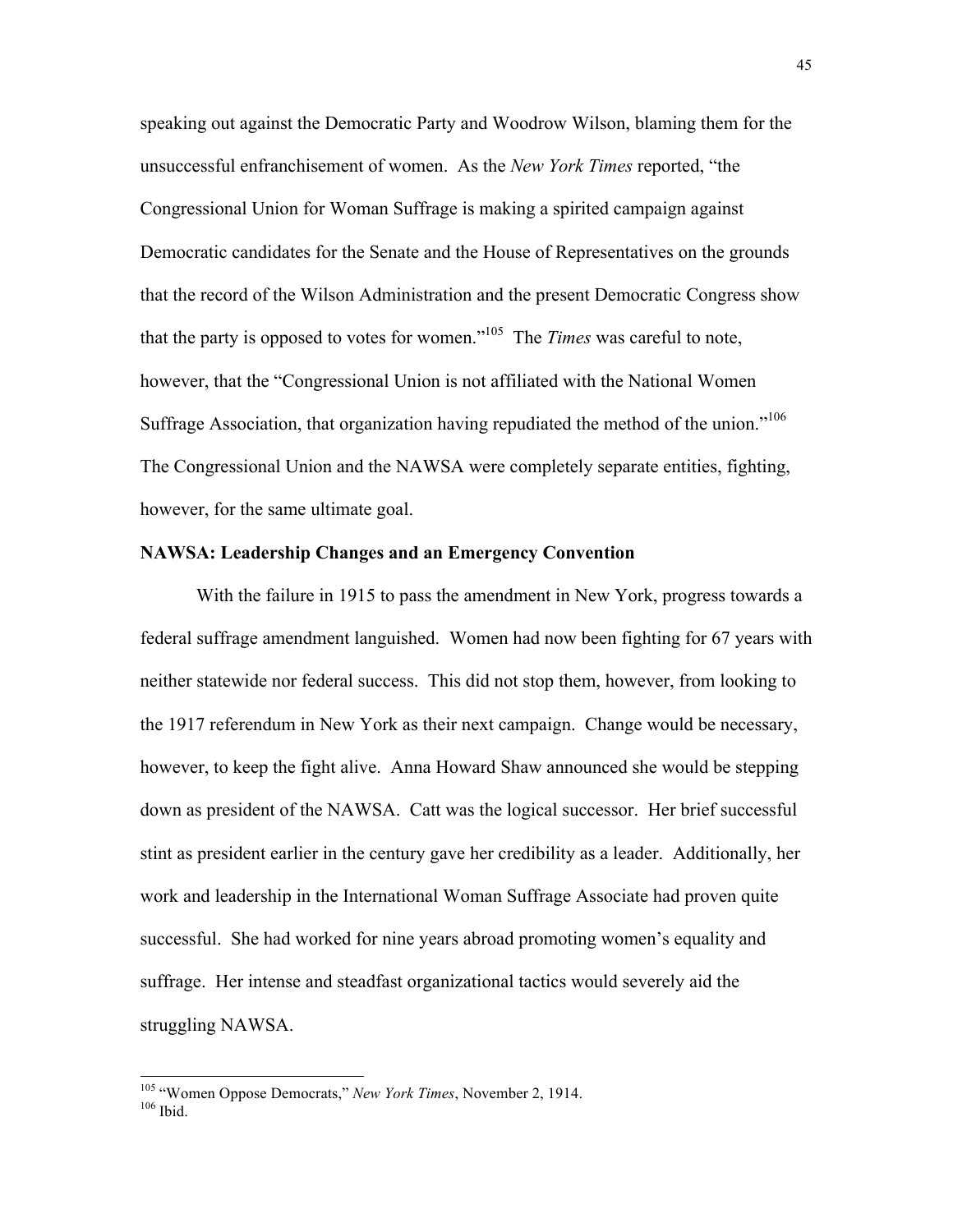speaking out against the Democratic Party and Woodrow Wilson, blaming them for the unsuccessful enfranchisement of women. As the *New York Times* reported, "the Congressional Union for Woman Suffrage is making a spirited campaign against Democratic candidates for the Senate and the House of Representatives on the grounds that the record of the Wilson Administration and the present Democratic Congress show that the party is opposed to votes for women."[105] The *Times* was careful to note, however, that the "Congressional Union is not affiliated with the National Women Suffrage Association, that organization having repudiated the method of the union."[106] The Congressional Union and the NAWSA were completely separate entities, fighting, however, for the same ultimate goal.

**NAWSA: Leadership Changes and an Emergency Convention**

With the failure in 1915 to pass the amendment in New York, progress towards a federal suffrage amendment languished. Women had now been fighting for 67 years with neither statewide nor federal success. This did not stop them, however, from looking to the 1917 referendum in New York as their next campaign. Change would be necessary, however, to keep the fight alive. Anna Howard Shaw announced she would be stepping down as president of the NAWSA. Catt was the logical successor. Her brief successful stint as president earlier in the century gave her credibility as a leader. Additionally, her work and leadership in the International Woman Suffrage Associate had proven quite successful. She had worked for nine years abroad promoting women's equality and suffrage. Her intense and steadfast organizational tactics would severely aid the struggling NAWSA.

---

[105] "Women Oppose Democrats," *New York Times*, November 2, 1914.
[106] Ibid.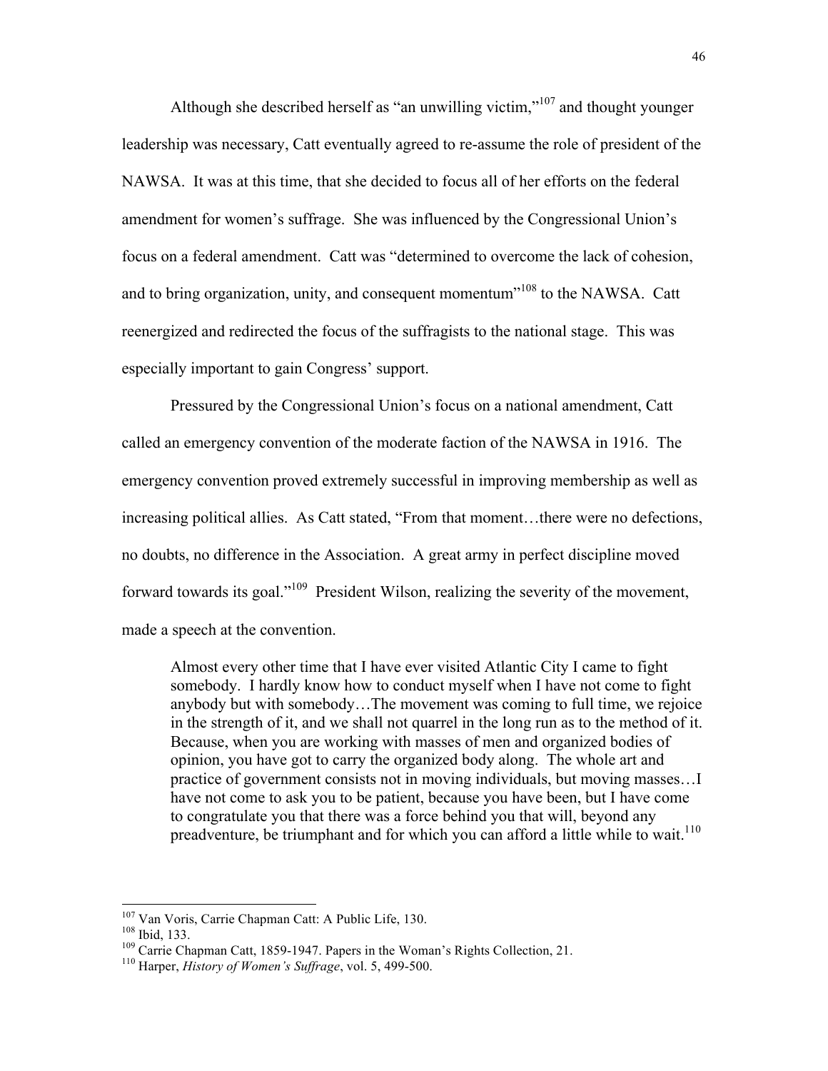Although she described herself as "an unwilling victim,"[107] and thought younger leadership was necessary, Catt eventually agreed to re-assume the role of president of the NAWSA. It was at this time, that she decided to focus all of her efforts on the federal amendment for women's suffrage. She was influenced by the Congressional Union's focus on a federal amendment. Catt was "determined to overcome the lack of cohesion, and to bring organization, unity, and consequent momentum"[108] to the NAWSA. Catt reenergized and redirected the focus of the suffragists to the national stage. This was especially important to gain Congress' support.

Pressured by the Congressional Union's focus on a national amendment, Catt called an emergency convention of the moderate faction of the NAWSA in 1916. The emergency convention proved extremely successful in improving membership as well as increasing political allies. As Catt stated, "From that moment…there were no defections, no doubts, no difference in the Association. A great army in perfect discipline moved forward towards its goal."[109] President Wilson, realizing the severity of the movement, made a speech at the convention.

> Almost every other time that I have ever visited Atlantic City I came to fight somebody. I hardly know how to conduct myself when I have not come to fight anybody but with somebody…The movement was coming to full time, we rejoice in the strength of it, and we shall not quarrel in the long run as to the method of it. Because, when you are working with masses of men and organized bodies of opinion, you have got to carry the organized body along. The whole art and practice of government consists not in moving individuals, but moving masses…I have not come to ask you to be patient, because you have been, but I have come to congratulate you that there was a force behind you that will, beyond any preadventure, be triumphant and for which you can afford a little while to wait.[110]

---

[107] Van Voris, Carrie Chapman Catt: A Public Life, 130.

[108] Ibid, 133.

[109] Carrie Chapman Catt, 1859-1947. Papers in the Woman's Rights Collection, 21.

[110] Harper, *History of Women's Suffrage*, vol. 5, 499-500.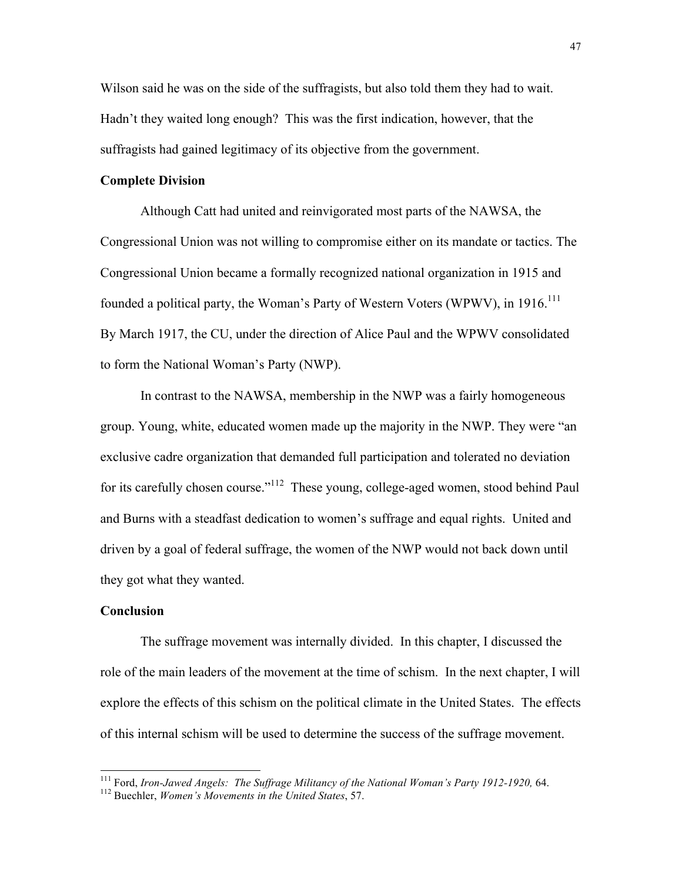Wilson said he was on the side of the suffragists, but also told them they had to wait. Hadn't they waited long enough? This was the first indication, however, that the suffragists had gained legitimacy of its objective from the government.

**Complete Division**

Although Catt had united and reinvigorated most parts of the NAWSA, the Congressional Union was not willing to compromise either on its mandate or tactics. The Congressional Union became a formally recognized national organization in 1915 and founded a political party, the Woman's Party of Western Voters (WPWV), in 1916.[111] By March 1917, the CU, under the direction of Alice Paul and the WPWV consolidated to form the National Woman's Party (NWP).

In contrast to the NAWSA, membership in the NWP was a fairly homogeneous group. Young, white, educated women made up the majority in the NWP. They were "an exclusive cadre organization that demanded full participation and tolerated no deviation for its carefully chosen course."[112] These young, college-aged women, stood behind Paul and Burns with a steadfast dedication to women's suffrage and equal rights. United and driven by a goal of federal suffrage, the women of the NWP would not back down until they got what they wanted.

**Conclusion**

The suffrage movement was internally divided. In this chapter, I discussed the role of the main leaders of the movement at the time of schism. In the next chapter, I will explore the effects of this schism on the political climate in the United States. The effects of this internal schism will be used to determine the success of the suffrage movement.

---

[111] Ford, *Iron-Jawed Angels: The Suffrage Militancy of the National Woman's Party 1912-1920,* 64.

[112] Buechler, *Women's Movements in the United States*, 57.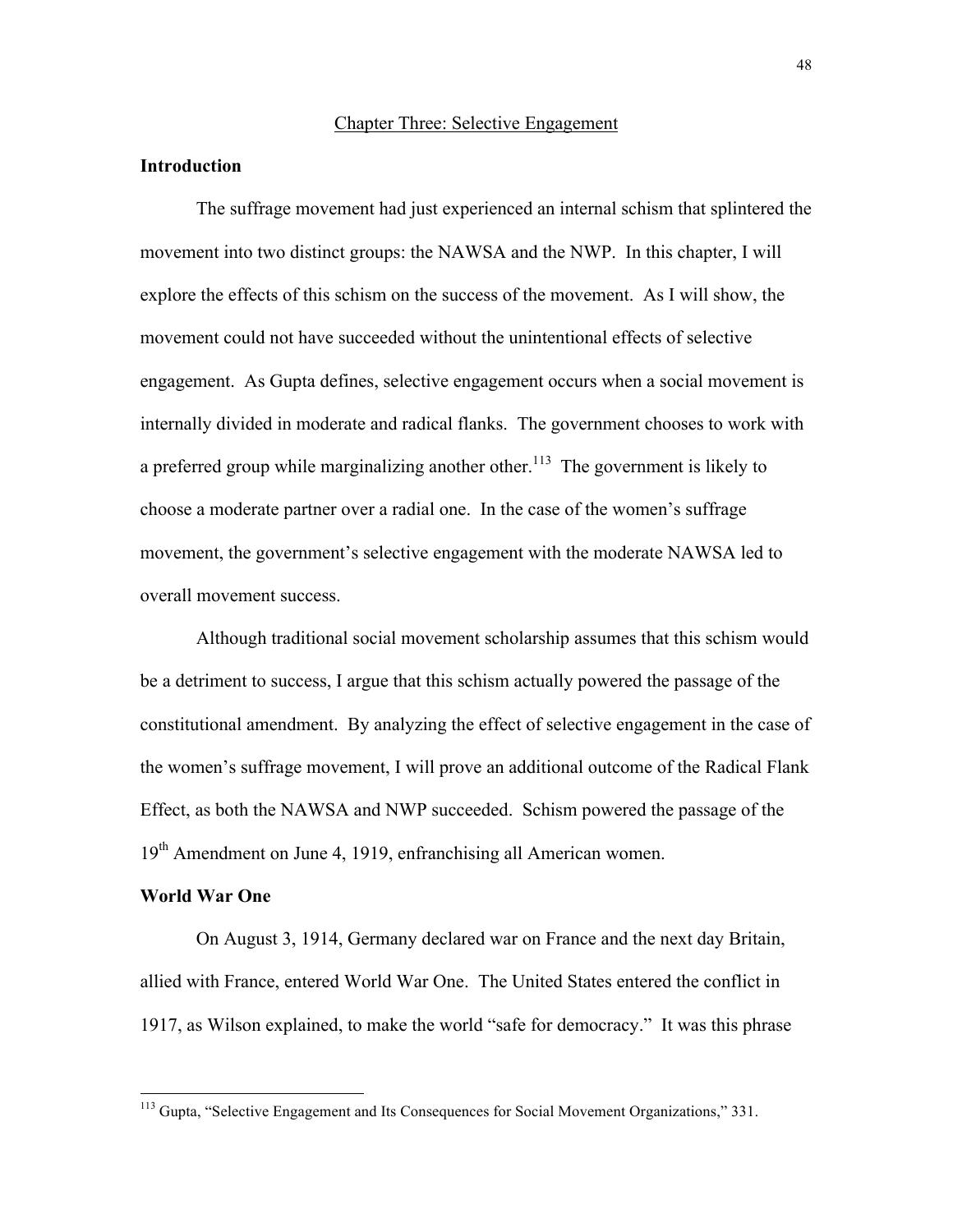<u>Chapter Three: Selective Engagement</u>

**Introduction**

The suffrage movement had just experienced an internal schism that splintered the movement into two distinct groups: the NAWSA and the NWP. In this chapter, I will explore the effects of this schism on the success of the movement. As I will show, the movement could not have succeeded without the unintentional effects of selective engagement. As Gupta defines, selective engagement occurs when a social movement is internally divided in moderate and radical flanks. The government chooses to work with a preferred group while marginalizing another other.[113] The government is likely to choose a moderate partner over a radial one. In the case of the women's suffrage movement, the government's selective engagement with the moderate NAWSA led to overall movement success.

Although traditional social movement scholarship assumes that this schism would be a detriment to success, I argue that this schism actually powered the passage of the constitutional amendment. By analyzing the effect of selective engagement in the case of the women's suffrage movement, I will prove an additional outcome of the Radical Flank Effect, as both the NAWSA and NWP succeeded. Schism powered the passage of the 19th Amendment on June 4, 1919, enfranchising all American women.

**World War One**

On August 3, 1914, Germany declared war on France and the next day Britain, allied with France, entered World War One. The United States entered the conflict in 1917, as Wilson explained, to make the world "safe for democracy." It was this phrase

---

[113] Gupta, "Selective Engagement and Its Consequences for Social Movement Organizations," 331.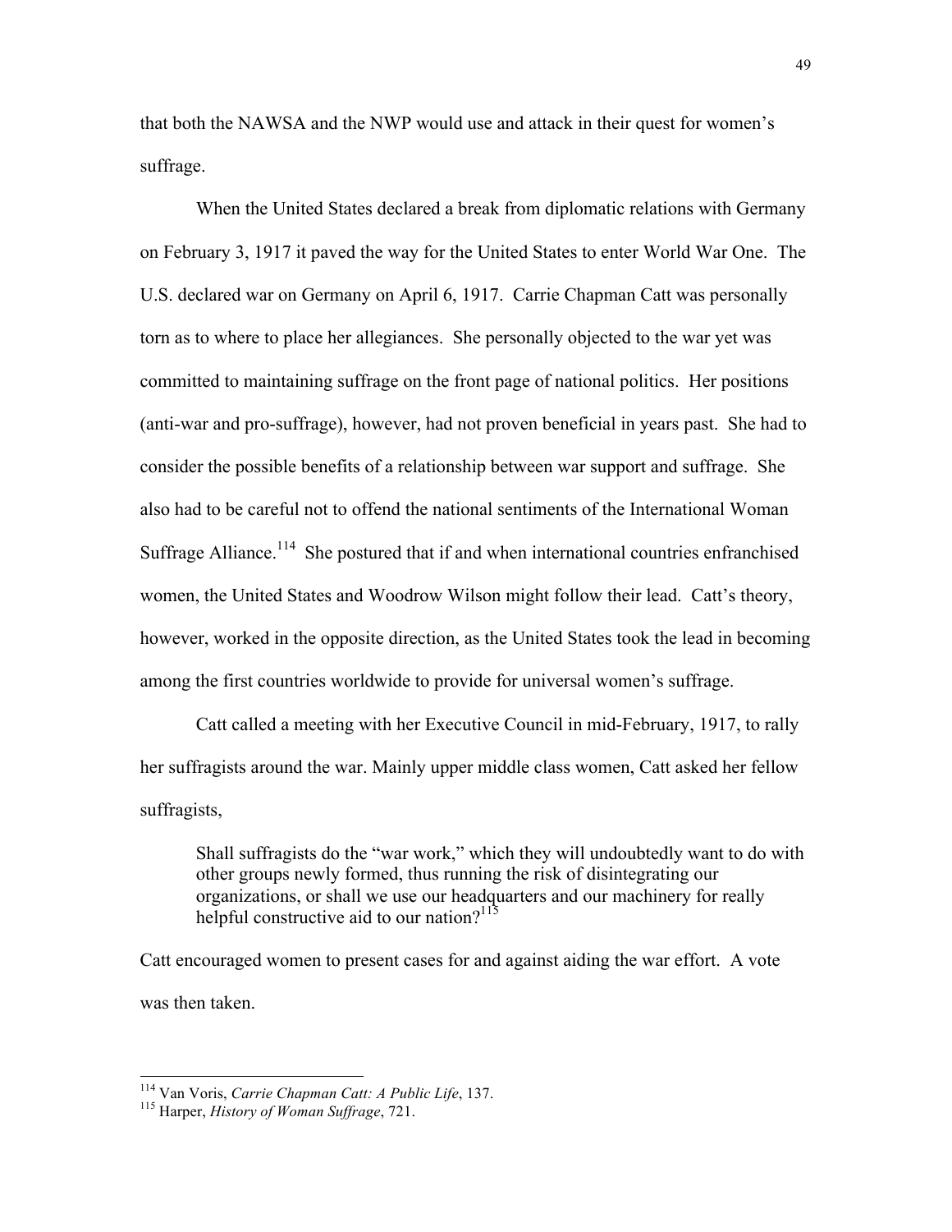that both the NAWSA and the NWP would use and attack in their quest for women's suffrage.

When the United States declared a break from diplomatic relations with Germany on February 3, 1917 it paved the way for the United States to enter World War One. The U.S. declared war on Germany on April 6, 1917. Carrie Chapman Catt was personally torn as to where to place her allegiances. She personally objected to the war yet was committed to maintaining suffrage on the front page of national politics. Her positions (anti-war and pro-suffrage), however, had not proven beneficial in years past. She had to consider the possible benefits of a relationship between war support and suffrage. She also had to be careful not to offend the national sentiments of the International Woman Suffrage Alliance.[114] She postured that if and when international countries enfranchised women, the United States and Woodrow Wilson might follow their lead. Catt's theory, however, worked in the opposite direction, as the United States took the lead in becoming among the first countries worldwide to provide for universal women's suffrage.

Catt called a meeting with her Executive Council in mid-February, 1917, to rally her suffragists around the war. Mainly upper middle class women, Catt asked her fellow suffragists,

> Shall suffragists do the "war work," which they will undoubtedly want to do with other groups newly formed, thus running the risk of disintegrating our organizations, or shall we use our headquarters and our machinery for really helpful constructive aid to our nation?[115]

Catt encouraged women to present cases for and against aiding the war effort. A vote was then taken.

[114] Van Voris, *Carrie Chapman Catt: A Public Life*, 137.
[115] Harper, *History of Woman Suffrage*, 721.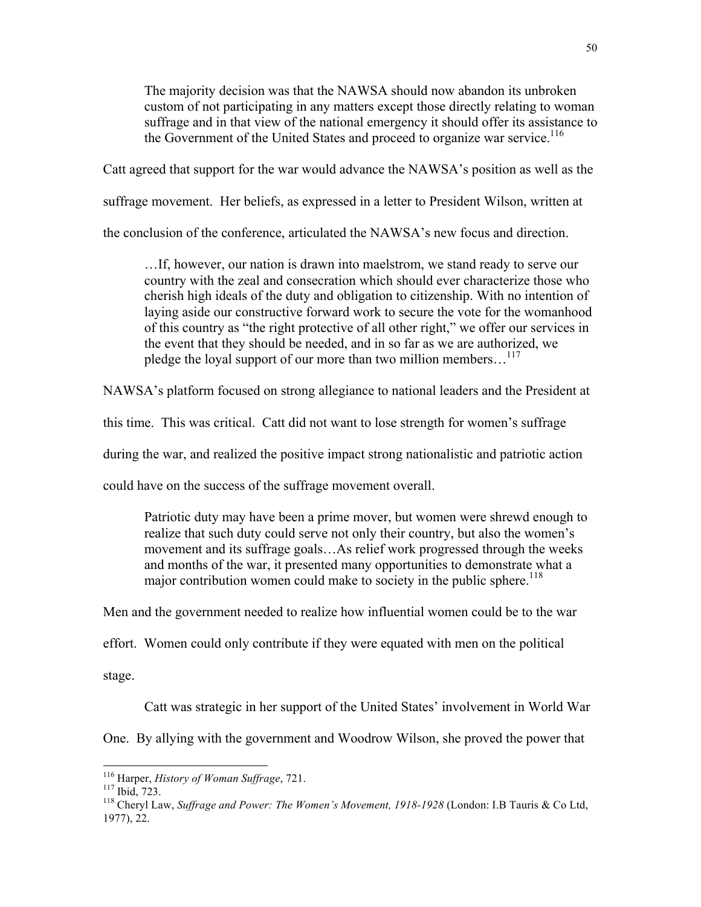> The majority decision was that the NAWSA should now abandon its unbroken custom of not participating in any matters except those directly relating to woman suffrage and in that view of the national emergency it should offer its assistance to the Government of the United States and proceed to organize war service.[116]

Catt agreed that support for the war would advance the NAWSA's position as well as the suffrage movement. Her beliefs, as expressed in a letter to President Wilson, written at the conclusion of the conference, articulated the NAWSA's new focus and direction.

> …If, however, our nation is drawn into maelstrom, we stand ready to serve our country with the zeal and consecration which should ever characterize those who cherish high ideals of the duty and obligation to citizenship. With no intention of laying aside our constructive forward work to secure the vote for the womanhood of this country as "the right protective of all other right," we offer our services in the event that they should be needed, and in so far as we are authorized, we pledge the loyal support of our more than two million members…[117]

NAWSA's platform focused on strong allegiance to national leaders and the President at this time. This was critical. Catt did not want to lose strength for women's suffrage during the war, and realized the positive impact strong nationalistic and patriotic action could have on the success of the suffrage movement overall.

> Patriotic duty may have been a prime mover, but women were shrewd enough to realize that such duty could serve not only their country, but also the women's movement and its suffrage goals…As relief work progressed through the weeks and months of the war, it presented many opportunities to demonstrate what a major contribution women could make to society in the public sphere.[118]

Men and the government needed to realize how influential women could be to the war effort. Women could only contribute if they were equated with men on the political stage.

Catt was strategic in her support of the United States' involvement in World War One. By allying with the government and Woodrow Wilson, she proved the power that

---

[116] Harper, *History of Woman Suffrage*, 721.

[117] Ibid, 723.

[118] Cheryl Law, *Suffrage and Power: The Women's Movement, 1918-1928* (London: I.B Tauris & Co Ltd, 1977), 22.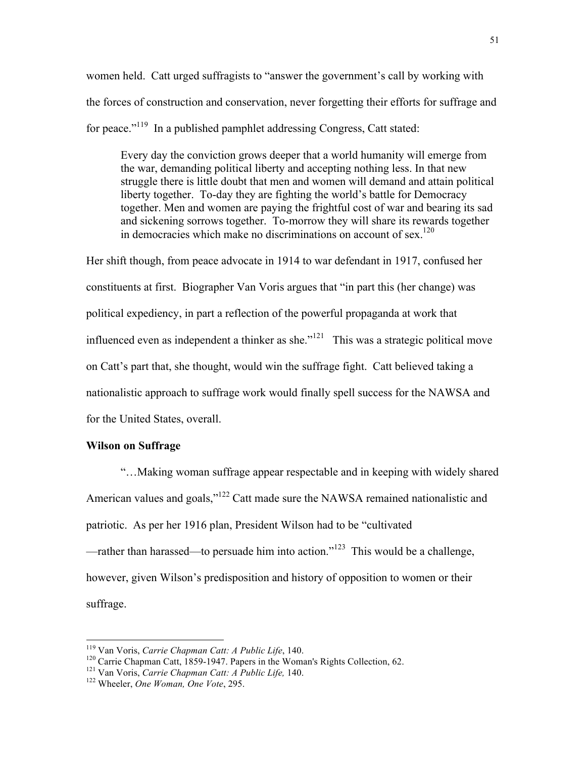women held. Catt urged suffragists to "answer the government's call by working with the forces of construction and conservation, never forgetting their efforts for suffrage and for peace."[119] In a published pamphlet addressing Congress, Catt stated:

> Every day the conviction grows deeper that a world humanity will emerge from the war, demanding political liberty and accepting nothing less. In that new struggle there is little doubt that men and women will demand and attain political liberty together. To-day they are fighting the world's battle for Democracy together. Men and women are paying the frightful cost of war and bearing its sad and sickening sorrows together. To-morrow they will share its rewards together in democracies which make no discriminations on account of sex.[120]

Her shift though, from peace advocate in 1914 to war defendant in 1917, confused her constituents at first. Biographer Van Voris argues that "in part this (her change) was political expediency, in part a reflection of the powerful propaganda at work that influenced even as independent a thinker as she."[121] This was a strategic political move on Catt's part that, she thought, would win the suffrage fight. Catt believed taking a nationalistic approach to suffrage work would finally spell success for the NAWSA and for the United States, overall.

**Wilson on Suffrage**

"…Making woman suffrage appear respectable and in keeping with widely shared American values and goals,"[122] Catt made sure the NAWSA remained nationalistic and patriotic. As per her 1916 plan, President Wilson had to be "cultivated —rather than harassed—to persuade him into action."[123] This would be a challenge, however, given Wilson's predisposition and history of opposition to women or their suffrage.

---

[119] Van Voris, *Carrie Chapman Catt: A Public Life*, 140.

[120] Carrie Chapman Catt, 1859-1947. Papers in the Woman's Rights Collection, 62.

[121] Van Voris, *Carrie Chapman Catt: A Public Life,* 140.

[122] Wheeler, *One Woman, One Vote*, 295.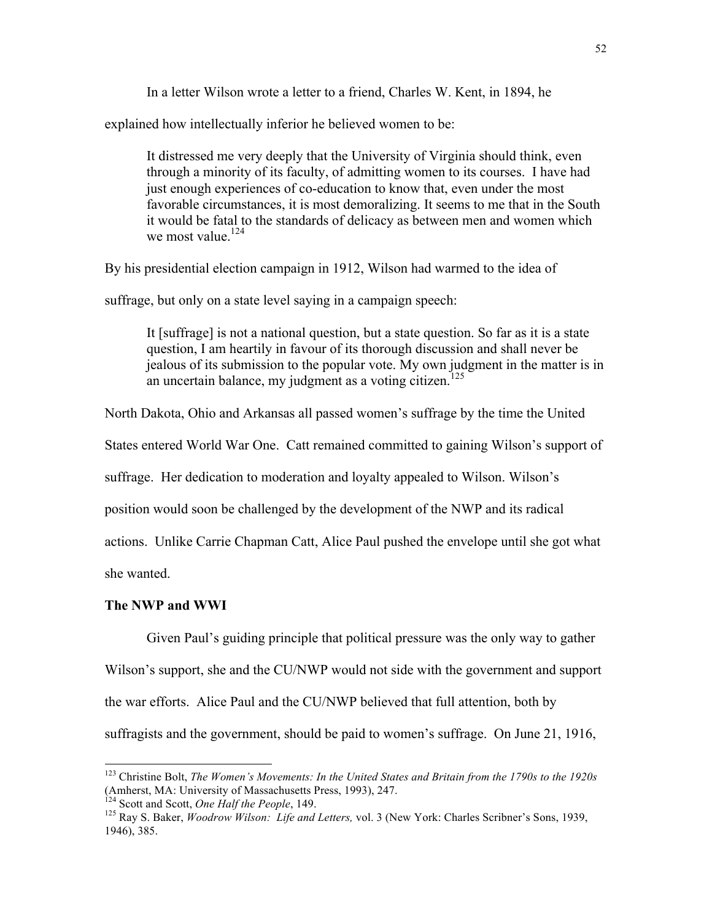In a letter Wilson wrote a letter to a friend, Charles W. Kent, in 1894, he explained how intellectually inferior he believed women to be:

> It distressed me very deeply that the University of Virginia should think, even through a minority of its faculty, of admitting women to its courses. I have had just enough experiences of co-education to know that, even under the most favorable circumstances, it is most demoralizing. It seems to me that in the South it would be fatal to the standards of delicacy as between men and women which we most value.[124]

By his presidential election campaign in 1912, Wilson had warmed to the idea of suffrage, but only on a state level saying in a campaign speech:

> It [suffrage] is not a national question, but a state question. So far as it is a state question, I am heartily in favour of its thorough discussion and shall never be jealous of its submission to the popular vote. My own judgment in the matter is in an uncertain balance, my judgment as a voting citizen.[125]

North Dakota, Ohio and Arkansas all passed women's suffrage by the time the United States entered World War One. Catt remained committed to gaining Wilson's support of suffrage. Her dedication to moderation and loyalty appealed to Wilson. Wilson's position would soon be challenged by the development of the NWP and its radical actions. Unlike Carrie Chapman Catt, Alice Paul pushed the envelope until she got what she wanted.

### The NWP and WWI

Given Paul's guiding principle that political pressure was the only way to gather Wilson's support, she and the CU/NWP would not side with the government and support the war efforts. Alice Paul and the CU/NWP believed that full attention, both by suffragists and the government, should be paid to women's suffrage. On June 21, 1916,

---

[123] Christine Bolt, *The Women's Movements: In the United States and Britain from the 1790s to the 1920s* (Amherst, MA: University of Massachusetts Press, 1993), 247.

[124] Scott and Scott, *One Half the People*, 149.

[125] Ray S. Baker, *Woodrow Wilson: Life and Letters,* vol. 3 (New York: Charles Scribner's Sons, 1939, 1946), 385.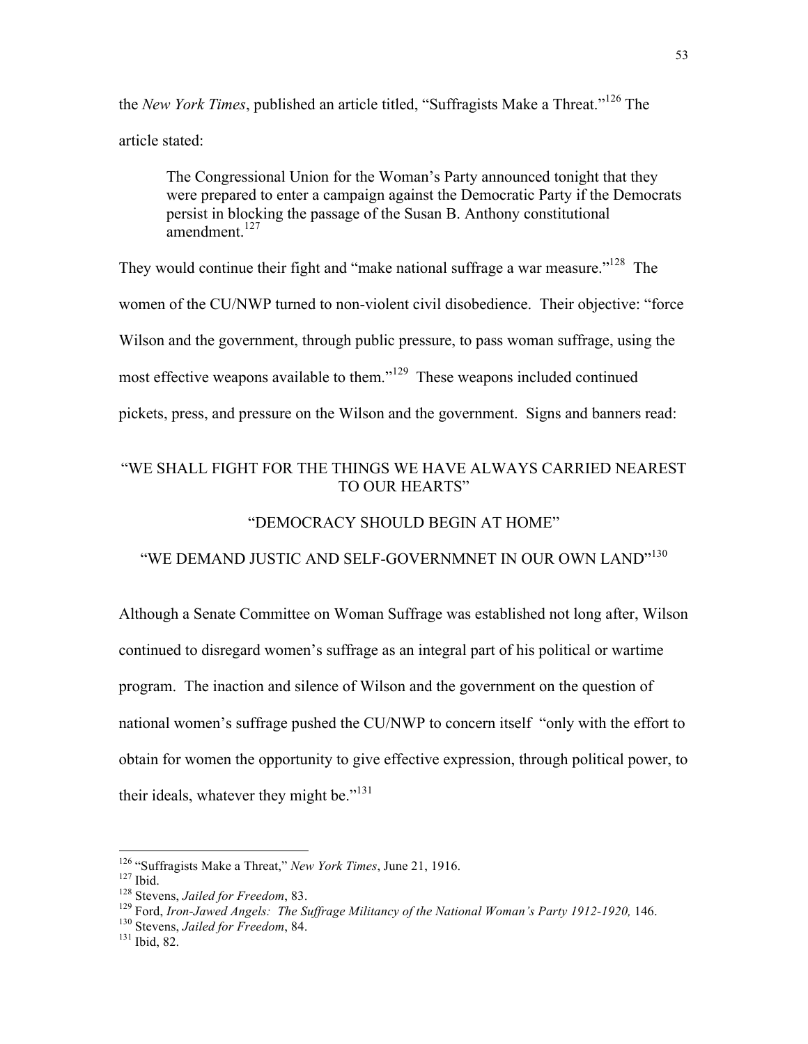the *New York Times*, published an article titled, "Suffragists Make a Threat."[126] The article stated:

> The Congressional Union for the Woman's Party announced tonight that they were prepared to enter a campaign against the Democratic Party if the Democrats persist in blocking the passage of the Susan B. Anthony constitutional amendment.[127]

They would continue their fight and "make national suffrage a war measure."[128] The women of the CU/NWP turned to non-violent civil disobedience. Their objective: "force Wilson and the government, through public pressure, to pass woman suffrage, using the most effective weapons available to them."[129] These weapons included continued pickets, press, and pressure on the Wilson and the government. Signs and banners read:

"WE SHALL FIGHT FOR THE THINGS WE HAVE ALWAYS CARRIED NEAREST TO OUR HEARTS"

"DEMOCRACY SHOULD BEGIN AT HOME"

"WE DEMAND JUSTIC AND SELF-GOVERNMNET IN OUR OWN LAND"[130]

Although a Senate Committee on Woman Suffrage was established not long after, Wilson continued to disregard women's suffrage as an integral part of his political or wartime program. The inaction and silence of Wilson and the government on the question of national women's suffrage pushed the CU/NWP to concern itself "only with the effort to obtain for women the opportunity to give effective expression, through political power, to their ideals, whatever they might be."[131]

---

[126] "Suffragists Make a Threat," *New York Times*, June 21, 1916.
[127] Ibid.
[128] Stevens, *Jailed for Freedom*, 83.
[129] Ford, *Iron-Jawed Angels: The Suffrage Militancy of the National Woman's Party 1912-1920,* 146.
[130] Stevens, *Jailed for Freedom*, 84.
[131] Ibid, 82.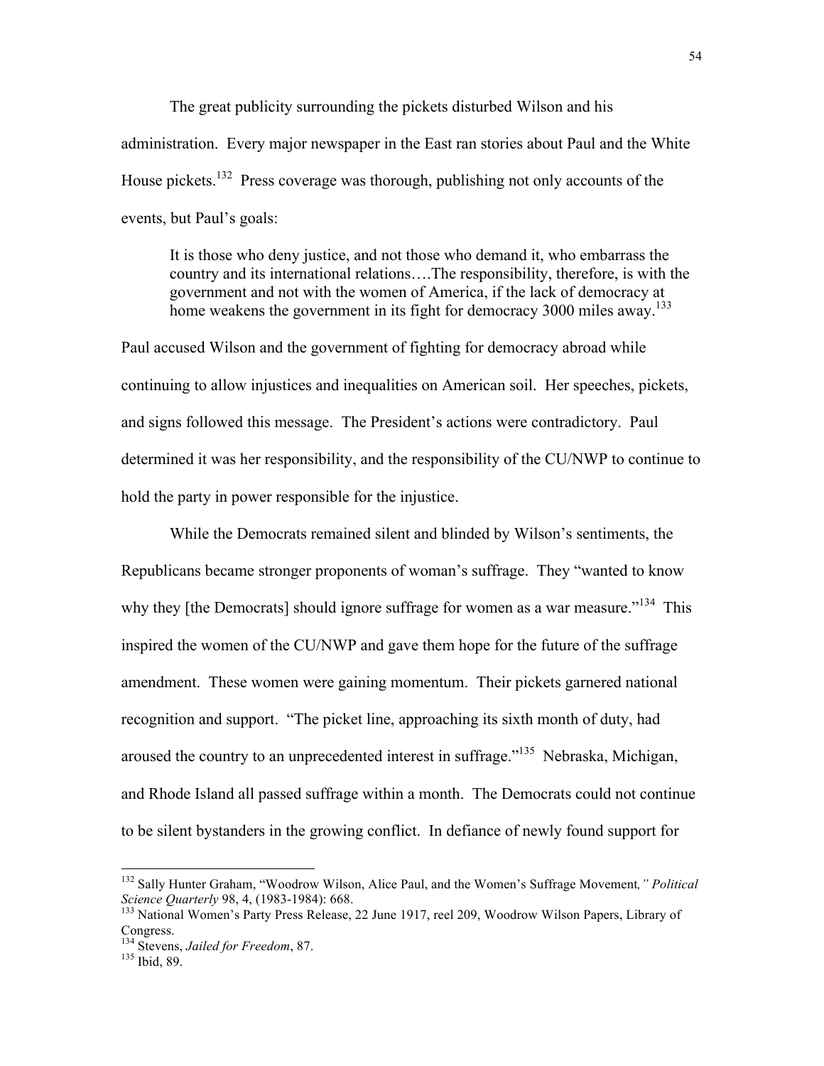The great publicity surrounding the pickets disturbed Wilson and his administration. Every major newspaper in the East ran stories about Paul and the White House pickets.[132] Press coverage was thorough, publishing not only accounts of the events, but Paul's goals:

> It is those who deny justice, and not those who demand it, who embarrass the country and its international relations….The responsibility, therefore, is with the government and not with the women of America, if the lack of democracy at home weakens the government in its fight for democracy 3000 miles away.[133]

Paul accused Wilson and the government of fighting for democracy abroad while continuing to allow injustices and inequalities on American soil. Her speeches, pickets, and signs followed this message. The President's actions were contradictory. Paul determined it was her responsibility, and the responsibility of the CU/NWP to continue to hold the party in power responsible for the injustice.

While the Democrats remained silent and blinded by Wilson's sentiments, the Republicans became stronger proponents of woman's suffrage. They "wanted to know why they [the Democrats] should ignore suffrage for women as a war measure."[134] This inspired the women of the CU/NWP and gave them hope for the future of the suffrage amendment. These women were gaining momentum. Their pickets garnered national recognition and support. "The picket line, approaching its sixth month of duty, had aroused the country to an unprecedented interest in suffrage."[135] Nebraska, Michigan, and Rhode Island all passed suffrage within a month. The Democrats could not continue to be silent bystanders in the growing conflict. In defiance of newly found support for

---

[132] Sally Hunter Graham, "Woodrow Wilson, Alice Paul, and the Women's Suffrage Movement," *Political Science Quarterly* 98, 4, (1983-1984): 668.

[133] National Women's Party Press Release, 22 June 1917, reel 209, Woodrow Wilson Papers, Library of Congress.

[134] Stevens, *Jailed for Freedom*, 87.

[135] Ibid, 89.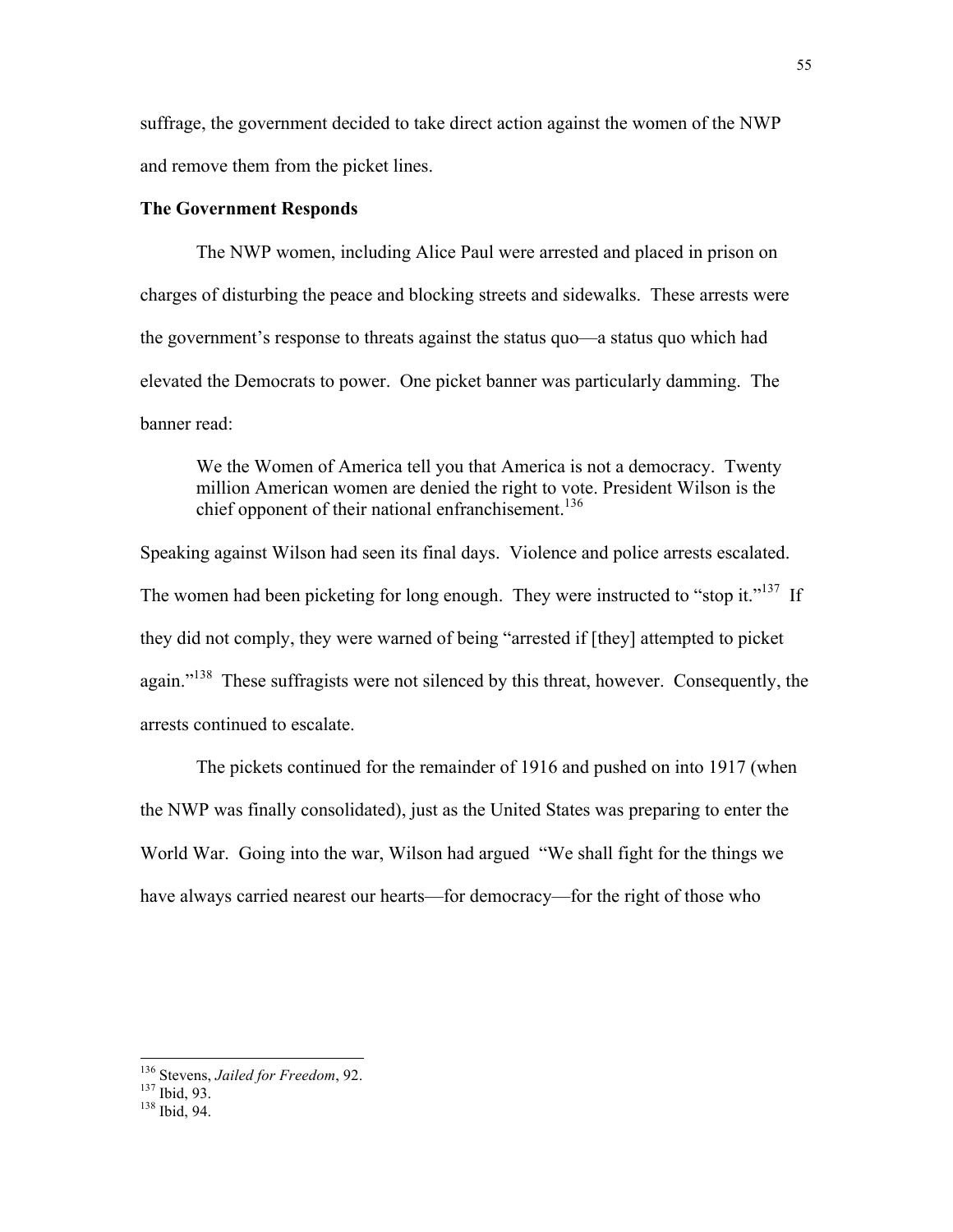suffrage, the government decided to take direct action against the women of the NWP and remove them from the picket lines.

**The Government Responds**

The NWP women, including Alice Paul were arrested and placed in prison on charges of disturbing the peace and blocking streets and sidewalks. These arrests were the government's response to threats against the status quo—a status quo which had elevated the Democrats to power. One picket banner was particularly damming. The banner read:

> We the Women of America tell you that America is not a democracy. Twenty million American women are denied the right to vote. President Wilson is the chief opponent of their national enfranchisement.[136]

Speaking against Wilson had seen its final days. Violence and police arrests escalated. The women had been picketing for long enough. They were instructed to "stop it."[137] If they did not comply, they were warned of being "arrested if [they] attempted to picket again."[138] These suffragists were not silenced by this threat, however. Consequently, the arrests continued to escalate.

The pickets continued for the remainder of 1916 and pushed on into 1917 (when the NWP was finally consolidated), just as the United States was preparing to enter the World War. Going into the war, Wilson had argued "We shall fight for the things we have always carried nearest our hearts—for democracy—for the right of those who

---

[136] Stevens, *Jailed for Freedom*, 92.
[137] Ibid, 93.
[138] Ibid, 94.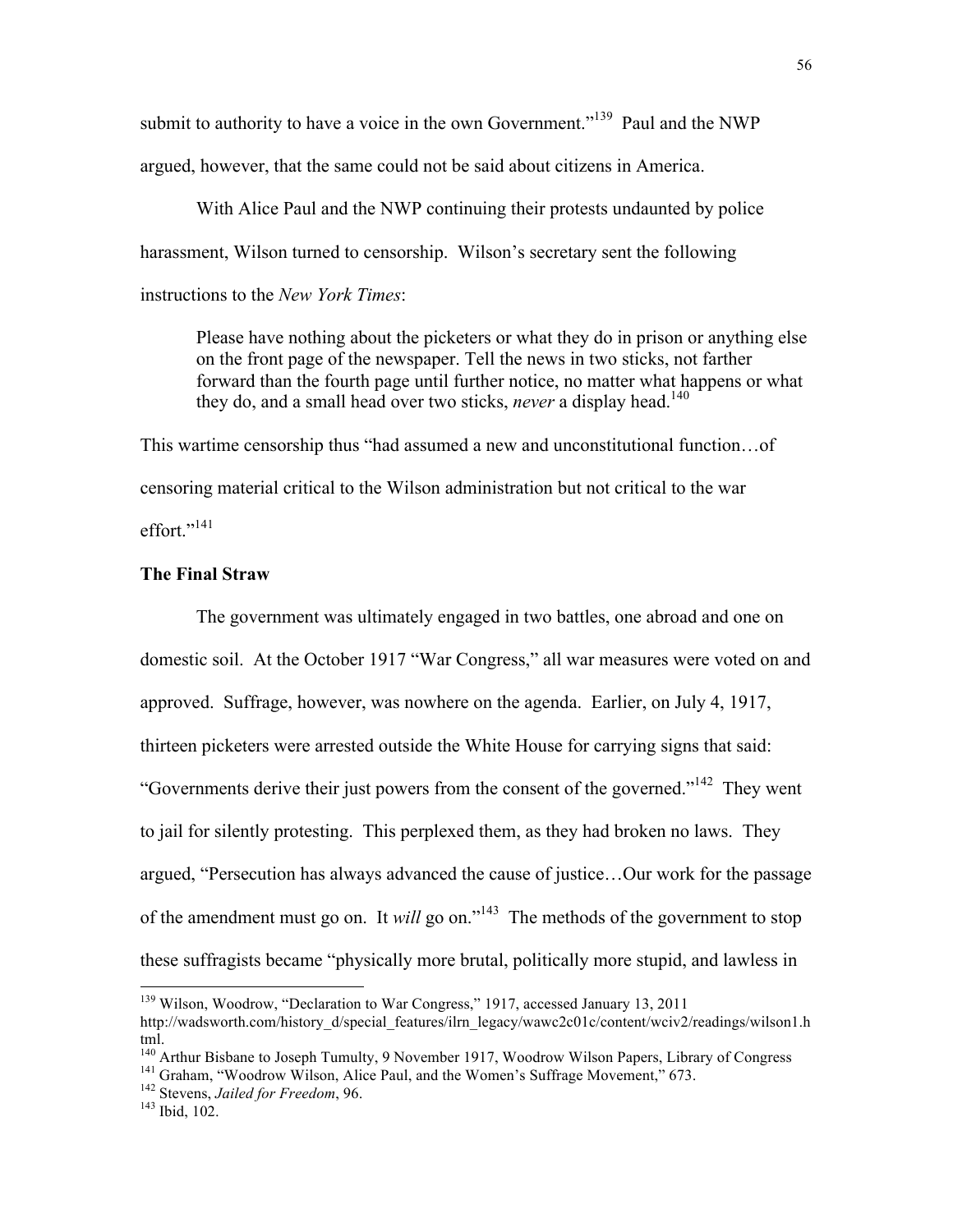submit to authority to have a voice in the own Government."[139] Paul and the NWP argued, however, that the same could not be said about citizens in America.

With Alice Paul and the NWP continuing their protests undaunted by police harassment, Wilson turned to censorship. Wilson's secretary sent the following instructions to the *New York Times*:

> Please have nothing about the picketers or what they do in prison or anything else on the front page of the newspaper. Tell the news in two sticks, not farther forward than the fourth page until further notice, no matter what happens or what they do, and a small head over two sticks, *never* a display head.[140]

This wartime censorship thus "had assumed a new and unconstitutional function…of censoring material critical to the Wilson administration but not critical to the war effort."[141]

**The Final Straw**

The government was ultimately engaged in two battles, one abroad and one on domestic soil. At the October 1917 "War Congress," all war measures were voted on and approved. Suffrage, however, was nowhere on the agenda. Earlier, on July 4, 1917, thirteen picketers were arrested outside the White House for carrying signs that said: "Governments derive their just powers from the consent of the governed."[142] They went to jail for silently protesting. This perplexed them, as they had broken no laws. They argued, "Persecution has always advanced the cause of justice…Our work for the passage of the amendment must go on. It *will* go on."[143] The methods of the government to stop these suffragists became "physically more brutal, politically more stupid, and lawless in

---

[139] Wilson, Woodrow, "Declaration to War Congress," 1917, accessed January 13, 2011 http://wadsworth.com/history_d/special_features/ilrn_legacy/wawc2c01c/content/wciv2/readings/wilson1.html.

[140] Arthur Bisbane to Joseph Tumulty, 9 November 1917, Woodrow Wilson Papers, Library of Congress

[141] Graham, "Woodrow Wilson, Alice Paul, and the Women's Suffrage Movement," 673.

[142] Stevens, *Jailed for Freedom*, 96.

[143] Ibid, 102.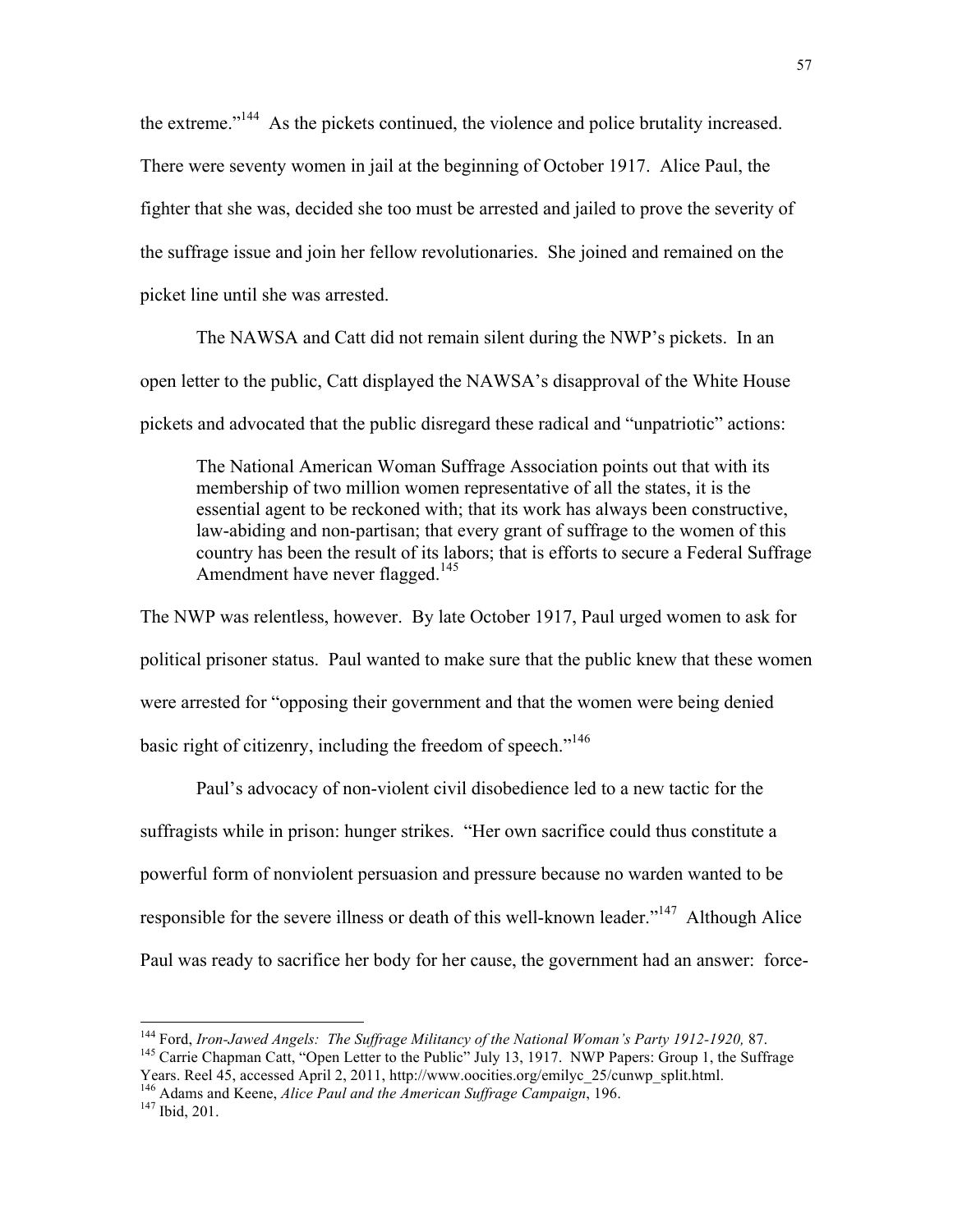the extreme."[144] As the pickets continued, the violence and police brutality increased. There were seventy women in jail at the beginning of October 1917. Alice Paul, the fighter that she was, decided she too must be arrested and jailed to prove the severity of the suffrage issue and join her fellow revolutionaries. She joined and remained on the picket line until she was arrested.

The NAWSA and Catt did not remain silent during the NWP's pickets. In an open letter to the public, Catt displayed the NAWSA's disapproval of the White House pickets and advocated that the public disregard these radical and "unpatriotic" actions:

> The National American Woman Suffrage Association points out that with its membership of two million women representative of all the states, it is the essential agent to be reckoned with; that its work has always been constructive, law-abiding and non-partisan; that every grant of suffrage to the women of this country has been the result of its labors; that is efforts to secure a Federal Suffrage Amendment have never flagged.[145]

The NWP was relentless, however. By late October 1917, Paul urged women to ask for political prisoner status. Paul wanted to make sure that the public knew that these women were arrested for "opposing their government and that the women were being denied basic right of citizenry, including the freedom of speech."[146]

Paul's advocacy of non-violent civil disobedience led to a new tactic for the suffragists while in prison: hunger strikes. "Her own sacrifice could thus constitute a powerful form of nonviolent persuasion and pressure because no warden wanted to be responsible for the severe illness or death of this well-known leader."[147] Although Alice Paul was ready to sacrifice her body for her cause, the government had an answer: force-

---

[144] Ford, *Iron-Jawed Angels: The Suffrage Militancy of the National Woman's Party 1912-1920,* 87.

[145] Carrie Chapman Catt, "Open Letter to the Public" July 13, 1917. NWP Papers: Group 1, the Suffrage Years. Reel 45, accessed April 2, 2011, http://www.oocities.org/emilyc_25/cunwp_split.html.

[146] Adams and Keene, *Alice Paul and the American Suffrage Campaign*, 196.

[147] Ibid, 201.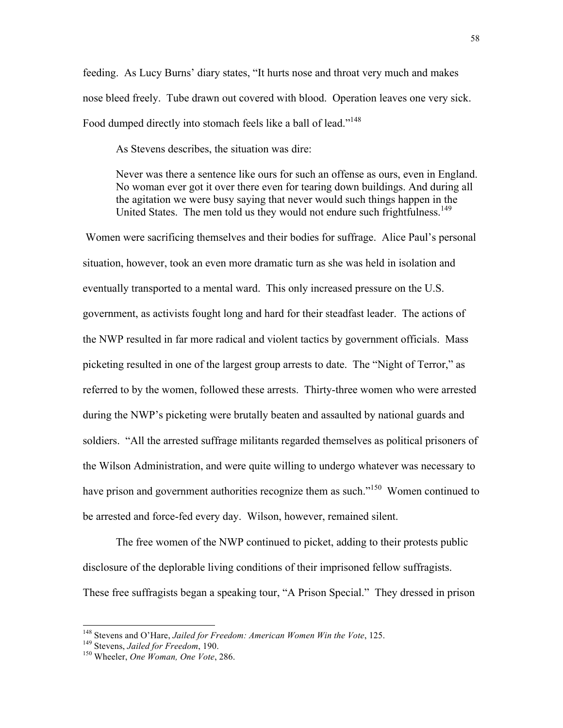feeding. As Lucy Burns' diary states, "It hurts nose and throat very much and makes nose bleed freely. Tube drawn out covered with blood. Operation leaves one very sick. Food dumped directly into stomach feels like a ball of lead."[148]

As Stevens describes, the situation was dire:

> Never was there a sentence like ours for such an offense as ours, even in England. No woman ever got it over there even for tearing down buildings. And during all the agitation we were busy saying that never would such things happen in the United States. The men told us they would not endure such frightfulness.[149]

Women were sacrificing themselves and their bodies for suffrage. Alice Paul's personal situation, however, took an even more dramatic turn as she was held in isolation and eventually transported to a mental ward. This only increased pressure on the U.S. government, as activists fought long and hard for their steadfast leader. The actions of the NWP resulted in far more radical and violent tactics by government officials. Mass picketing resulted in one of the largest group arrests to date. The "Night of Terror," as referred to by the women, followed these arrests. Thirty-three women who were arrested during the NWP's picketing were brutally beaten and assaulted by national guards and soldiers. "All the arrested suffrage militants regarded themselves as political prisoners of the Wilson Administration, and were quite willing to undergo whatever was necessary to have prison and government authorities recognize them as such."[150] Women continued to be arrested and force-fed every day. Wilson, however, remained silent.

The free women of the NWP continued to picket, adding to their protests public disclosure of the deplorable living conditions of their imprisoned fellow suffragists. These free suffragists began a speaking tour, "A Prison Special." They dressed in prison

---

[148] Stevens and O'Hare, *Jailed for Freedom: American Women Win the Vote*, 125.

[149] Stevens, *Jailed for Freedom*, 190.

[150] Wheeler, *One Woman, One Vote*, 286.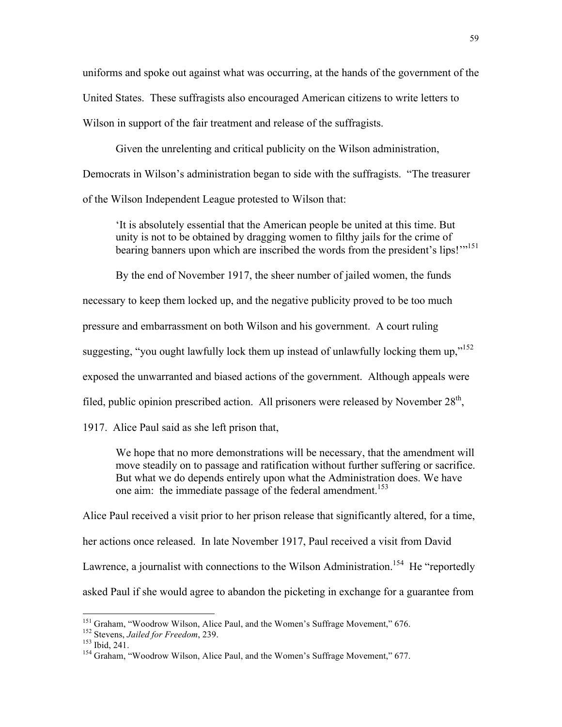uniforms and spoke out against what was occurring, at the hands of the government of the United States. These suffragists also encouraged American citizens to write letters to Wilson in support of the fair treatment and release of the suffragists.

Given the unrelenting and critical publicity on the Wilson administration, Democrats in Wilson's administration began to side with the suffragists. "The treasurer of the Wilson Independent League protested to Wilson that:

> 'It is absolutely essential that the American people be united at this time. But unity is not to be obtained by dragging women to filthy jails for the crime of bearing banners upon which are inscribed the words from the president's lips!'"[151]

By the end of November 1917, the sheer number of jailed women, the funds necessary to keep them locked up, and the negative publicity proved to be too much pressure and embarrassment on both Wilson and his government. A court ruling suggesting, "you ought lawfully lock them up instead of unlawfully locking them up,"[152] exposed the unwarranted and biased actions of the government. Although appeals were filed, public opinion prescribed action. All prisoners were released by November 28th, 1917. Alice Paul said as she left prison that,

> We hope that no more demonstrations will be necessary, that the amendment will move steadily on to passage and ratification without further suffering or sacrifice. But what we do depends entirely upon what the Administration does. We have one aim: the immediate passage of the federal amendment.[153]

Alice Paul received a visit prior to her prison release that significantly altered, for a time, her actions once released. In late November 1917, Paul received a visit from David Lawrence, a journalist with connections to the Wilson Administration.[154] He "reportedly asked Paul if she would agree to abandon the picketing in exchange for a guarantee from

---

[151] Graham, "Woodrow Wilson, Alice Paul, and the Women's Suffrage Movement," 676.
[152] Stevens, *Jailed for Freedom*, 239.
[153] Ibid, 241.
[154] Graham, "Woodrow Wilson, Alice Paul, and the Women's Suffrage Movement," 677.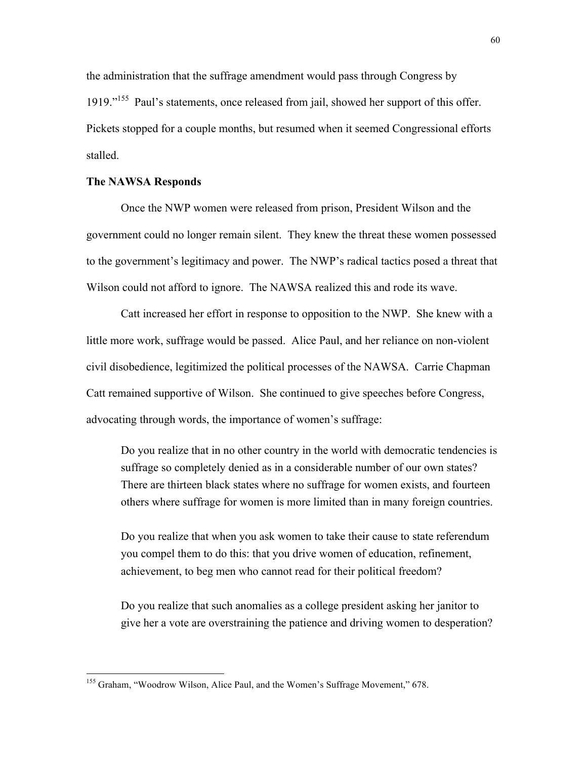the administration that the suffrage amendment would pass through Congress by 1919."[155] Paul's statements, once released from jail, showed her support of this offer. Pickets stopped for a couple months, but resumed when it seemed Congressional efforts stalled.

**The NAWSA Responds**

Once the NWP women were released from prison, President Wilson and the government could no longer remain silent. They knew the threat these women possessed to the government's legitimacy and power. The NWP's radical tactics posed a threat that Wilson could not afford to ignore. The NAWSA realized this and rode its wave.

Catt increased her effort in response to opposition to the NWP. She knew with a little more work, suffrage would be passed. Alice Paul, and her reliance on non-violent civil disobedience, legitimized the political processes of the NAWSA. Carrie Chapman Catt remained supportive of Wilson. She continued to give speeches before Congress, advocating through words, the importance of women's suffrage:

> Do you realize that in no other country in the world with democratic tendencies is suffrage so completely denied as in a considerable number of our own states? There are thirteen black states where no suffrage for women exists, and fourteen others where suffrage for women is more limited than in many foreign countries.
>
> Do you realize that when you ask women to take their cause to state referendum you compel them to do this: that you drive women of education, refinement, achievement, to beg men who cannot read for their political freedom?
>
> Do you realize that such anomalies as a college president asking her janitor to give her a vote are overstraining the patience and driving women to desperation?

[155] Graham, "Woodrow Wilson, Alice Paul, and the Women's Suffrage Movement," 678.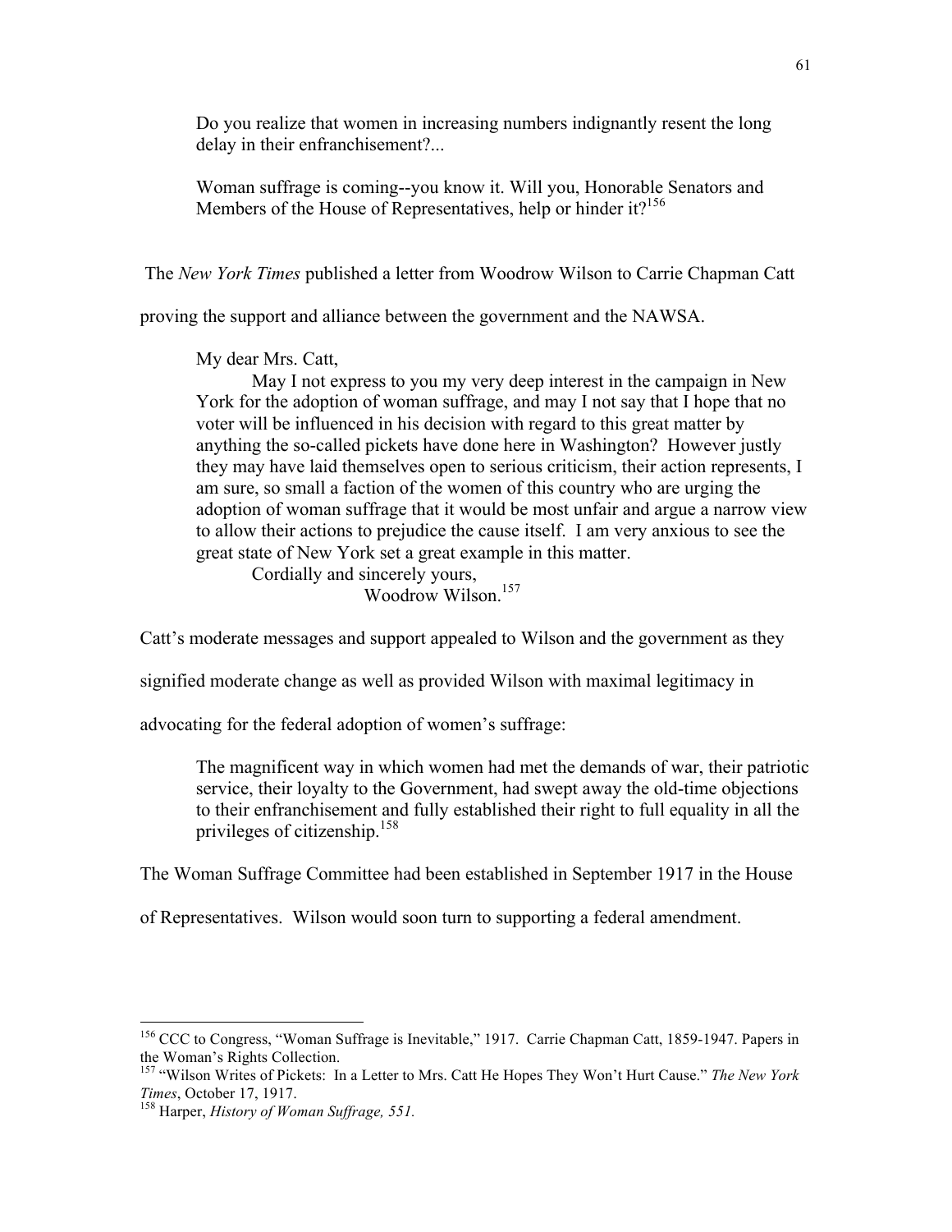> Do you realize that women in increasing numbers indignantly resent the long delay in their enfranchisement?...
>
> Woman suffrage is coming--you know it. Will you, Honorable Senators and Members of the House of Representatives, help or hinder it?[156]

The *New York Times* published a letter from Woodrow Wilson to Carrie Chapman Catt proving the support and alliance between the government and the NAWSA.

> My dear Mrs. Catt,
>
> May I not express to you my very deep interest in the campaign in New York for the adoption of woman suffrage, and may I not say that I hope that no voter will be influenced in his decision with regard to this great matter by anything the so-called pickets have done here in Washington? However justly they may have laid themselves open to serious criticism, their action represents, I am sure, so small a faction of the women of this country who are urging the adoption of woman suffrage that it would be most unfair and argue a narrow view to allow their actions to prejudice the cause itself. I am very anxious to see the great state of New York set a great example in this matter.
>
> Cordially and sincerely yours,
>
> Woodrow Wilson.[157]

Catt's moderate messages and support appealed to Wilson and the government as they signified moderate change as well as provided Wilson with maximal legitimacy in advocating for the federal adoption of women's suffrage:

> The magnificent way in which women had met the demands of war, their patriotic service, their loyalty to the Government, had swept away the old-time objections to their enfranchisement and fully established their right to full equality in all the privileges of citizenship.[158]

The Woman Suffrage Committee had been established in September 1917 in the House of Representatives. Wilson would soon turn to supporting a federal amendment.

---

[156] CCC to Congress, "Woman Suffrage is Inevitable," 1917. Carrie Chapman Catt, 1859-1947. Papers in the Woman's Rights Collection.

[157] "Wilson Writes of Pickets: In a Letter to Mrs. Catt He Hopes They Won't Hurt Cause." *The New York Times*, October 17, 1917.

[158] Harper, *History of Woman Suffrage, 551.*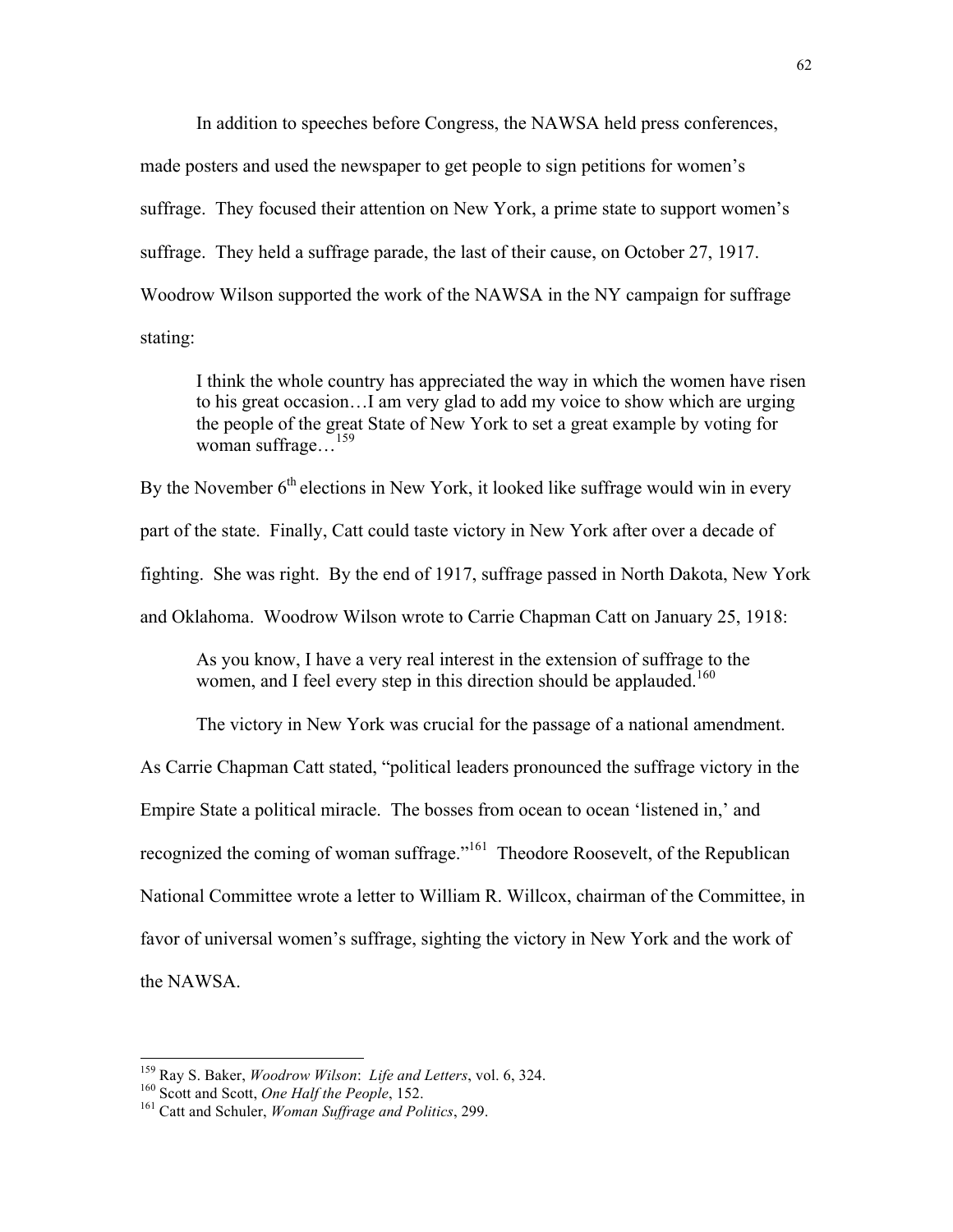In addition to speeches before Congress, the NAWSA held press conferences, made posters and used the newspaper to get people to sign petitions for women's suffrage. They focused their attention on New York, a prime state to support women's suffrage. They held a suffrage parade, the last of their cause, on October 27, 1917. Woodrow Wilson supported the work of the NAWSA in the NY campaign for suffrage stating:

> I think the whole country has appreciated the way in which the women have risen to his great occasion…I am very glad to add my voice to show which are urging the people of the great State of New York to set a great example by voting for woman suffrage…[159]

By the November 6th elections in New York, it looked like suffrage would win in every part of the state. Finally, Catt could taste victory in New York after over a decade of fighting. She was right. By the end of 1917, suffrage passed in North Dakota, New York and Oklahoma. Woodrow Wilson wrote to Carrie Chapman Catt on January 25, 1918:

> As you know, I have a very real interest in the extension of suffrage to the women, and I feel every step in this direction should be applauded.[160]

The victory in New York was crucial for the passage of a national amendment. As Carrie Chapman Catt stated, "political leaders pronounced the suffrage victory in the Empire State a political miracle. The bosses from ocean to ocean 'listened in,' and recognized the coming of woman suffrage."[161] Theodore Roosevelt, of the Republican National Committee wrote a letter to William R. Willcox, chairman of the Committee, in favor of universal women's suffrage, sighting the victory in New York and the work of the NAWSA.

---

[159] Ray S. Baker, *Woodrow Wilson*: *Life and Letters*, vol. 6, 324.
[160] Scott and Scott, *One Half the People*, 152.
[161] Catt and Schuler, *Woman Suffrage and Politics*, 299.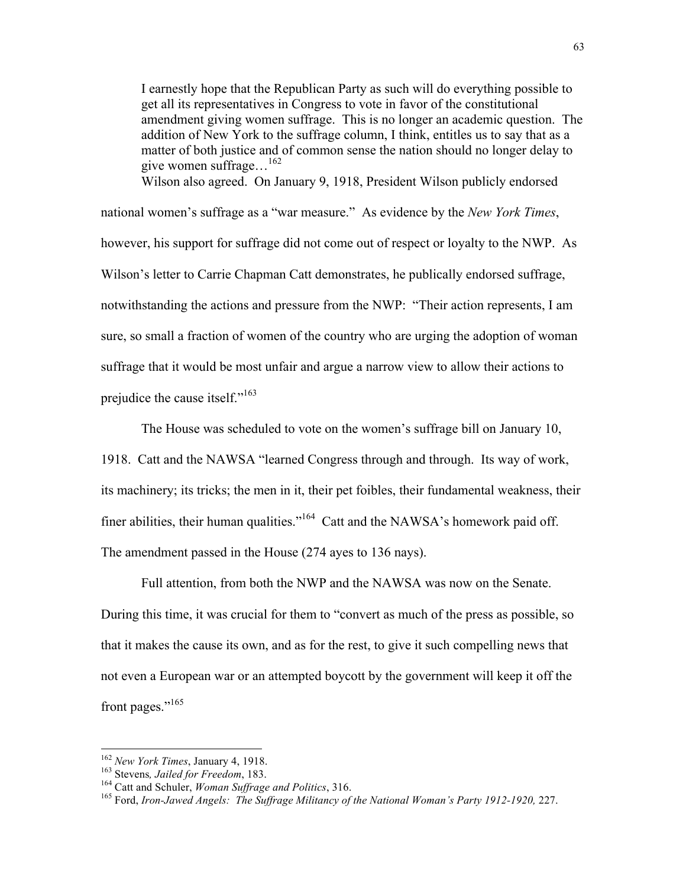> I earnestly hope that the Republican Party as such will do everything possible to get all its representatives in Congress to vote in favor of the constitutional amendment giving women suffrage. This is no longer an academic question. The addition of New York to the suffrage column, I think, entitles us to say that as a matter of both justice and of common sense the nation should no longer delay to give women suffrage…[162]

Wilson also agreed. On January 9, 1918, President Wilson publicly endorsed national women's suffrage as a "war measure." As evidence by the *New York Times*, however, his support for suffrage did not come out of respect or loyalty to the NWP. As Wilson's letter to Carrie Chapman Catt demonstrates, he publically endorsed suffrage, notwithstanding the actions and pressure from the NWP: "Their action represents, I am sure, so small a fraction of women of the country who are urging the adoption of woman suffrage that it would be most unfair and argue a narrow view to allow their actions to prejudice the cause itself."[163]

The House was scheduled to vote on the women's suffrage bill on January 10, 1918. Catt and the NAWSA "learned Congress through and through. Its way of work, its machinery; its tricks; the men in it, their pet foibles, their fundamental weakness, their finer abilities, their human qualities."[164] Catt and the NAWSA's homework paid off. The amendment passed in the House (274 ayes to 136 nays).

Full attention, from both the NWP and the NAWSA was now on the Senate. During this time, it was crucial for them to "convert as much of the press as possible, so that it makes the cause its own, and as for the rest, to give it such compelling news that not even a European war or an attempted boycott by the government will keep it off the front pages."[165]

---

[162] *New York Times*, January 4, 1918.

[163] Stevens*, Jailed for Freedom*, 183.

[164] Catt and Schuler, *Woman Suffrage and Politics*, 316.

[165] Ford, *Iron-Jawed Angels: The Suffrage Militancy of the National Woman's Party 1912-1920,* 227.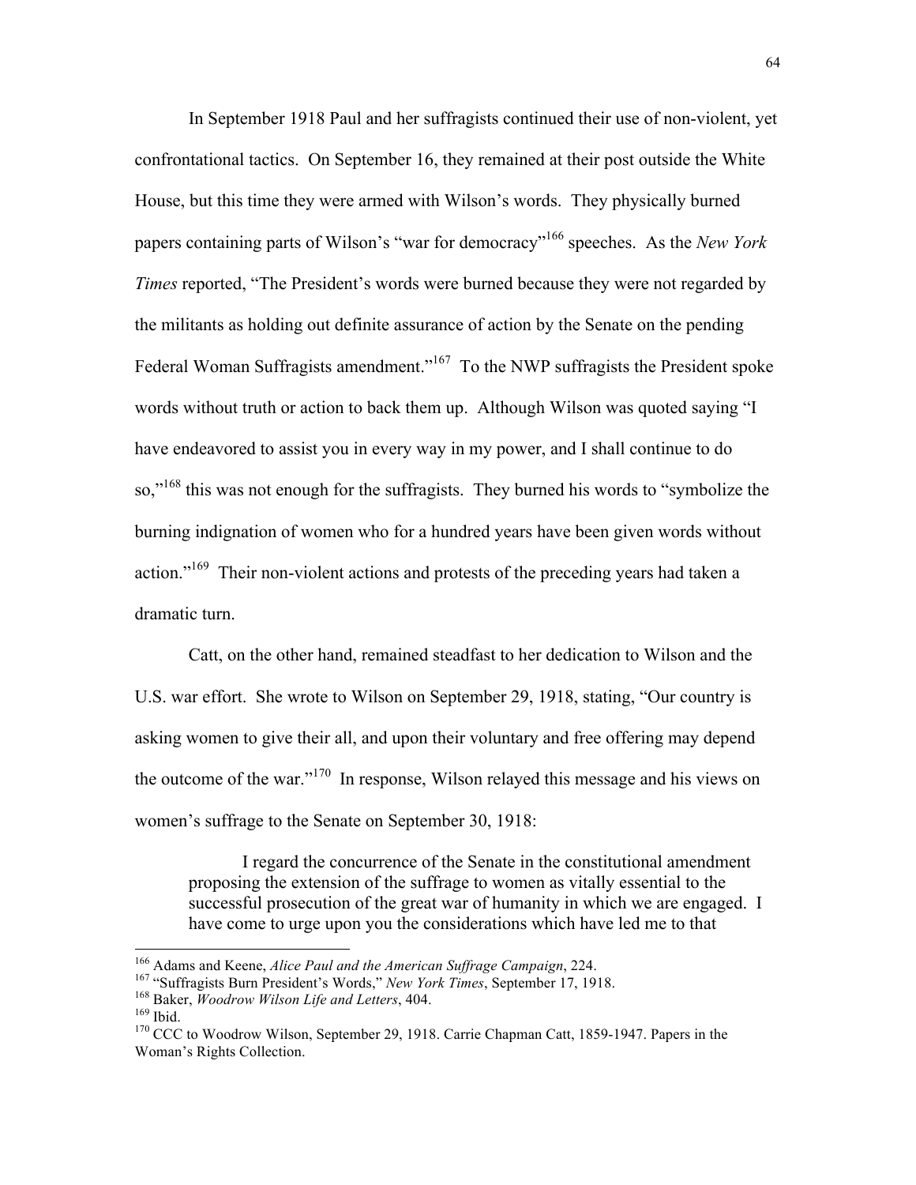In September 1918 Paul and her suffragists continued their use of non-violent, yet confrontational tactics. On September 16, they remained at their post outside the White House, but this time they were armed with Wilson's words. They physically burned papers containing parts of Wilson's "war for democracy"[166] speeches. As the *New York Times* reported, "The President's words were burned because they were not regarded by the militants as holding out definite assurance of action by the Senate on the pending Federal Woman Suffragists amendment."[167] To the NWP suffragists the President spoke words without truth or action to back them up. Although Wilson was quoted saying "I have endeavored to assist you in every way in my power, and I shall continue to do so,"[168] this was not enough for the suffragists. They burned his words to "symbolize the burning indignation of women who for a hundred years have been given words without action."[169] Their non-violent actions and protests of the preceding years had taken a dramatic turn.

Catt, on the other hand, remained steadfast to her dedication to Wilson and the U.S. war effort. She wrote to Wilson on September 29, 1918, stating, "Our country is asking women to give their all, and upon their voluntary and free offering may depend the outcome of the war."[170] In response, Wilson relayed this message and his views on women's suffrage to the Senate on September 30, 1918:

> I regard the concurrence of the Senate in the constitutional amendment proposing the extension of the suffrage to women as vitally essential to the successful prosecution of the great war of humanity in which we are engaged. I have come to urge upon you the considerations which have led me to that

---

[166] Adams and Keene, *Alice Paul and the American Suffrage Campaign*, 224.

[167] "Suffragists Burn President's Words," *New York Times*, September 17, 1918.

[168] Baker, *Woodrow Wilson Life and Letters*, 404.

[169] Ibid.

[170] CCC to Woodrow Wilson, September 29, 1918. Carrie Chapman Catt, 1859-1947. Papers in the Woman's Rights Collection.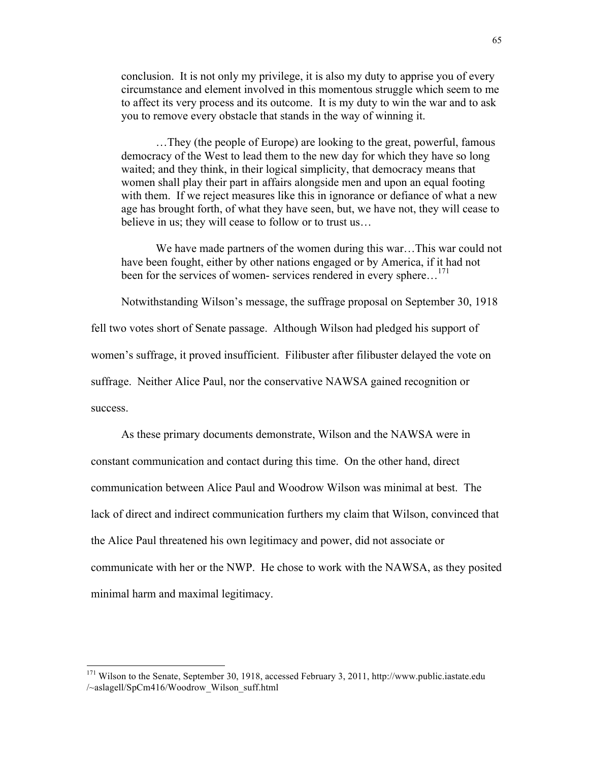> conclusion. It is not only my privilege, it is also my duty to apprise you of every circumstance and element involved in this momentous struggle which seem to me to affect its very process and its outcome. It is my duty to win the war and to ask you to remove every obstacle that stands in the way of winning it.
>
> …They (the people of Europe) are looking to the great, powerful, famous democracy of the West to lead them to the new day for which they have so long waited; and they think, in their logical simplicity, that democracy means that women shall play their part in affairs alongside men and upon an equal footing with them. If we reject measures like this in ignorance or defiance of what a new age has brought forth, of what they have seen, but, we have not, they will cease to believe in us; they will cease to follow or to trust us…
>
> We have made partners of the women during this war…This war could not have been fought, either by other nations engaged or by America, if it had not been for the services of women- services rendered in every sphere…[171]

Notwithstanding Wilson's message, the suffrage proposal on September 30, 1918 fell two votes short of Senate passage. Although Wilson had pledged his support of women's suffrage, it proved insufficient. Filibuster after filibuster delayed the vote on suffrage. Neither Alice Paul, nor the conservative NAWSA gained recognition or success.

As these primary documents demonstrate, Wilson and the NAWSA were in constant communication and contact during this time. On the other hand, direct communication between Alice Paul and Woodrow Wilson was minimal at best. The lack of direct and indirect communication furthers my claim that Wilson, convinced that the Alice Paul threatened his own legitimacy and power, did not associate or communicate with her or the NWP. He chose to work with the NAWSA, as they posited minimal harm and maximal legitimacy.

---

[171] Wilson to the Senate, September 30, 1918, accessed February 3, 2011, http://www.public.iastate.edu/~aslagell/SpCm416/Woodrow_Wilson_suff.html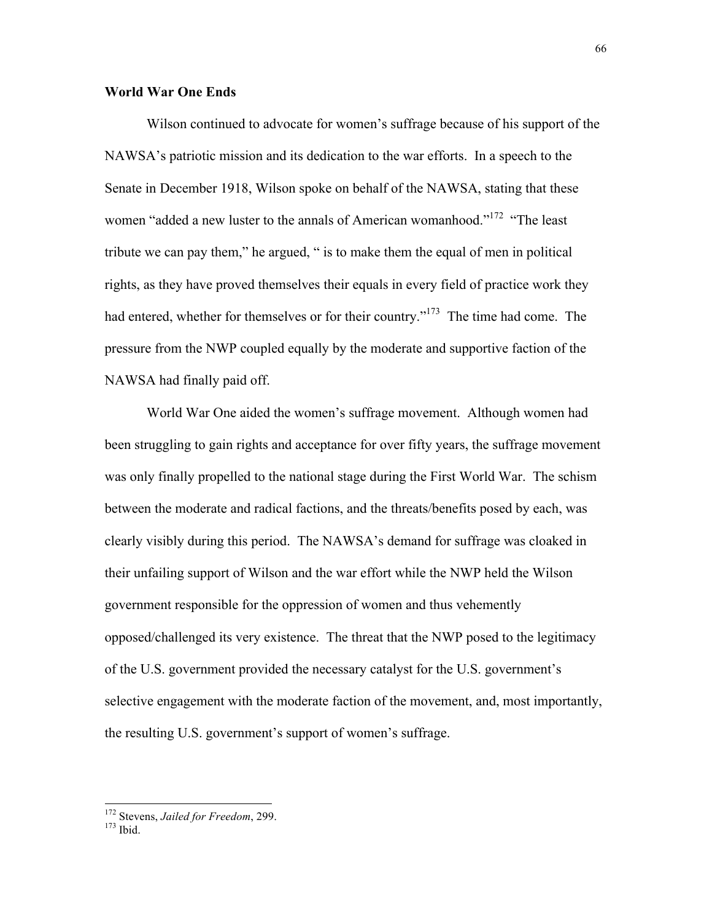### World War One Ends

Wilson continued to advocate for women's suffrage because of his support of the NAWSA's patriotic mission and its dedication to the war efforts. In a speech to the Senate in December 1918, Wilson spoke on behalf of the NAWSA, stating that these women "added a new luster to the annals of American womanhood."[172] "The least tribute we can pay them," he argued, " is to make them the equal of men in political rights, as they have proved themselves their equals in every field of practice work they had entered, whether for themselves or for their country."[173] The time had come. The pressure from the NWP coupled equally by the moderate and supportive faction of the NAWSA had finally paid off.

World War One aided the women's suffrage movement. Although women had been struggling to gain rights and acceptance for over fifty years, the suffrage movement was only finally propelled to the national stage during the First World War. The schism between the moderate and radical factions, and the threats/benefits posed by each, was clearly visibly during this period. The NAWSA's demand for suffrage was cloaked in their unfailing support of Wilson and the war effort while the NWP held the Wilson government responsible for the oppression of women and thus vehemently opposed/challenged its very existence. The threat that the NWP posed to the legitimacy of the U.S. government provided the necessary catalyst for the U.S. government's selective engagement with the moderate faction of the movement, and, most importantly, the resulting U.S. government's support of women's suffrage.

---

[172] Stevens, *Jailed for Freedom*, 299.
[173] Ibid.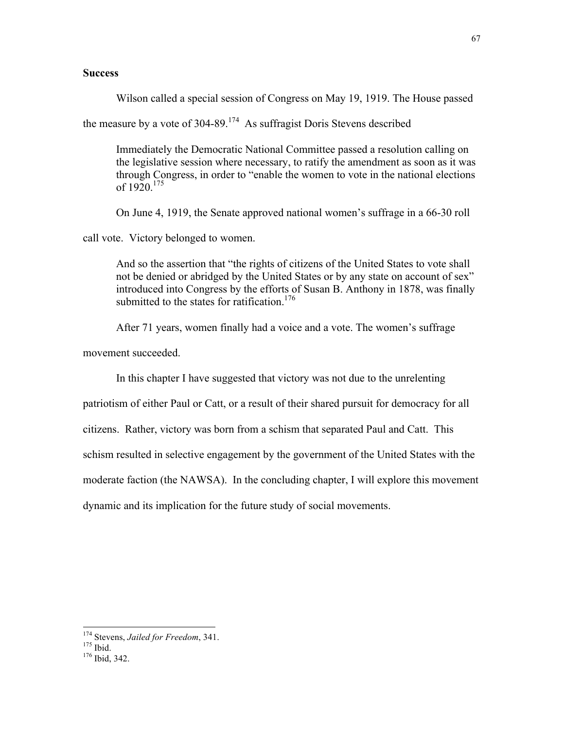**Success**

Wilson called a special session of Congress on May 19, 1919. The House passed the measure by a vote of 304-89.[174] As suffragist Doris Stevens described

> Immediately the Democratic National Committee passed a resolution calling on the legislative session where necessary, to ratify the amendment as soon as it was through Congress, in order to "enable the women to vote in the national elections of 1920.[175]

On June 4, 1919, the Senate approved national women's suffrage in a 66-30 roll call vote. Victory belonged to women.

> And so the assertion that "the rights of citizens of the United States to vote shall not be denied or abridged by the United States or by any state on account of sex" introduced into Congress by the efforts of Susan B. Anthony in 1878, was finally submitted to the states for ratification.[176]

After 71 years, women finally had a voice and a vote. The women's suffrage movement succeeded.

In this chapter I have suggested that victory was not due to the unrelenting patriotism of either Paul or Catt, or a result of their shared pursuit for democracy for all citizens. Rather, victory was born from a schism that separated Paul and Catt. This schism resulted in selective engagement by the government of the United States with the moderate faction (the NAWSA). In the concluding chapter, I will explore this movement dynamic and its implication for the future study of social movements.

---

[174] Stevens, *Jailed for Freedom*, 341.
[175] Ibid.
[176] Ibid, 342.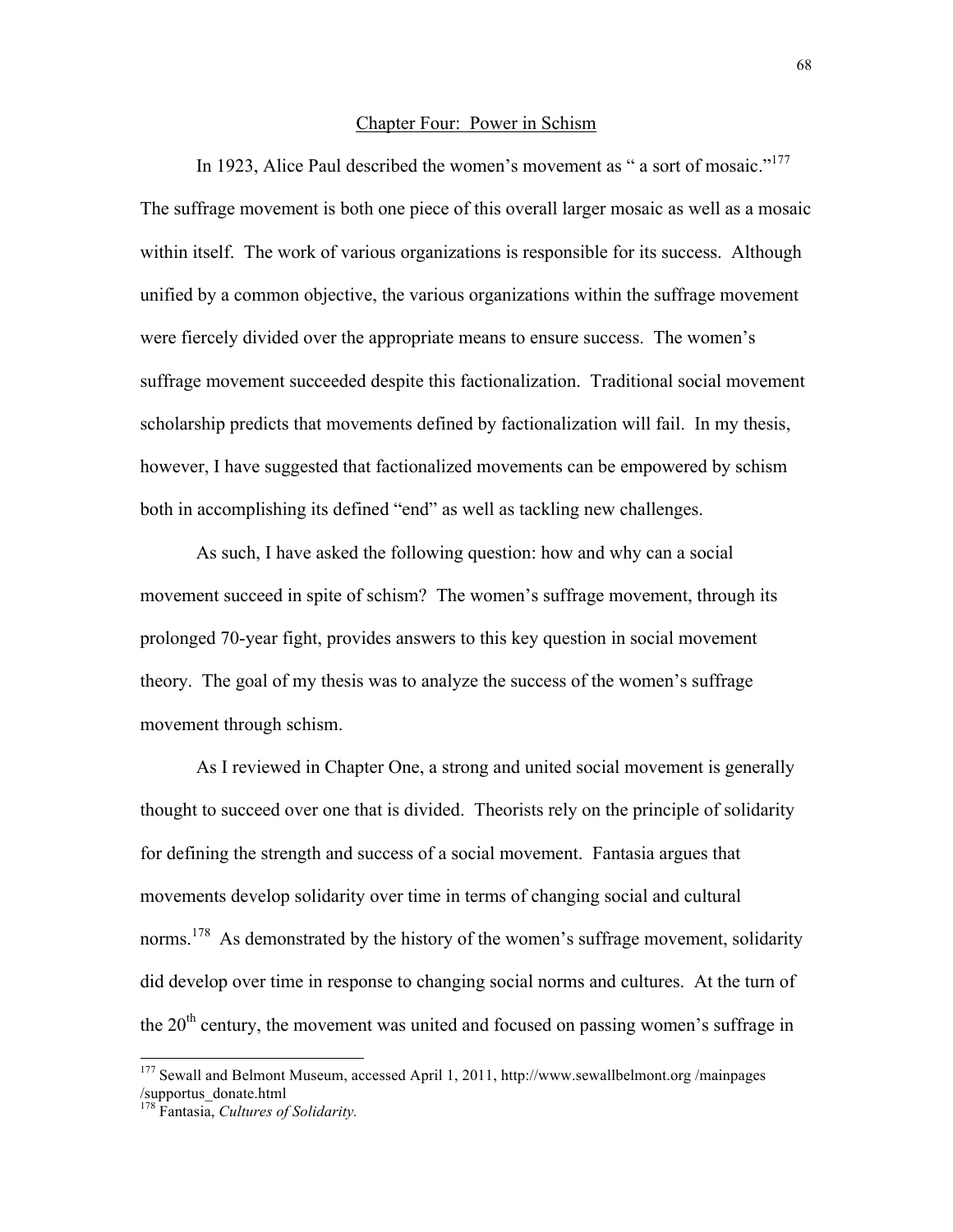# Chapter Four: Power in Schism

In 1923, Alice Paul described the women's movement as " a sort of mosaic."[177] The suffrage movement is both one piece of this overall larger mosaic as well as a mosaic within itself. The work of various organizations is responsible for its success. Although unified by a common objective, the various organizations within the suffrage movement were fiercely divided over the appropriate means to ensure success. The women's suffrage movement succeeded despite this factionalization. Traditional social movement scholarship predicts that movements defined by factionalization will fail. In my thesis, however, I have suggested that factionalized movements can be empowered by schism both in accomplishing its defined "end" as well as tackling new challenges.

As such, I have asked the following question: how and why can a social movement succeed in spite of schism? The women's suffrage movement, through its prolonged 70-year fight, provides answers to this key question in social movement theory. The goal of my thesis was to analyze the success of the women's suffrage movement through schism.

As I reviewed in Chapter One, a strong and united social movement is generally thought to succeed over one that is divided. Theorists rely on the principle of solidarity for defining the strength and success of a social movement. Fantasia argues that movements develop solidarity over time in terms of changing social and cultural norms.[178] As demonstrated by the history of the women's suffrage movement, solidarity did develop over time in response to changing social norms and cultures. At the turn of the 20th century, the movement was united and focused on passing women's suffrage in

---

[177] Sewall and Belmont Museum, accessed April 1, 2011, http://www.sewallbelmont.org /mainpages /supportus_donate.html

[178] Fantasia, *Cultures of Solidarity.*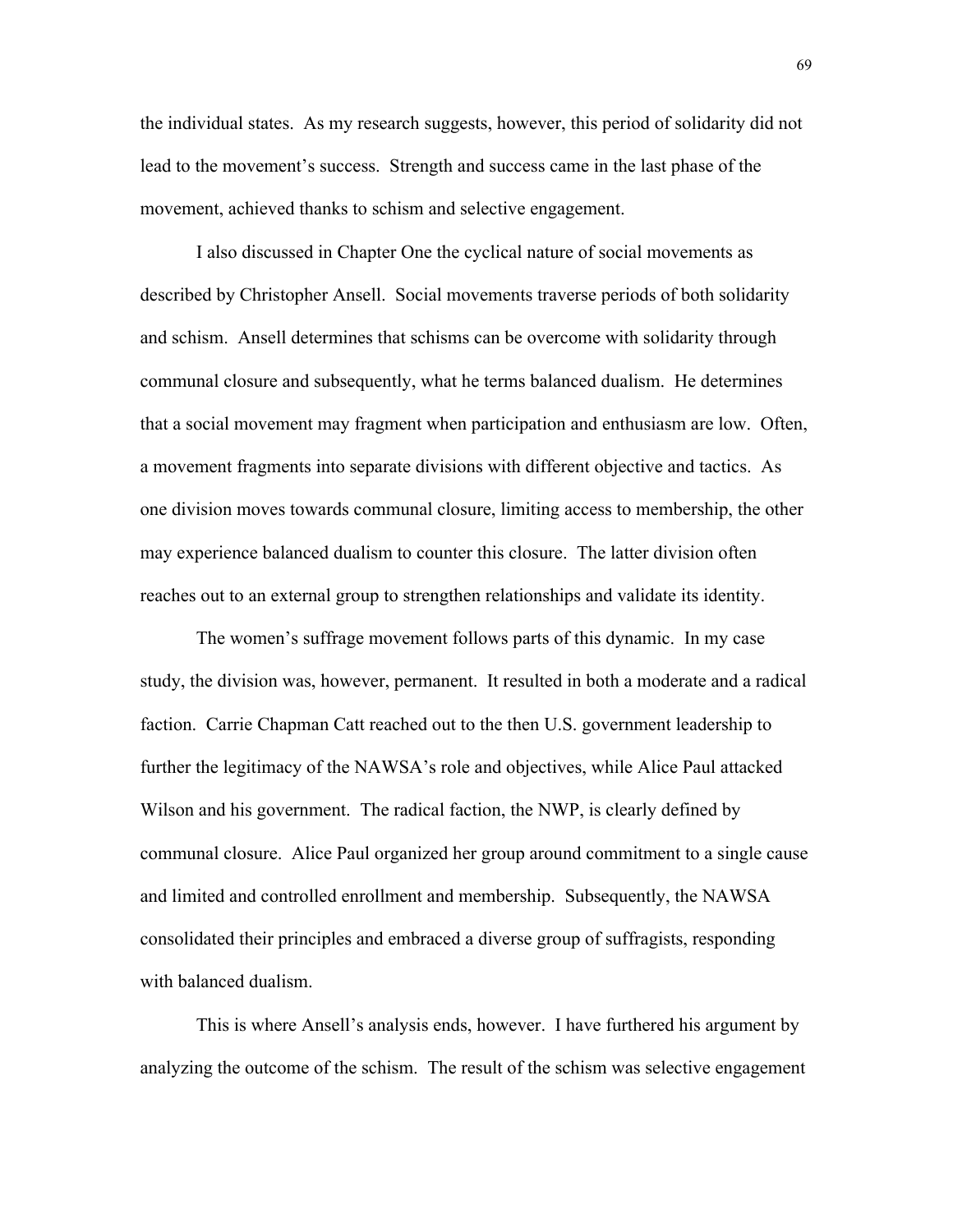the individual states. As my research suggests, however, this period of solidarity did not lead to the movement's success. Strength and success came in the last phase of the movement, achieved thanks to schism and selective engagement.

I also discussed in Chapter One the cyclical nature of social movements as described by Christopher Ansell. Social movements traverse periods of both solidarity and schism. Ansell determines that schisms can be overcome with solidarity through communal closure and subsequently, what he terms balanced dualism. He determines that a social movement may fragment when participation and enthusiasm are low. Often, a movement fragments into separate divisions with different objective and tactics. As one division moves towards communal closure, limiting access to membership, the other may experience balanced dualism to counter this closure. The latter division often reaches out to an external group to strengthen relationships and validate its identity.

The women's suffrage movement follows parts of this dynamic. In my case study, the division was, however, permanent. It resulted in both a moderate and a radical faction. Carrie Chapman Catt reached out to the then U.S. government leadership to further the legitimacy of the NAWSA's role and objectives, while Alice Paul attacked Wilson and his government. The radical faction, the NWP, is clearly defined by communal closure. Alice Paul organized her group around commitment to a single cause and limited and controlled enrollment and membership. Subsequently, the NAWSA consolidated their principles and embraced a diverse group of suffragists, responding with balanced dualism.

This is where Ansell's analysis ends, however. I have furthered his argument by analyzing the outcome of the schism. The result of the schism was selective engagement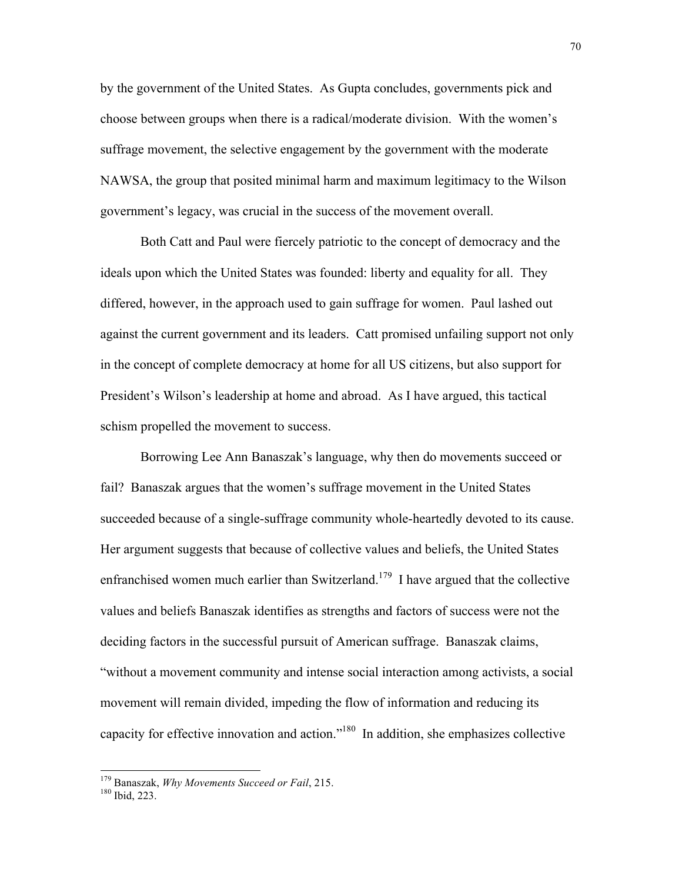by the government of the United States. As Gupta concludes, governments pick and choose between groups when there is a radical/moderate division. With the women's suffrage movement, the selective engagement by the government with the moderate NAWSA, the group that posited minimal harm and maximum legitimacy to the Wilson government's legacy, was crucial in the success of the movement overall.

Both Catt and Paul were fiercely patriotic to the concept of democracy and the ideals upon which the United States was founded: liberty and equality for all. They differed, however, in the approach used to gain suffrage for women. Paul lashed out against the current government and its leaders. Catt promised unfailing support not only in the concept of complete democracy at home for all US citizens, but also support for President's Wilson's leadership at home and abroad. As I have argued, this tactical schism propelled the movement to success.

Borrowing Lee Ann Banaszak's language, why then do movements succeed or fail? Banaszak argues that the women's suffrage movement in the United States succeeded because of a single-suffrage community whole-heartedly devoted to its cause. Her argument suggests that because of collective values and beliefs, the United States enfranchised women much earlier than Switzerland.[179] I have argued that the collective values and beliefs Banaszak identifies as strengths and factors of success were not the deciding factors in the successful pursuit of American suffrage. Banaszak claims, "without a movement community and intense social interaction among activists, a social movement will remain divided, impeding the flow of information and reducing its capacity for effective innovation and action."[180] In addition, she emphasizes collective

---

[179] Banaszak, *Why Movements Succeed or Fail*, 215.
[180] Ibid, 223.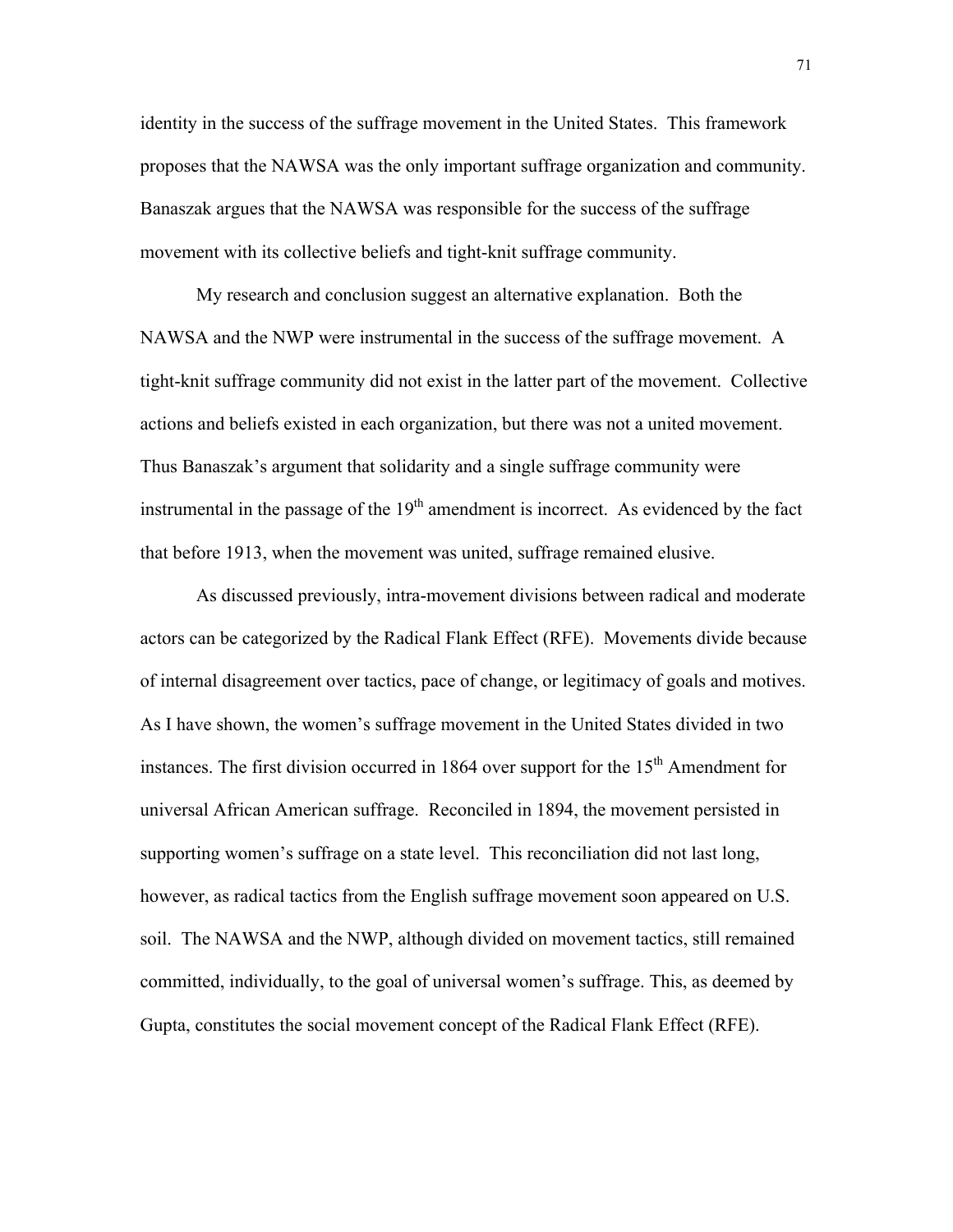identity in the success of the suffrage movement in the United States. This framework proposes that the NAWSA was the only important suffrage organization and community. Banaszak argues that the NAWSA was responsible for the success of the suffrage movement with its collective beliefs and tight-knit suffrage community.

My research and conclusion suggest an alternative explanation. Both the NAWSA and the NWP were instrumental in the success of the suffrage movement. A tight-knit suffrage community did not exist in the latter part of the movement. Collective actions and beliefs existed in each organization, but there was not a united movement. Thus Banaszak's argument that solidarity and a single suffrage community were instrumental in the passage of the 19th amendment is incorrect. As evidenced by the fact that before 1913, when the movement was united, suffrage remained elusive.

As discussed previously, intra-movement divisions between radical and moderate actors can be categorized by the Radical Flank Effect (RFE). Movements divide because of internal disagreement over tactics, pace of change, or legitimacy of goals and motives. As I have shown, the women's suffrage movement in the United States divided in two instances. The first division occurred in 1864 over support for the 15th Amendment for universal African American suffrage. Reconciled in 1894, the movement persisted in supporting women's suffrage on a state level. This reconciliation did not last long, however, as radical tactics from the English suffrage movement soon appeared on U.S. soil. The NAWSA and the NWP, although divided on movement tactics, still remained committed, individually, to the goal of universal women's suffrage. This, as deemed by Gupta, constitutes the social movement concept of the Radical Flank Effect (RFE).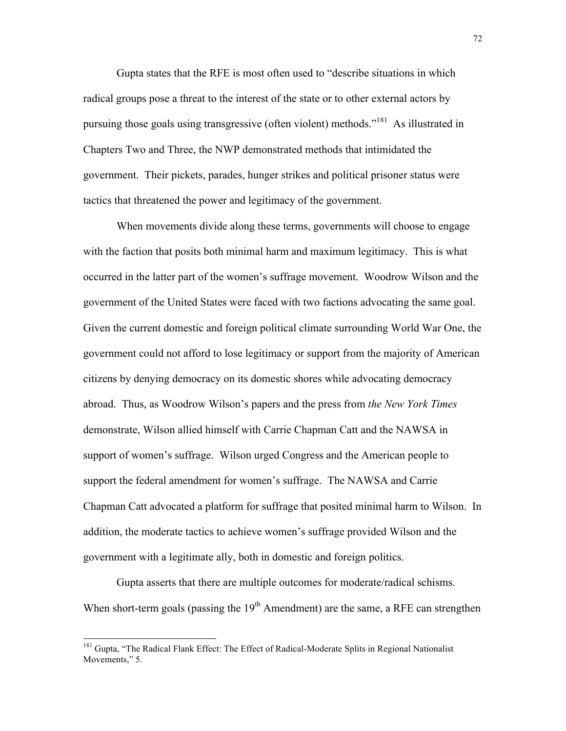Gupta states that the RFE is most often used to "describe situations in which radical groups pose a threat to the interest of the state or to other external actors by pursuing those goals using transgressive (often violent) methods."[181] As illustrated in Chapters Two and Three, the NWP demonstrated methods that intimidated the government. Their pickets, parades, hunger strikes and political prisoner status were tactics that threatened the power and legitimacy of the government.

When movements divide along these terms, governments will choose to engage with the faction that posits both minimal harm and maximum legitimacy. This is what occurred in the latter part of the women's suffrage movement. Woodrow Wilson and the government of the United States were faced with two factions advocating the same goal. Given the current domestic and foreign political climate surrounding World War One, the government could not afford to lose legitimacy or support from the majority of American citizens by denying democracy on its domestic shores while advocating democracy abroad. Thus, as Woodrow Wilson's papers and the press from *the New York Times* demonstrate, Wilson allied himself with Carrie Chapman Catt and the NAWSA in support of women's suffrage. Wilson urged Congress and the American people to support the federal amendment for women's suffrage. The NAWSA and Carrie Chapman Catt advocated a platform for suffrage that posited minimal harm to Wilson. In addition, the moderate tactics to achieve women's suffrage provided Wilson and the government with a legitimate ally, both in domestic and foreign politics.

Gupta asserts that there are multiple outcomes for moderate/radical schisms. When short-term goals (passing the 19th Amendment) are the same, a RFE can strengthen

---

[181] Gupta, "The Radical Flank Effect: The Effect of Radical-Moderate Splits in Regional Nationalist Movements," 5.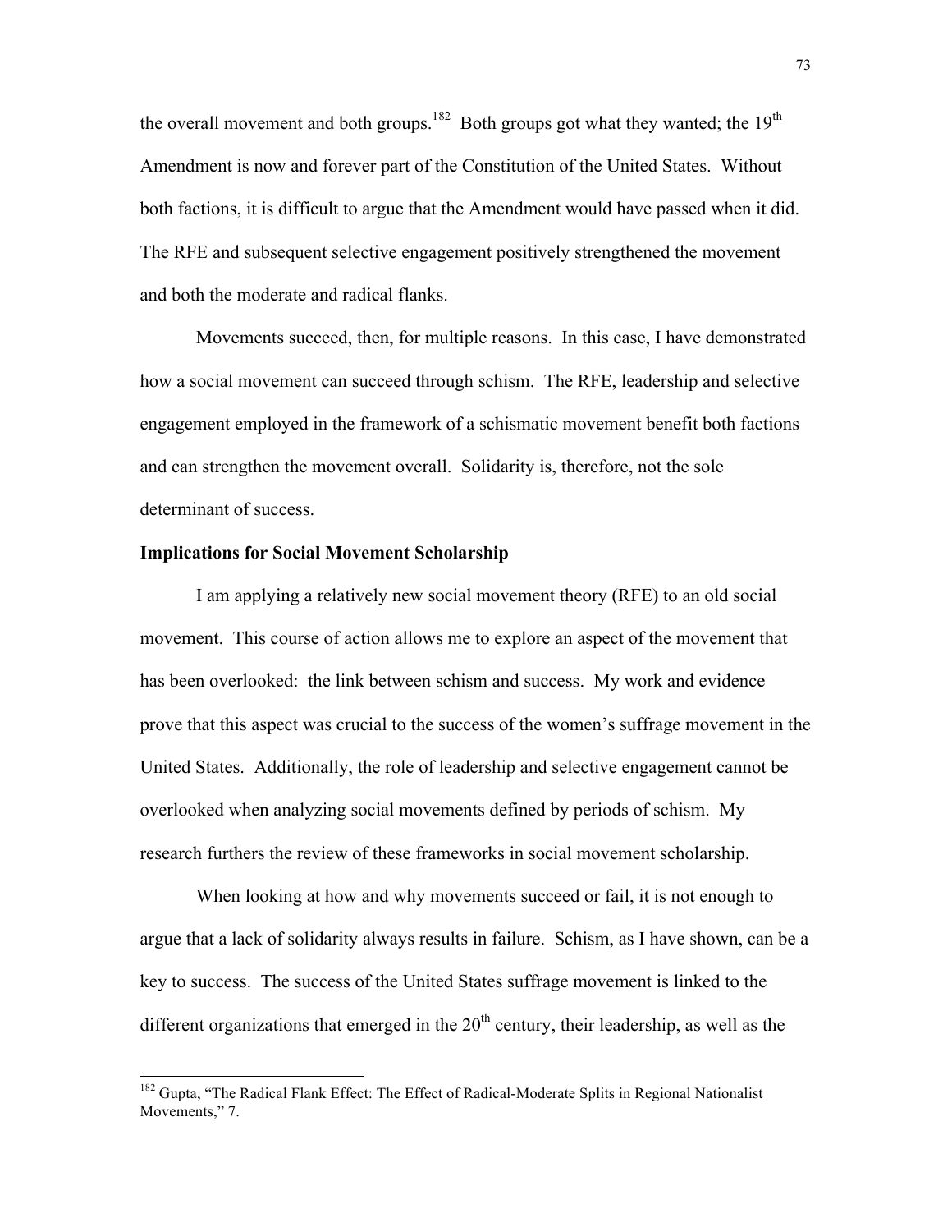the overall movement and both groups.[182] Both groups got what they wanted; the 19th Amendment is now and forever part of the Constitution of the United States. Without both factions, it is difficult to argue that the Amendment would have passed when it did. The RFE and subsequent selective engagement positively strengthened the movement and both the moderate and radical flanks.

Movements succeed, then, for multiple reasons. In this case, I have demonstrated how a social movement can succeed through schism. The RFE, leadership and selective engagement employed in the framework of a schismatic movement benefit both factions and can strengthen the movement overall. Solidarity is, therefore, not the sole determinant of success.

**Implications for Social Movement Scholarship**

I am applying a relatively new social movement theory (RFE) to an old social movement. This course of action allows me to explore an aspect of the movement that has been overlooked: the link between schism and success. My work and evidence prove that this aspect was crucial to the success of the women's suffrage movement in the United States. Additionally, the role of leadership and selective engagement cannot be overlooked when analyzing social movements defined by periods of schism. My research furthers the review of these frameworks in social movement scholarship.

When looking at how and why movements succeed or fail, it is not enough to argue that a lack of solidarity always results in failure. Schism, as I have shown, can be a key to success. The success of the United States suffrage movement is linked to the different organizations that emerged in the 20th century, their leadership, as well as the

[182] Gupta, "The Radical Flank Effect: The Effect of Radical-Moderate Splits in Regional Nationalist Movements," 7.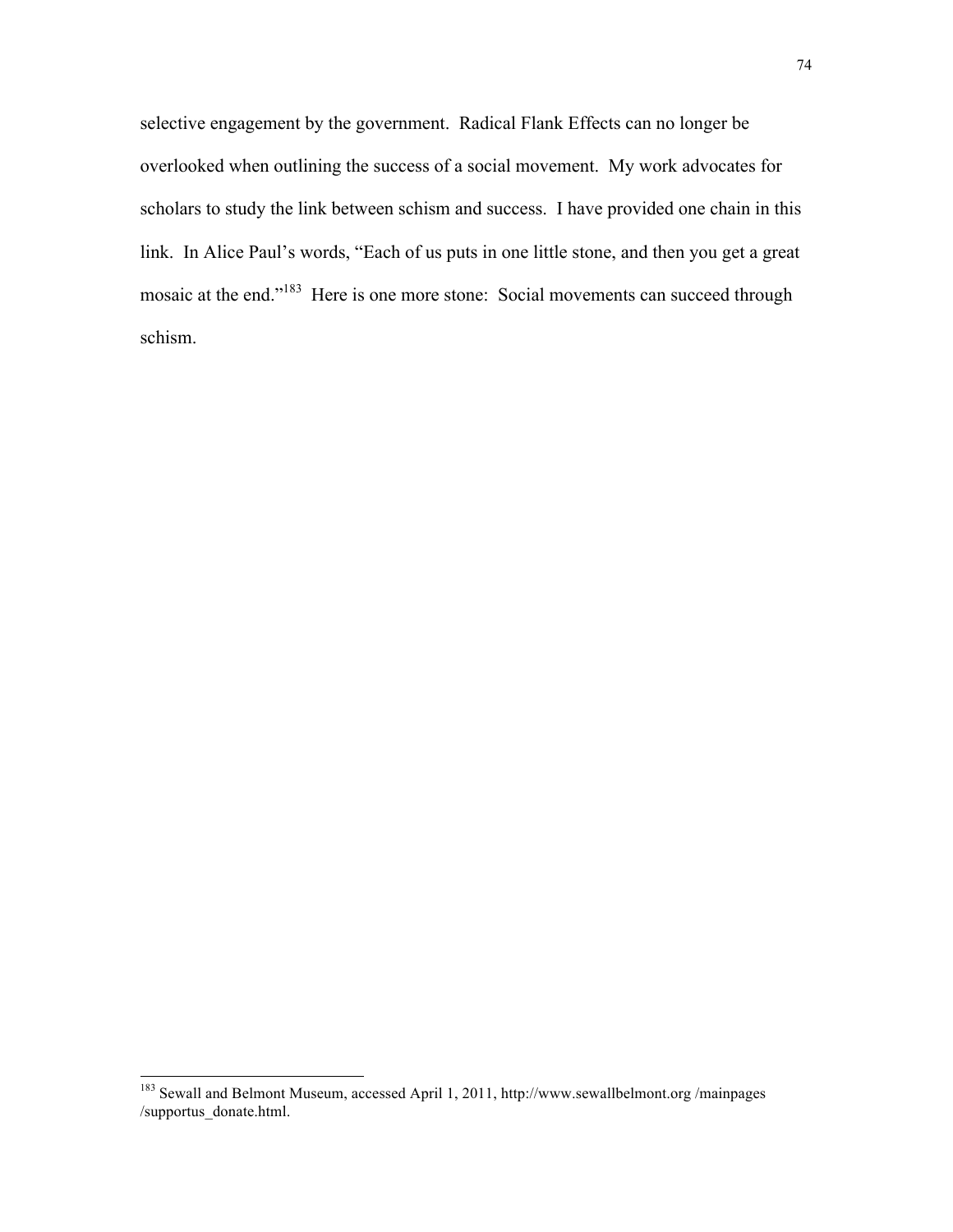selective engagement by the government. Radical Flank Effects can no longer be overlooked when outlining the success of a social movement. My work advocates for scholars to study the link between schism and success. I have provided one chain in this link. In Alice Paul's words, "Each of us puts in one little stone, and then you get a great mosaic at the end."[183] Here is one more stone: Social movements can succeed through schism.

---

[183] Sewall and Belmont Museum, accessed April 1, 2011, http://www.sewallbelmont.org /mainpages /supportus_donate.html.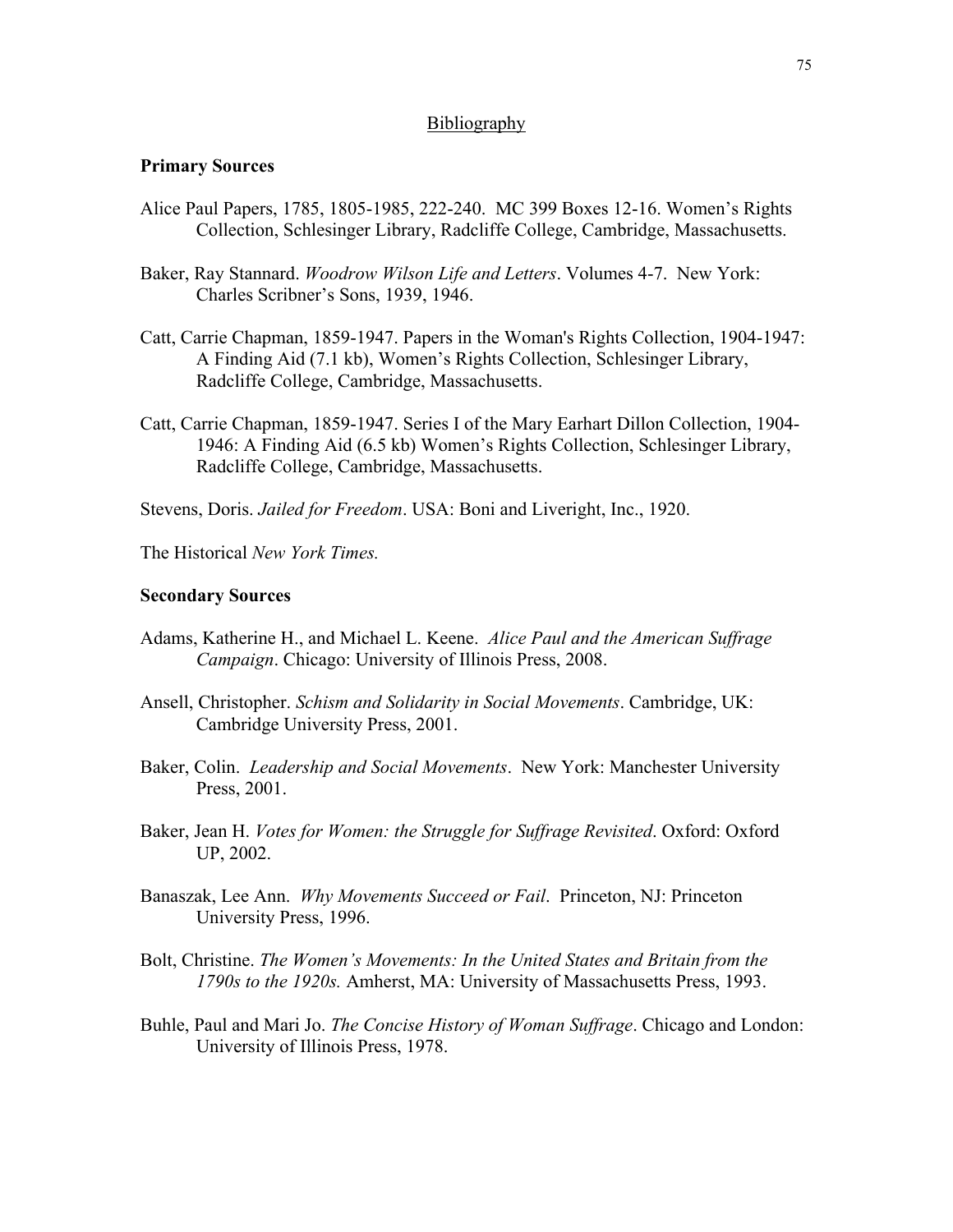# Bibliography

## Primary Sources

Alice Paul Papers, 1785, 1805-1985, 222-240. MC 399 Boxes 12-16. Women's Rights Collection, Schlesinger Library, Radcliffe College, Cambridge, Massachusetts.

Baker, Ray Stannard. *Woodrow Wilson Life and Letters*. Volumes 4-7. New York: Charles Scribner's Sons, 1939, 1946.

Catt, Carrie Chapman, 1859-1947. Papers in the Woman's Rights Collection, 1904-1947: A Finding Aid (7.1 kb), Women's Rights Collection, Schlesinger Library, Radcliffe College, Cambridge, Massachusetts.

Catt, Carrie Chapman, 1859-1947. Series I of the Mary Earhart Dillon Collection, 1904-1946: A Finding Aid (6.5 kb) Women's Rights Collection, Schlesinger Library, Radcliffe College, Cambridge, Massachusetts.

Stevens, Doris. *Jailed for Freedom*. USA: Boni and Liveright, Inc., 1920.

The Historical *New York Times.*

## Secondary Sources

Adams, Katherine H., and Michael L. Keene. *Alice Paul and the American Suffrage Campaign*. Chicago: University of Illinois Press, 2008.

Ansell, Christopher. *Schism and Solidarity in Social Movements*. Cambridge, UK: Cambridge University Press, 2001.

Baker, Colin. *Leadership and Social Movements*. New York: Manchester University Press, 2001.

Baker, Jean H. *Votes for Women: the Struggle for Suffrage Revisited*. Oxford: Oxford UP, 2002.

Banaszak, Lee Ann. *Why Movements Succeed or Fail*. Princeton, NJ: Princeton University Press, 1996.

Bolt, Christine. *The Women's Movements: In the United States and Britain from the 1790s to the 1920s.* Amherst, MA: University of Massachusetts Press, 1993.

Buhle, Paul and Mari Jo. *The Concise History of Woman Suffrage*. Chicago and London: University of Illinois Press, 1978.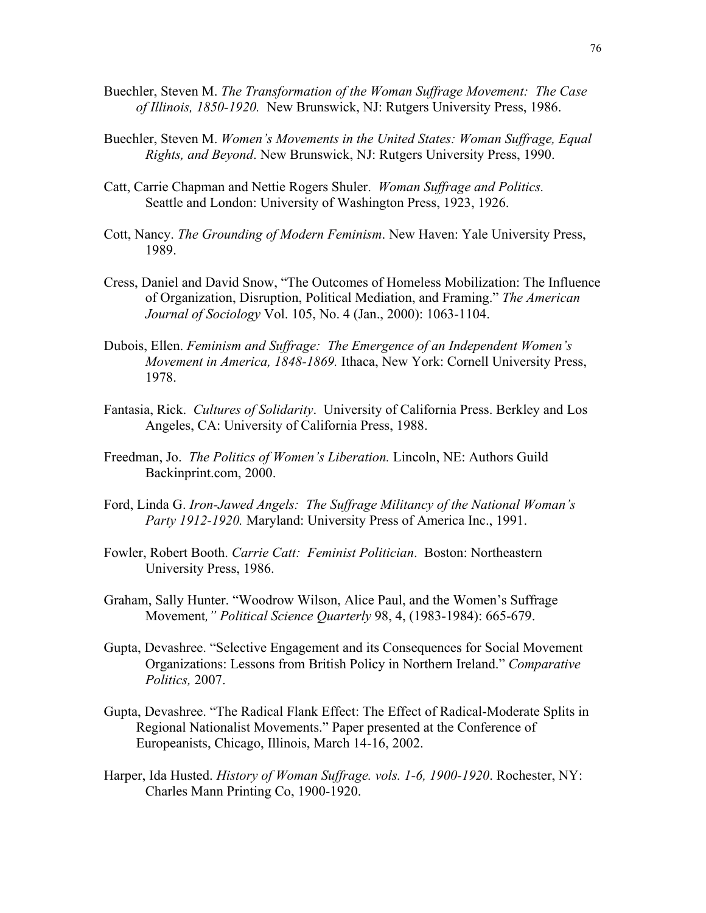Buechler, Steven M. *The Transformation of the Woman Suffrage Movement: The Case of Illinois, 1850-1920.* New Brunswick, NJ: Rutgers University Press, 1986.

Buechler, Steven M. *Women's Movements in the United States: Woman Suffrage, Equal Rights, and Beyond*. New Brunswick, NJ: Rutgers University Press, 1990.

Catt, Carrie Chapman and Nettie Rogers Shuler. *Woman Suffrage and Politics.* Seattle and London: University of Washington Press, 1923, 1926.

Cott, Nancy. *The Grounding of Modern Feminism*. New Haven: Yale University Press, 1989.

Cress, Daniel and David Snow, "The Outcomes of Homeless Mobilization: The Influence of Organization, Disruption, Political Mediation, and Framing." *The American Journal of Sociology* Vol. 105, No. 4 (Jan., 2000): 1063-1104.

Dubois, Ellen. *Feminism and Suffrage: The Emergence of an Independent Women's Movement in America, 1848-1869.* Ithaca, New York: Cornell University Press, 1978.

Fantasia, Rick. *Cultures of Solidarity*. University of California Press. Berkley and Los Angeles, CA: University of California Press, 1988.

Freedman, Jo. *The Politics of Women's Liberation.* Lincoln, NE: Authors Guild Backinprint.com, 2000.

Ford, Linda G. *Iron-Jawed Angels: The Suffrage Militancy of the National Woman's Party 1912-1920.* Maryland: University Press of America Inc., 1991.

Fowler, Robert Booth. *Carrie Catt: Feminist Politician*. Boston: Northeastern University Press, 1986.

Graham, Sally Hunter. "Woodrow Wilson, Alice Paul, and the Women's Suffrage Movement*," Political Science Quarterly* 98, 4, (1983-1984): 665-679.

Gupta, Devashree. "Selective Engagement and its Consequences for Social Movement Organizations: Lessons from British Policy in Northern Ireland." *Comparative Politics,* 2007.

Gupta, Devashree. "The Radical Flank Effect: The Effect of Radical-Moderate Splits in Regional Nationalist Movements." Paper presented at the Conference of Europeanists, Chicago, Illinois, March 14-16, 2002.

Harper, Ida Husted. *History of Woman Suffrage. vols. 1-6, 1900-1920*. Rochester, NY: Charles Mann Printing Co, 1900-1920.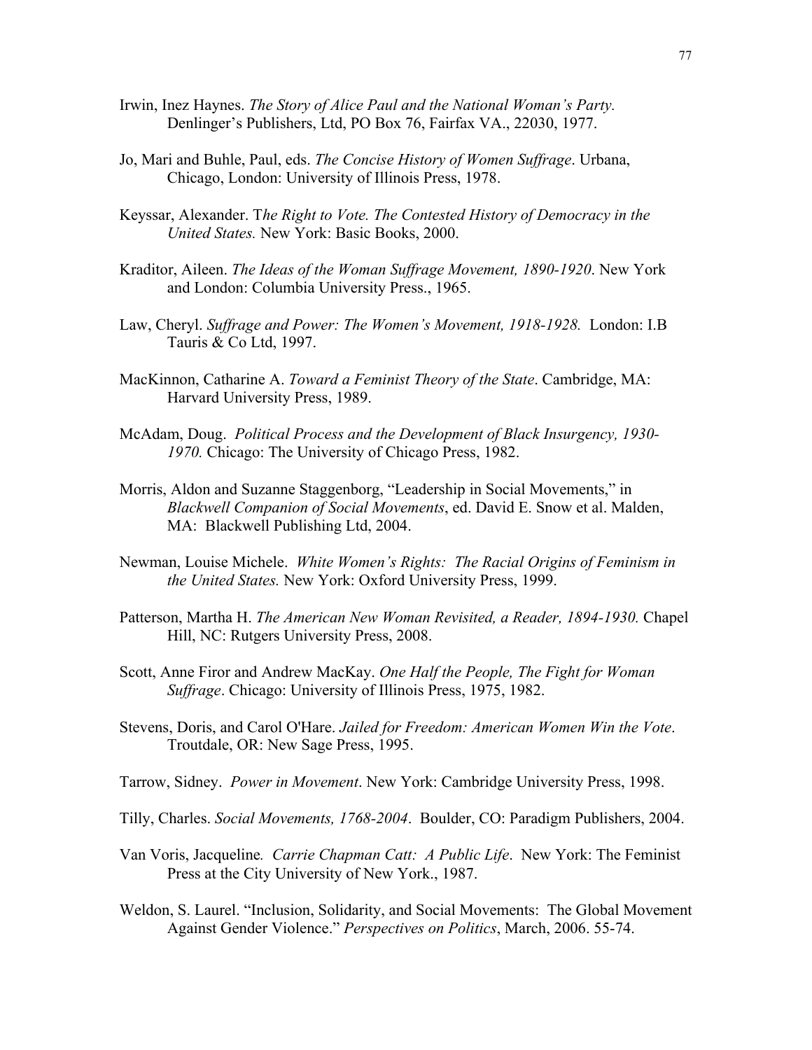Irwin, Inez Haynes. *The Story of Alice Paul and the National Woman's Party.* Denlinger's Publishers, Ltd, PO Box 76, Fairfax VA., 22030, 1977.

Jo, Mari and Buhle, Paul, eds. *The Concise History of Women Suffrage*. Urbana, Chicago, London: University of Illinois Press, 1978.

Keyssar, Alexander. T*he Right to Vote. The Contested History of Democracy in the United States.* New York: Basic Books, 2000.

Kraditor, Aileen. *The Ideas of the Woman Suffrage Movement, 1890-1920*. New York and London: Columbia University Press., 1965.

Law, Cheryl. *Suffrage and Power: The Women's Movement, 1918-1928.* London: I.B Tauris & Co Ltd, 1997.

MacKinnon, Catharine A. *Toward a Feminist Theory of the State*. Cambridge, MA: Harvard University Press, 1989.

McAdam, Doug. *Political Process and the Development of Black Insurgency, 1930-1970.* Chicago: The University of Chicago Press, 1982.

Morris, Aldon and Suzanne Staggenborg, "Leadership in Social Movements," in *Blackwell Companion of Social Movements*, ed. David E. Snow et al. Malden, MA: Blackwell Publishing Ltd, 2004.

Newman, Louise Michele. *White Women's Rights: The Racial Origins of Feminism in the United States.* New York: Oxford University Press, 1999.

Patterson, Martha H. *The American New Woman Revisited, a Reader, 1894-1930.* Chapel Hill, NC: Rutgers University Press, 2008.

Scott, Anne Firor and Andrew MacKay. *One Half the People, The Fight for Woman Suffrage*. Chicago: University of Illinois Press, 1975, 1982.

Stevens, Doris, and Carol O'Hare. *Jailed for Freedom: American Women Win the Vote*. Troutdale, OR: New Sage Press, 1995.

Tarrow, Sidney. *Power in Movement*. New York: Cambridge University Press, 1998.

Tilly, Charles. *Social Movements, 1768-2004*. Boulder, CO: Paradigm Publishers, 2004.

Van Voris, Jacqueline*. Carrie Chapman Catt: A Public Life*. New York: The Feminist Press at the City University of New York., 1987.

Weldon, S. Laurel. "Inclusion, Solidarity, and Social Movements: The Global Movement Against Gender Violence." *Perspectives on Politics*, March, 2006. 55-74.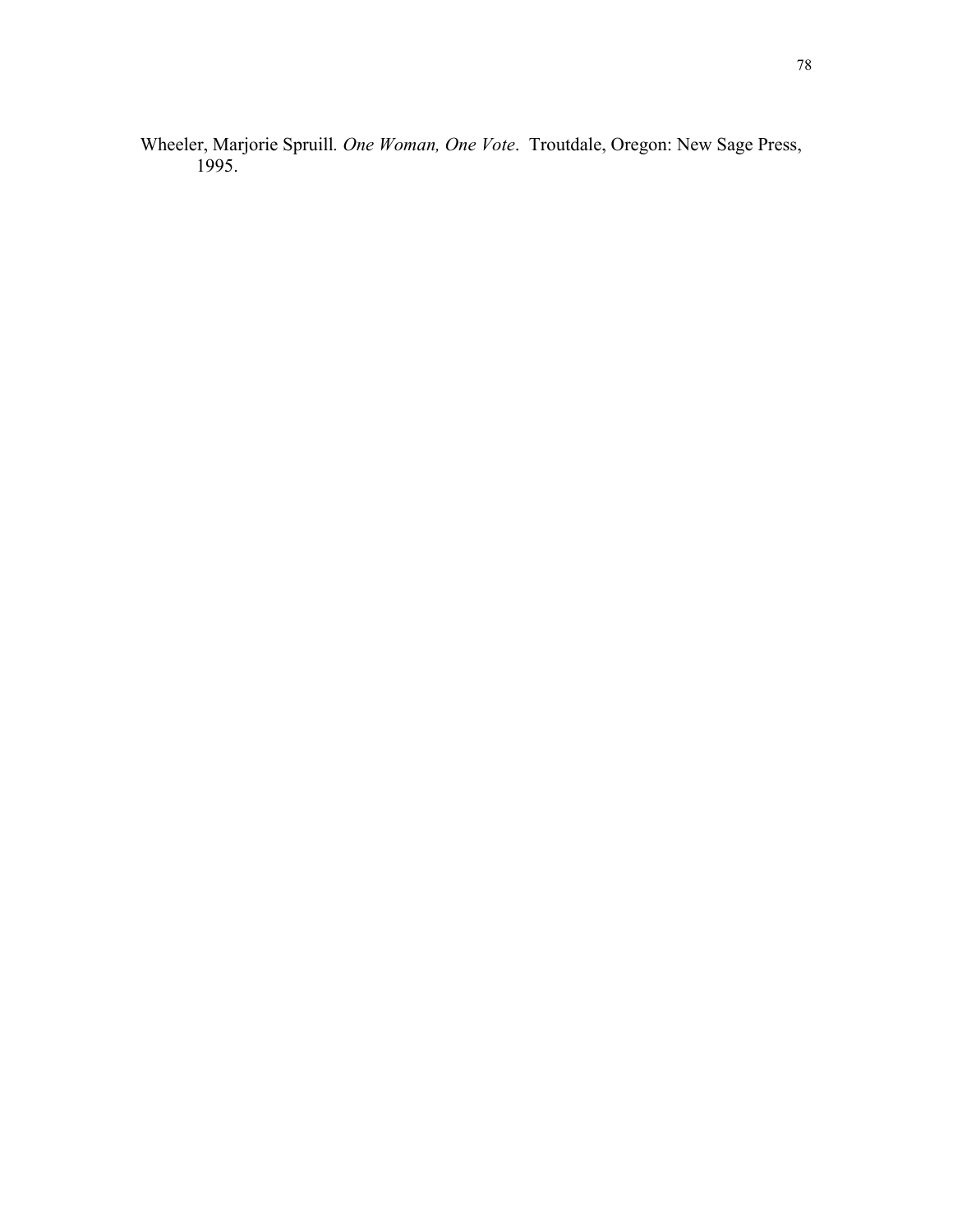Wheeler, Marjorie Spruill. *One Woman, One Vote*. Troutdale, Oregon: New Sage Press, 1995.